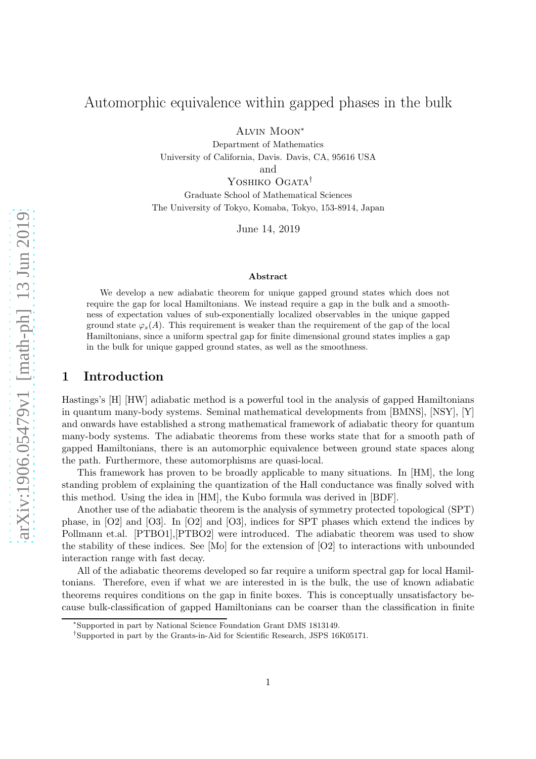# Automorphic equivalence within gapped phases in the bulk

Alvin Moon[*]
Department of Mathematics
University of California, Davis. Davis, CA, 95616 USA
and
Yoshiko Ogata[†]
Graduate School of Mathematical Sciences
The University of Tokyo, Komaba, Tokyo, 153-8914, Japan

June 14, 2019

## Abstract

We develop a new adiabatic theorem for unique gapped ground states which does not require the gap for local Hamiltonians. We instead require a gap in the bulk and a smoothness of expectation values of sub-exponentially localized observables in the unique gapped ground state $\varphi_s(A)$. This requirement is weaker than the requirement of the gap of the local Hamiltonians, since a uniform spectral gap for finite dimensional ground states implies a gap in the bulk for unique gapped ground states, as well as the smoothness.

## 1 Introduction

Hastings's [H] [HW] adiabatic method is a powerful tool in the analysis of gapped Hamiltonians in quantum many-body systems. Seminal mathematical developments from [BMNS], [NSY], [Y] and onwards have established a strong mathematical framework of adiabatic theory for quantum many-body systems. The adiabatic theorems from these works state that for a smooth path of gapped Hamiltonians, there is an automorphic equivalence between ground state spaces along the path. Furthermore, these automorphisms are quasi-local.

This framework has proven to be broadly applicable to many situations. In [HM], the long standing problem of explaining the quantization of the Hall conductance was finally solved with this method. Using the idea in [HM], the Kubo formula was derived in [BDF].

Another use of the adiabatic theorem is the analysis of symmetry protected topological (SPT) phase, in [O2] and [O3]. In [O2] and [O3], indices for SPT phases which extend the indices by Pollmann et.al. [PTBO1],[PTBO2] were introduced. The adiabatic theorem was used to show the stability of these indices. See [Mo] for the extension of [O2] to interactions with unbounded interaction range with fast decay.

All of the adiabatic theorems developed so far require a uniform spectral gap for local Hamiltonians. Therefore, even if what we are interested in is the bulk, the use of known adiabatic theorems requires conditions on the gap in finite boxes. This is conceptually unsatisfactory because bulk-classification of gapped Hamiltonians can be coarser than the classification in finite

[*]Supported in part by National Science Foundation Grant DMS 1813149.

[†]Supported in part by the Grants-in-Aid for Scientific Research, JSPS 16K05171.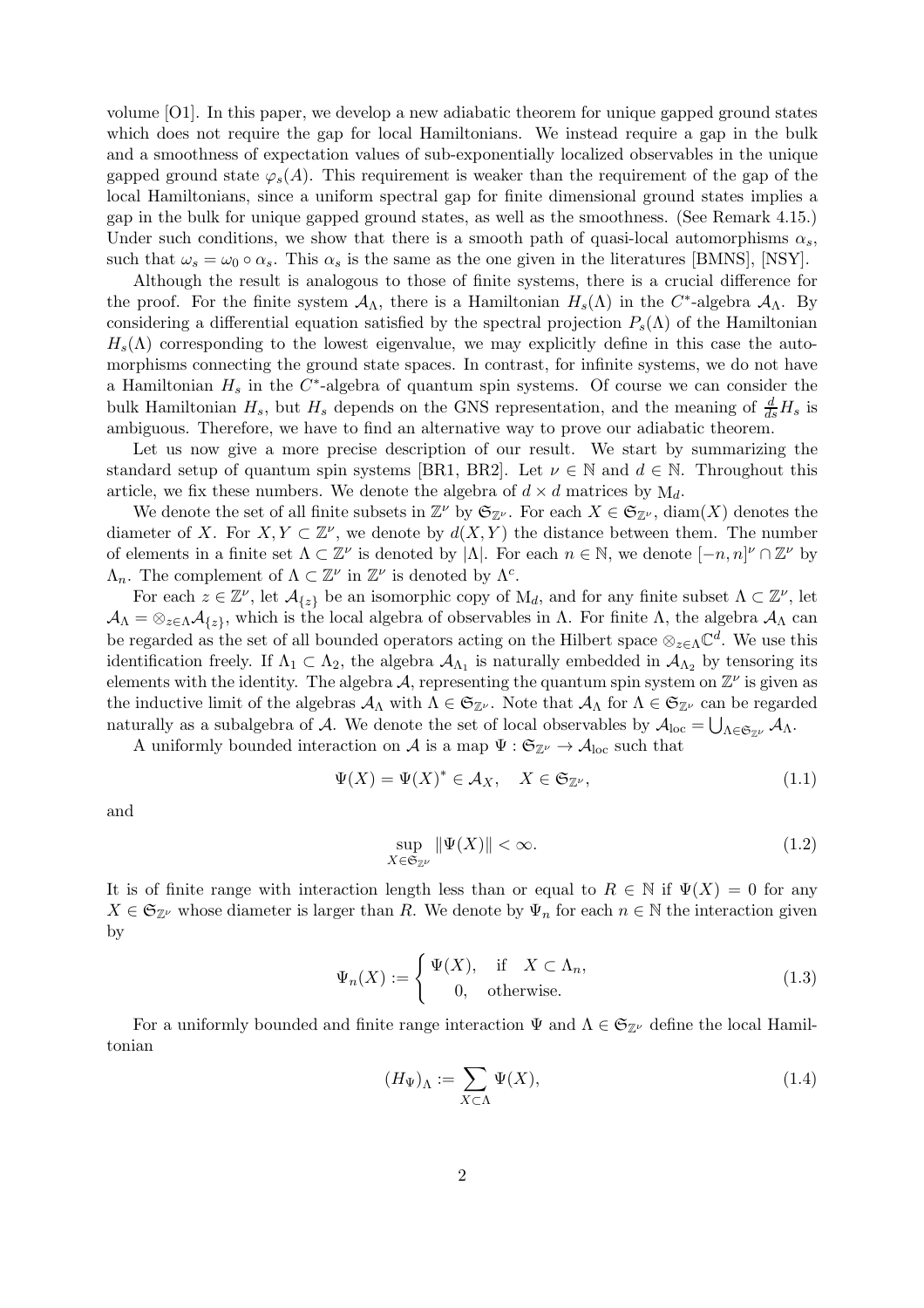volume [O1]. In this paper, we develop a new adiabatic theorem for unique gapped ground states which does not require the gap for local Hamiltonians. We instead require a gap in the bulk and a smoothness of expectation values of sub-exponentially localized observables in the unique gapped ground state $\varphi_s(A)$. This requirement is weaker than the requirement of the gap of the local Hamiltonians, since a uniform spectral gap for finite dimensional ground states implies a gap in the bulk for unique gapped ground states, as well as the smoothness. (See Remark 4.15.) Under such conditions, we show that there is a smooth path of quasi-local automorphisms $\alpha_s$, such that $\omega_s = \omega_0 \circ \alpha_s$. This $\alpha_s$ is the same as the one given in the literatures [BMNS], [NSY].

Although the result is analogous to those of finite systems, there is a crucial difference for the proof. For the finite system $\mathcal{A}_\Lambda$, there is a Hamiltonian $H_s(\Lambda)$ in the $C^*$-algebra $\mathcal{A}_\Lambda$. By considering a differential equation satisfied by the spectral projection $P_s(\Lambda)$ of the Hamiltonian $H_s(\Lambda)$ corresponding to the lowest eigenvalue, we may explicitly define in this case the automorphisms connecting the ground state spaces. In contrast, for infinite systems, we do not have a Hamiltonian $H_s$ in the $C^*$-algebra of quantum spin systems. Of course we can consider the bulk Hamiltonian $H_s$, but $H_s$ depends on the GNS representation, and the meaning of $\frac{d}{ds}H_s$ is ambiguous. Therefore, we have to find an alternative way to prove our adiabatic theorem.

Let us now give a more precise description of our result. We start by summarizing the standard setup of quantum spin systems [BR1, BR2]. Let $\nu \in \mathbb{N}$ and $d \in \mathbb{N}$. Throughout this article, we fix these numbers. We denote the algebra of $d \times d$ matrices by $\mathrm{M}_d$.

We denote the set of all finite subsets in $\mathbb{Z}^\nu$ by $\mathfrak{S}_{\mathbb{Z}^\nu}$. For each $X \in \mathfrak{S}_{\mathbb{Z}^\nu}$, $\mathrm{diam}(X)$ denotes the diameter of $X$. For $X, Y \subset \mathbb{Z}^\nu$, we denote by $d(X, Y)$ the distance between them. The number of elements in a finite set $\Lambda \subset \mathbb{Z}^\nu$ is denoted by $|\Lambda|$. For each $n \in \mathbb{N}$, we denote $[-n, n]^\nu \cap \mathbb{Z}^\nu$ by $\Lambda_n$. The complement of $\Lambda \subset \mathbb{Z}^\nu$ in $\mathbb{Z}^\nu$ is denoted by $\Lambda^c$.

For each $z \in \mathbb{Z}^\nu$, let $\mathcal{A}_{\{z\}}$ be an isomorphic copy of $\mathrm{M}_d$, and for any finite subset $\Lambda \subset \mathbb{Z}^\nu$, let $\mathcal{A}_\Lambda = \otimes_{z \in \Lambda} \mathcal{A}_{\{z\}}$, which is the local algebra of observables in $\Lambda$. For finite $\Lambda$, the algebra $\mathcal{A}_\Lambda$ can be regarded as the set of all bounded operators acting on the Hilbert space $\otimes_{z \in \Lambda} \mathbb{C}^d$. We use this identification freely. If $\Lambda_1 \subset \Lambda_2$, the algebra $\mathcal{A}_{\Lambda_1}$ is naturally embedded in $\mathcal{A}_{\Lambda_2}$ by tensoring its elements with the identity. The algebra $\mathcal{A}$, representing the quantum spin system on $\mathbb{Z}^\nu$ is given as the inductive limit of the algebras $\mathcal{A}_\Lambda$ with $\Lambda \in \mathfrak{S}_{\mathbb{Z}^\nu}$. Note that $\mathcal{A}_\Lambda$ for $\Lambda \in \mathfrak{S}_{\mathbb{Z}^\nu}$ can be regarded naturally as a subalgebra of $\mathcal{A}$. We denote the set of local observables by $\mathcal{A}_{\mathrm{loc}} = \bigcup_{\Lambda \in \mathfrak{S}_{\mathbb{Z}^\nu}} \mathcal{A}_\Lambda$.

A uniformly bounded interaction on $\mathcal{A}$ is a map $\Psi : \mathfrak{S}_{\mathbb{Z}^\nu} \to \mathcal{A}_{\mathrm{loc}}$ such that

$$\Psi(X) = \Psi(X)^* \in \mathcal{A}_X, \quad X \in \mathfrak{S}_{\mathbb{Z}^\nu}, \tag{1.1}$$

and

$$\sup_{X \in \mathfrak{S}_{\mathbb{Z}^\nu}} \|\Psi(X)\| < \infty. \tag{1.2}$$

It is of finite range with interaction length less than or equal to $R \in \mathbb{N}$ if $\Psi(X) = 0$ for any $X \in \mathfrak{S}_{\mathbb{Z}^\nu}$ whose diameter is larger than $R$. We denote by $\Psi_n$ for each $n \in \mathbb{N}$ the interaction given by

$$\Psi_n(X) := \begin{cases} \Psi(X), & \text{if} \quad X \subset \Lambda_n, \\ 0, & \text{otherwise.} \end{cases} \tag{1.3}$$

For a uniformly bounded and finite range interaction $\Psi$ and $\Lambda \in \mathfrak{S}_{\mathbb{Z}^\nu}$ define the local Hamiltonian

$$(H_\Psi)_\Lambda := \sum_{X \subset \Lambda} \Psi(X), \tag{1.4}$$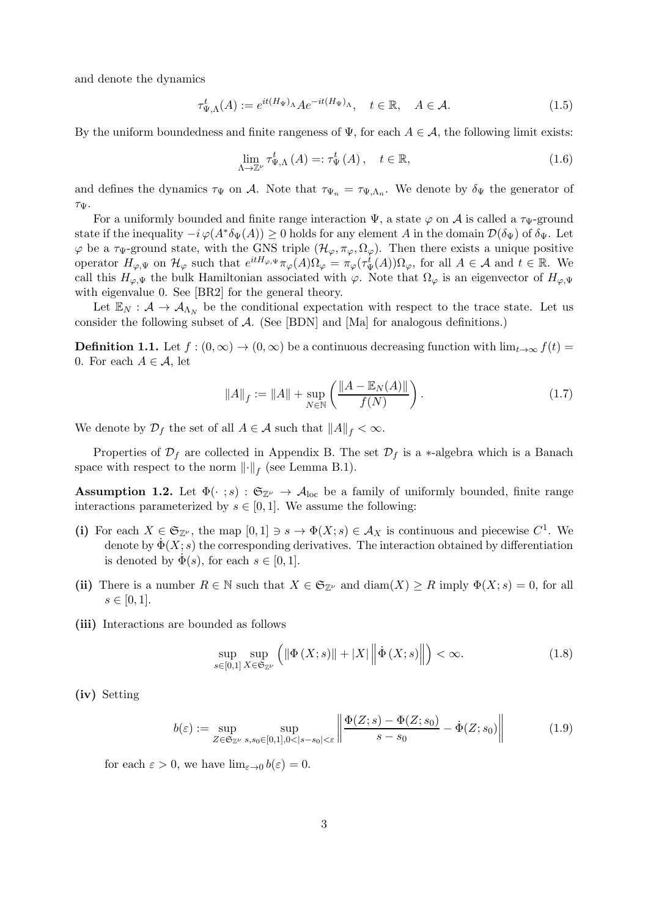and denote the dynamics

$$\tau^t_{\Psi,\Lambda}(A) := e^{it(H_\Psi)_\Lambda} A e^{-it(H_\Psi)_\Lambda}, \quad t \in \mathbb{R}, \quad A \in \mathcal{A}. \tag{1.5}$$

By the uniform boundedness and finite rangeness of $\Psi$, for each $A \in \mathcal{A}$, the following limit exists:

$$\lim_{\Lambda \to \mathbb{Z}^\nu} \tau^t_{\Psi,\Lambda}(A) =: \tau^t_\Psi(A), \quad t \in \mathbb{R}, \tag{1.6}$$

and defines the dynamics $\tau_\Psi$ on $\mathcal{A}$. Note that $\tau_{\Psi_n} = \tau_{\Psi,\Lambda_n}$. We denote by $\delta_\Psi$ the generator of $\tau_\Psi$.

For a uniformly bounded and finite range interaction $\Psi$, a state $\varphi$ on $\mathcal{A}$ is called a $\tau_\Psi$-ground state if the inequality $-i\,\varphi(A^*\delta_\Psi(A)) \geq 0$ holds for any element $A$ in the domain $\mathcal{D}(\delta_\Psi)$ of $\delta_\Psi$. Let $\varphi$ be a $\tau_\Psi$-ground state, with the GNS triple $(\mathcal{H}_\varphi, \pi_\varphi, \Omega_\varphi)$. Then there exists a unique positive operator $H_{\varphi,\Psi}$ on $\mathcal{H}_\varphi$ such that $e^{itH_{\varphi,\Psi}}\pi_\varphi(A)\Omega_\varphi = \pi_\varphi(\tau^t_\Psi(A))\Omega_\varphi$, for all $A \in \mathcal{A}$ and $t \in \mathbb{R}$. We call this $H_{\varphi,\Psi}$ the bulk Hamiltonian associated with $\varphi$. Note that $\Omega_\varphi$ is an eigenvector of $H_{\varphi,\Psi}$ with eigenvalue 0. See [BR2] for the general theory.

Let $\mathbb{E}_N : \mathcal{A} \to \mathcal{A}_{\Lambda_N}$ be the conditional expectation with respect to the trace state. Let us consider the following subset of $\mathcal{A}$. (See [BDN] and [Ma] for analogous definitions.)

**Definition 1.1.** Let $f : (0,\infty) \to (0,\infty)$ be a continuous decreasing function with $\lim_{t\to\infty} f(t) = 0$. For each $A \in \mathcal{A}$, let

$$\|A\|_f := \|A\| + \sup_{N\in\mathbb{N}} \left( \frac{\|A - \mathbb{E}_N(A)\|}{f(N)} \right). \tag{1.7}$$

We denote by $\mathcal{D}_f$ the set of all $A \in \mathcal{A}$ such that $\|A\|_f < \infty$.

Properties of $\mathcal{D}_f$ are collected in Appendix B. The set $\mathcal{D}_f$ is a $*$-algebra which is a Banach space with respect to the norm $\|\cdot\|_f$ (see Lemma B.1).

**Assumption 1.2.** Let $\Phi(\cdot\,; s) : \mathfrak{S}_{\mathbb{Z}^\nu} \to \mathcal{A}_{\rm loc}$ be a family of uniformly bounded, finite range interactions parameterized by $s \in [0,1]$. We assume the following:

**(i)** For each $X \in \mathfrak{S}_{\mathbb{Z}^\nu}$, the map $[0,1] \ni s \to \Phi(X; s) \in \mathcal{A}_X$ is continuous and piecewise $C^1$. We denote by $\dot\Phi(X; s)$ the corresponding derivatives. The interaction obtained by differentiation is denoted by $\dot\Phi(s)$, for each $s \in [0,1]$.

**(ii)** There is a number $R \in \mathbb{N}$ such that $X \in \mathfrak{S}_{\mathbb{Z}^\nu}$ and $\mathrm{diam}(X) \geq R$ imply $\Phi(X; s) = 0$, for all $s \in [0,1]$.

**(iii)** Interactions are bounded as follows

$$\sup_{s\in[0,1]} \sup_{X\in\mathfrak{S}_{\mathbb{Z}^\nu}} \left( \|\Phi(X; s)\| + |X| \left\| \dot\Phi(X; s) \right\| \right) < \infty. \tag{1.8}$$

**(iv)** Setting

$$b(\varepsilon) := \sup_{Z\in\mathfrak{S}_{\mathbb{Z}^\nu}} \sup_{s,s_0\in[0,1], 0<|s-s_0|<\varepsilon} \left\| \frac{\Phi(Z; s) - \Phi(Z; s_0)}{s - s_0} - \dot\Phi(Z; s_0) \right\| \tag{1.9}$$

for each $\varepsilon > 0$, we have $\lim_{\varepsilon\to 0} b(\varepsilon) = 0$.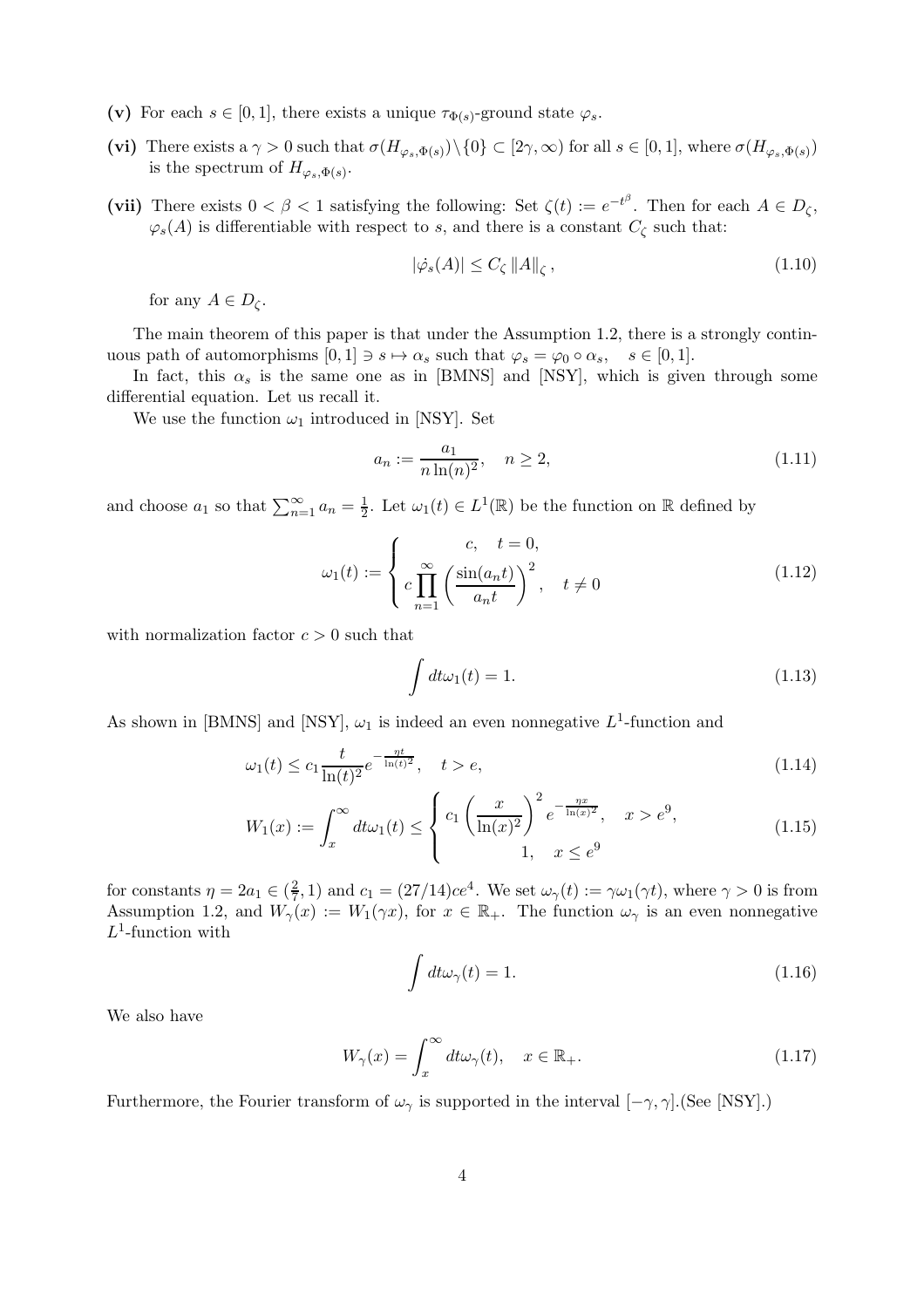**(v)** For each $s \in [0,1]$, there exists a unique $\tau_{\Phi(s)}$-ground state $\varphi_s$.

**(vi)** There exists a $\gamma > 0$ such that $\sigma(H_{\varphi_s,\Phi(s)}) \setminus \{0\} \subset [2\gamma, \infty)$ for all $s \in [0,1]$, where $\sigma(H_{\varphi_s,\Phi(s)})$ is the spectrum of $H_{\varphi_s,\Phi(s)}$.

**(vii)** There exists $0 < \beta < 1$ satisfying the following: Set $\zeta(t) := e^{-t^\beta}$. Then for each $A \in D_\zeta$, $\varphi_s(A)$ is differentiable with respect to $s$, and there is a constant $C_\zeta$ such that:

$$|\dot{\varphi}_s(A)| \le C_\zeta \|A\|_\zeta \,, \tag{1.10}$$

for any $A \in D_\zeta$.

The main theorem of this paper is that under the Assumption 1.2, there is a strongly continuous path of automorphisms $[0,1] \ni s \mapsto \alpha_s$ such that $\varphi_s = \varphi_0 \circ \alpha_s, \quad s \in [0,1]$.

In fact, this $\alpha_s$ is the same one as in [BMNS] and [NSY], which is given through some differential equation. Let us recall it.

We use the function $\omega_1$ introduced in [NSY]. Set

$$a_n := \frac{a_1}{n \ln(n)^2}, \quad n \ge 2, \tag{1.11}$$

and choose $a_1$ so that $\sum_{n=1}^{\infty} a_n = \frac{1}{2}$. Let $\omega_1(t) \in L^1(\mathbb{R})$ be the function on $\mathbb{R}$ defined by

$$\omega_1(t) := \begin{cases} c, & t = 0, \\ c \displaystyle\prod_{n=1}^{\infty} \left( \frac{\sin(a_n t)}{a_n t} \right)^2, & t \ne 0 \end{cases} \tag{1.12}$$

with normalization factor $c > 0$ such that

$$\int dt \omega_1(t) = 1. \tag{1.13}$$

As shown in [BMNS] and [NSY], $\omega_1$ is indeed an even nonnegative $L^1$-function and

$$\omega_1(t) \le c_1 \frac{t}{\ln(t)^2} e^{-\frac{\eta t}{\ln(t)^2}}, \quad t > e, \tag{1.14}$$

$$W_1(x) := \int_x^\infty dt \omega_1(t) \le \begin{cases} c_1 \left( \dfrac{x}{\ln(x)^2} \right)^2 e^{-\frac{\eta x}{\ln(x)^2}}, & x > e^9, \\ 1, & x \le e^9 \end{cases} \tag{1.15}$$

for constants $\eta = 2a_1 \in (\frac{2}{7}, 1)$ and $c_1 = (27/14)ce^4$. We set $\omega_\gamma(t) := \gamma \omega_1(\gamma t)$, where $\gamma > 0$ is from Assumption 1.2, and $W_\gamma(x) := W_1(\gamma x)$, for $x \in \mathbb{R}_+$. The function $\omega_\gamma$ is an even nonnegative $L^1$-function with

$$\int dt \omega_\gamma(t) = 1. \tag{1.16}$$

We also have

$$W_\gamma(x) = \int_x^\infty dt \omega_\gamma(t), \quad x \in \mathbb{R}_+. \tag{1.17}$$

Furthermore, the Fourier transform of $\omega_\gamma$ is supported in the interval $[-\gamma, \gamma]$.(See [NSY].)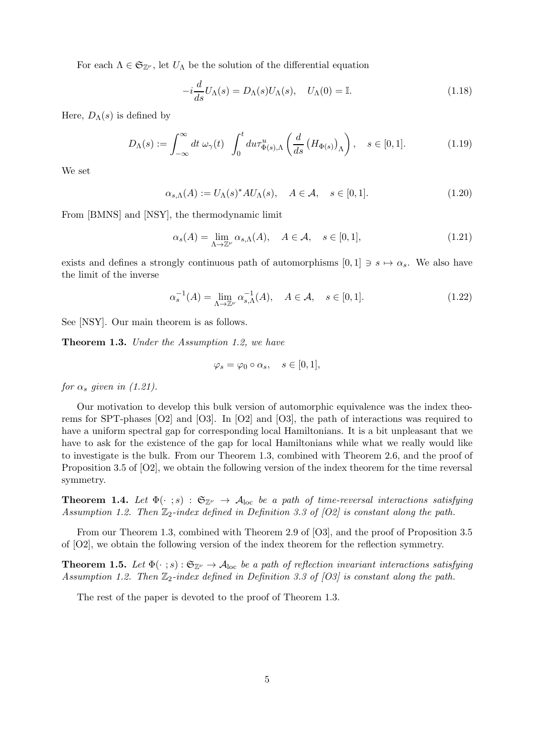For each $\Lambda \in \mathfrak{S}_{\mathbb{Z}^\nu}$, let $U_\Lambda$ be the solution of the differential equation

$$-i\frac{d}{ds}U_\Lambda(s) = D_\Lambda(s)U_\Lambda(s), \quad U_\Lambda(0) = \mathbb{I}. \tag{1.18}$$

Here, $D_\Lambda(s)$ is defined by

$$D_\Lambda(s) := \int_{-\infty}^{\infty} dt\, \omega_\gamma(t) \int_0^t du \tau^u_{\Phi(s),\Lambda}\left(\frac{d}{ds}\left(H_{\Phi(s)}\right)_\Lambda\right), \quad s \in [0,1]. \tag{1.19}$$

We set

$$\alpha_{s,\Lambda}(A) := U_\Lambda(s)^* A U_\Lambda(s), \quad A \in \mathcal{A}, \quad s \in [0,1]. \tag{1.20}$$

From [BMNS] and [NSY], the thermodynamic limit

$$\alpha_s(A) = \lim_{\Lambda \to \mathbb{Z}^\nu} \alpha_{s,\Lambda}(A), \quad A \in \mathcal{A}, \quad s \in [0,1], \tag{1.21}$$

exists and defines a strongly continuous path of automorphisms $[0,1] \ni s \mapsto \alpha_s$. We also have the limit of the inverse

$$\alpha_s^{-1}(A) = \lim_{\Lambda \to \mathbb{Z}^\nu} \alpha_{s,\Lambda}^{-1}(A), \quad A \in \mathcal{A}, \quad s \in [0,1]. \tag{1.22}$$

See [NSY]. Our main theorem is as follows.

**Theorem 1.3.** *Under the Assumption 1.2, we have*

$$\varphi_s = \varphi_0 \circ \alpha_s, \quad s \in [0,1],$$

*for $\alpha_s$ given in (1.21).*

Our motivation to develop this bulk version of automorphic equivalence was the index theorems for SPT-phases [O2] and [O3]. In [O2] and [O3], the path of interactions was required to have a uniform spectral gap for corresponding local Hamiltonians. It is a bit unpleasant that we have to ask for the existence of the gap for local Hamiltonians while what we really would like to investigate is the bulk. From our Theorem 1.3, combined with Theorem 2.6, and the proof of Proposition 3.5 of [O2], we obtain the following version of the index theorem for the time reversal symmetry.

**Theorem 1.4.** *Let $\Phi(\cdot\,; s) : \mathfrak{S}_{\mathbb{Z}^\nu} \to \mathcal{A}_{\rm loc}$ be a path of time-reversal interactions satisfying Assumption 1.2. Then $\mathbb{Z}_2$-index defined in Definition 3.3 of [O2] is constant along the path.*

From our Theorem 1.3, combined with Theorem 2.9 of [O3], and the proof of Proposition 3.5 of [O2], we obtain the following version of the index theorem for the reflection symmetry.

**Theorem 1.5.** *Let $\Phi(\cdot\,; s) : \mathfrak{S}_{\mathbb{Z}^\nu} \to \mathcal{A}_{\rm loc}$ be a path of reflection invariant interactions satisfying Assumption 1.2. Then $\mathbb{Z}_2$-index defined in Definition 3.3 of [O3] is constant along the path.*

The rest of the paper is devoted to the proof of Theorem 1.3.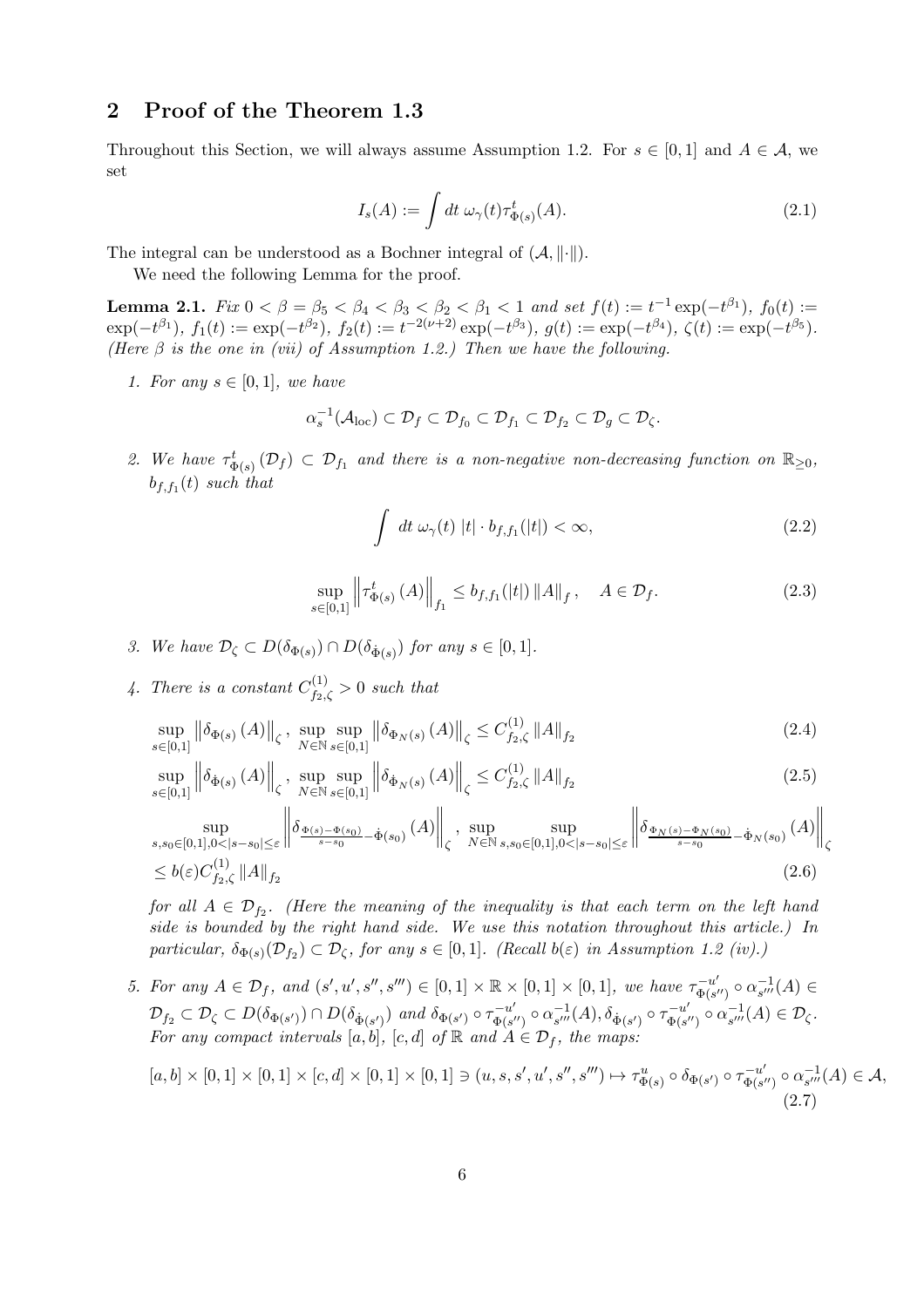## 2 Proof of the Theorem 1.3

Throughout this Section, we will always assume Assumption 1.2. For $s \in [0,1]$ and $A \in \mathcal{A}$, we set

$$I_s(A) := \int dt\ \omega_\gamma(t) \tau^t_{\Phi(s)}(A). \tag{2.1}$$

The integral can be understood as a Bochner integral of $(\mathcal{A}, \|\cdot\|)$.

We need the following Lemma for the proof.

**Lemma 2.1.** *Fix $0 < \beta = \beta_5 < \beta_4 < \beta_3 < \beta_2 < \beta_1 < 1$ and set $f(t) := t^{-1}\exp(-t^{\beta_1})$, $f_0(t) := \exp(-t^{\beta_1})$, $f_1(t) := \exp(-t^{\beta_2})$, $f_2(t) := t^{-2(\nu+2)}\exp(-t^{\beta_3})$, $g(t) := \exp(-t^{\beta_4})$, $\zeta(t) := \exp(-t^{\beta_5})$. (Here $\beta$ is the one in (vii) of Assumption 1.2.) Then we have the following.*

1. *For any $s \in [0,1]$, we have*

$$\alpha_s^{-1}(\mathcal{A}_{\rm loc}) \subset \mathcal{D}_f \subset \mathcal{D}_{f_0} \subset \mathcal{D}_{f_1} \subset \mathcal{D}_{f_2} \subset \mathcal{D}_g \subset \mathcal{D}_\zeta.$$

2. *We have $\tau^t_{\Phi(s)}(\mathcal{D}_f) \subset \mathcal{D}_{f_1}$ and there is a non-negative non-decreasing function on $\mathbb{R}_{\geq 0}$, $b_{f,f_1}(t)$ such that*

$$\int dt\ \omega_\gamma(t)\ |t| \cdot b_{f,f_1}(|t|) < \infty, \tag{2.2}$$

$$\sup_{s\in[0,1]} \left\| \tau^t_{\Phi(s)}(A) \right\|_{f_1} \leq b_{f,f_1}(|t|) \left\| A \right\|_f, \quad A \in \mathcal{D}_f. \tag{2.3}$$

3. *We have $\mathcal{D}_\zeta \subset D(\delta_{\Phi(s)}) \cap D(\delta_{\dot{\Phi}(s)})$ for any $s \in [0,1]$.*

4. *There is a constant $C^{(1)}_{f_2,\zeta} > 0$ such that*

$$\sup_{s\in[0,1]} \left\| \delta_{\Phi(s)}(A) \right\|_\zeta,\ \sup_{N\in\mathbb{N}} \sup_{s\in[0,1]} \left\| \delta_{\Phi_N(s)}(A) \right\|_\zeta \leq C^{(1)}_{f_2,\zeta} \left\| A \right\|_{f_2} \tag{2.4}$$

$$\sup_{s\in[0,1]} \left\| \delta_{\dot{\Phi}(s)}(A) \right\|_\zeta,\ \sup_{N\in\mathbb{N}} \sup_{s\in[0,1]} \left\| \delta_{\dot{\Phi}_N(s)}(A) \right\|_\zeta \leq C^{(1)}_{f_2,\zeta} \left\| A \right\|_{f_2} \tag{2.5}$$

$$\sup_{s,s_0\in[0,1], 0<|s-s_0|\leq\varepsilon} \left\| \delta_{\frac{\Phi(s)-\Phi(s_0)}{s-s_0} - \dot{\Phi}(s_0)}(A) \right\|_\zeta,\ \sup_{N\in\mathbb{N}} \sup_{s,s_0\in[0,1], 0<|s-s_0|\leq\varepsilon} \left\| \delta_{\frac{\Phi_N(s)-\Phi_N(s_0)}{s-s_0} - \dot{\Phi}_N(s_0)}(A) \right\|_\zeta$$
$$\leq b(\varepsilon) C^{(1)}_{f_2,\zeta} \left\| A \right\|_{f_2} \tag{2.6}$$

*for all $A \in \mathcal{D}_{f_2}$. (Here the meaning of the inequality is that each term on the left hand side is bounded by the right hand side. We use this notation throughout this article.) In particular, $\delta_{\Phi(s)}(\mathcal{D}_{f_2}) \subset \mathcal{D}_\zeta$, for any $s \in [0,1]$. (Recall $b(\varepsilon)$ in Assumption 1.2 (iv).)*

5. *For any $A \in \mathcal{D}_f$, and $(s', u', s'', s''') \in [0,1] \times \mathbb{R} \times [0,1] \times [0,1]$, we have $\tau^{-u'}_{\Phi(s'')} \circ \alpha^{-1}_{s'''}(A) \in \mathcal{D}_{f_2} \subset \mathcal{D}_\zeta \subset D(\delta_{\Phi(s')}) \cap D(\delta_{\dot{\Phi}(s')})$ and $\delta_{\Phi(s')} \circ \tau^{-u'}_{\Phi(s'')} \circ \alpha^{-1}_{s'''}(A), \delta_{\dot{\Phi}(s')} \circ \tau^{-u'}_{\Phi(s'')} \circ \alpha^{-1}_{s'''}(A) \in \mathcal{D}_\zeta$. For any compact intervals $[a,b]$, $[c,d]$ of $\mathbb{R}$ and $A \in \mathcal{D}_f$, the maps:*

$$[a,b] \times [0,1] \times [0,1] \times [c,d] \times [0,1] \times [0,1] \ni (u, s, s', u', s'', s''') \mapsto \tau^u_{\Phi(s)} \circ \delta_{\Phi(s')} \circ \tau^{-u'}_{\Phi(s'')} \circ \alpha^{-1}_{s'''}(A) \in \mathcal{A}, \tag{2.7}$$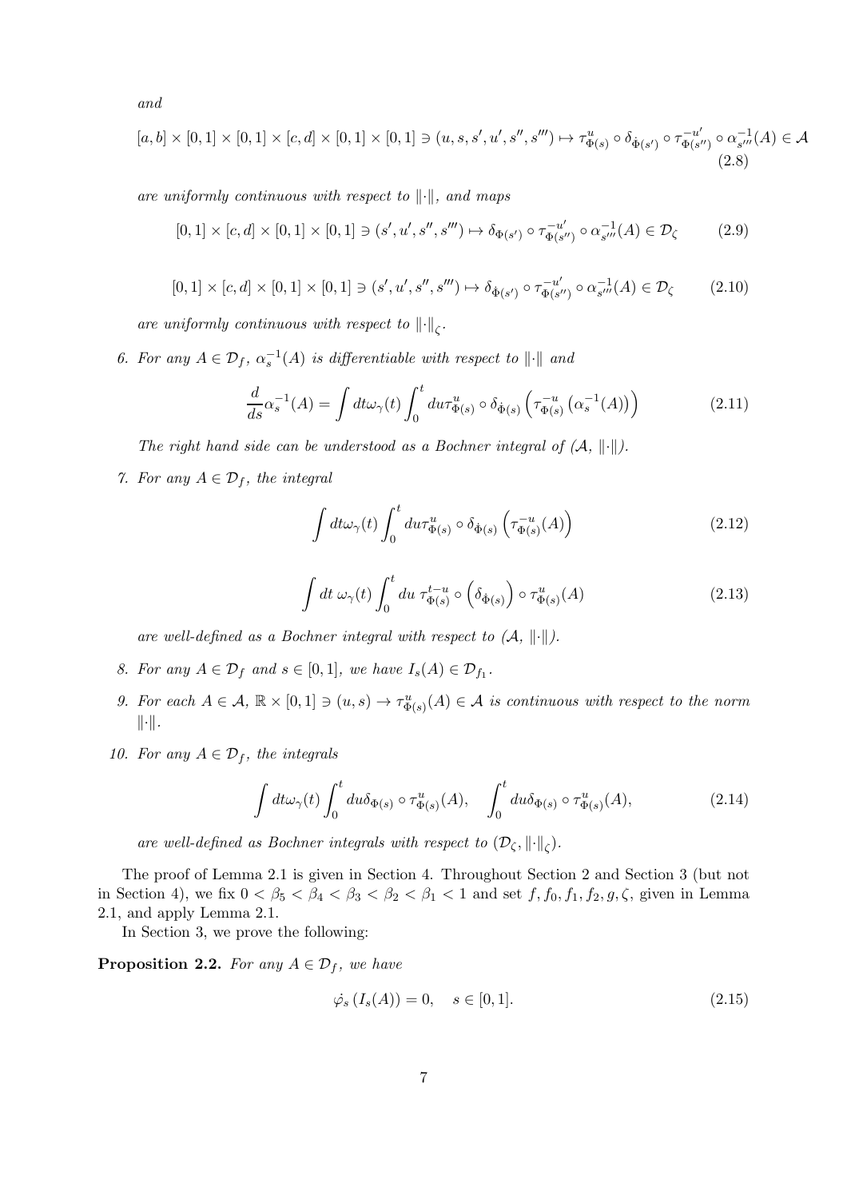*and*

$$[a,b] \times [0,1] \times [0,1] \times [c,d] \times [0,1] \times [0,1] \ni (u,s,s',u',s'',s''') \mapsto \tau^{u}_{\Phi(s)} \circ \delta_{\dot{\Phi}(s')} \circ \tau^{-u'}_{\Phi(s'')} \circ \alpha^{-1}_{s'''}(A) \in \mathcal{A} \tag{2.8}$$

*are uniformly continuous with respect to* $\|\cdot\|$, *and maps*

$$[0,1] \times [c,d] \times [0,1] \times [0,1] \ni (s',u',s'',s''') \mapsto \delta_{\Phi(s')} \circ \tau^{-u'}_{\Phi(s'')} \circ \alpha^{-1}_{s'''}(A) \in \mathcal{D}_{\zeta} \tag{2.9}$$

$$[0,1] \times [c,d] \times [0,1] \times [0,1] \ni (s',u',s'',s''') \mapsto \delta_{\dot{\Phi}(s')} \circ \tau^{-u'}_{\Phi(s'')} \circ \alpha^{-1}_{s'''}(A) \in \mathcal{D}_{\zeta} \tag{2.10}$$

*are uniformly continuous with respect to* $\|\cdot\|_{\zeta}$.

6. *For any* $A \in \mathcal{D}_f$, $\alpha_s^{-1}(A)$ *is differentiable with respect to* $\|\cdot\|$ *and*

$$\frac{d}{ds}\alpha_s^{-1}(A) = \int dt \omega_{\gamma}(t) \int_0^t du \tau^{u}_{\Phi(s)} \circ \delta_{\dot{\Phi}(s)} \left( \tau^{-u}_{\Phi(s)} \left( \alpha_s^{-1}(A) \right) \right) \tag{2.11}$$

*The right hand side can be understood as a Bochner integral of* $(\mathcal{A}, \|\cdot\|)$.

7. *For any* $A \in \mathcal{D}_f$, *the integral*

$$\int dt \omega_{\gamma}(t) \int_0^t du \tau^{u}_{\Phi(s)} \circ \delta_{\dot{\Phi}(s)} \left( \tau^{-u}_{\Phi(s)}(A) \right) \tag{2.12}$$

$$\int dt\ \omega_{\gamma}(t) \int_0^t du\ \tau^{t-u}_{\Phi(s)} \circ \left( \delta_{\dot{\Phi}(s)} \right) \circ \tau^{u}_{\Phi(s)}(A) \tag{2.13}$$

*are well-defined as a Bochner integral with respect to* $(\mathcal{A}, \|\cdot\|)$.

8. *For any* $A \in \mathcal{D}_f$ *and* $s \in [0,1]$, *we have* $I_s(A) \in \mathcal{D}_{f_1}$.

9. *For each* $A \in \mathcal{A}$, $\mathbb{R} \times [0,1] \ni (u,s) \to \tau^{u}_{\Phi(s)}(A) \in \mathcal{A}$ *is continuous with respect to the norm* $\|\cdot\|$.

10. *For any* $A \in \mathcal{D}_f$, *the integrals*

$$\int dt \omega_{\gamma}(t) \int_0^t du \delta_{\Phi(s)} \circ \tau^{u}_{\Phi(s)}(A), \quad \int_0^t du \delta_{\Phi(s)} \circ \tau^{u}_{\Phi(s)}(A), \tag{2.14}$$

*are well-defined as Bochner integrals with respect to* $(\mathcal{D}_{\zeta}, \|\cdot\|_{\zeta})$.

The proof of Lemma 2.1 is given in Section 4. Throughout Section 2 and Section 3 (but not in Section 4), we fix $0 < \beta_5 < \beta_4 < \beta_3 < \beta_2 < \beta_1 < 1$ and set $f, f_0, f_1, f_2, g, \zeta$, given in Lemma 2.1, and apply Lemma 2.1.

In Section 3, we prove the following:

**Proposition 2.2.** *For any* $A \in \mathcal{D}_f$, *we have*

$$\dot{\varphi}_s \left( I_s(A) \right) = 0, \quad s \in [0,1]. \tag{2.15}$$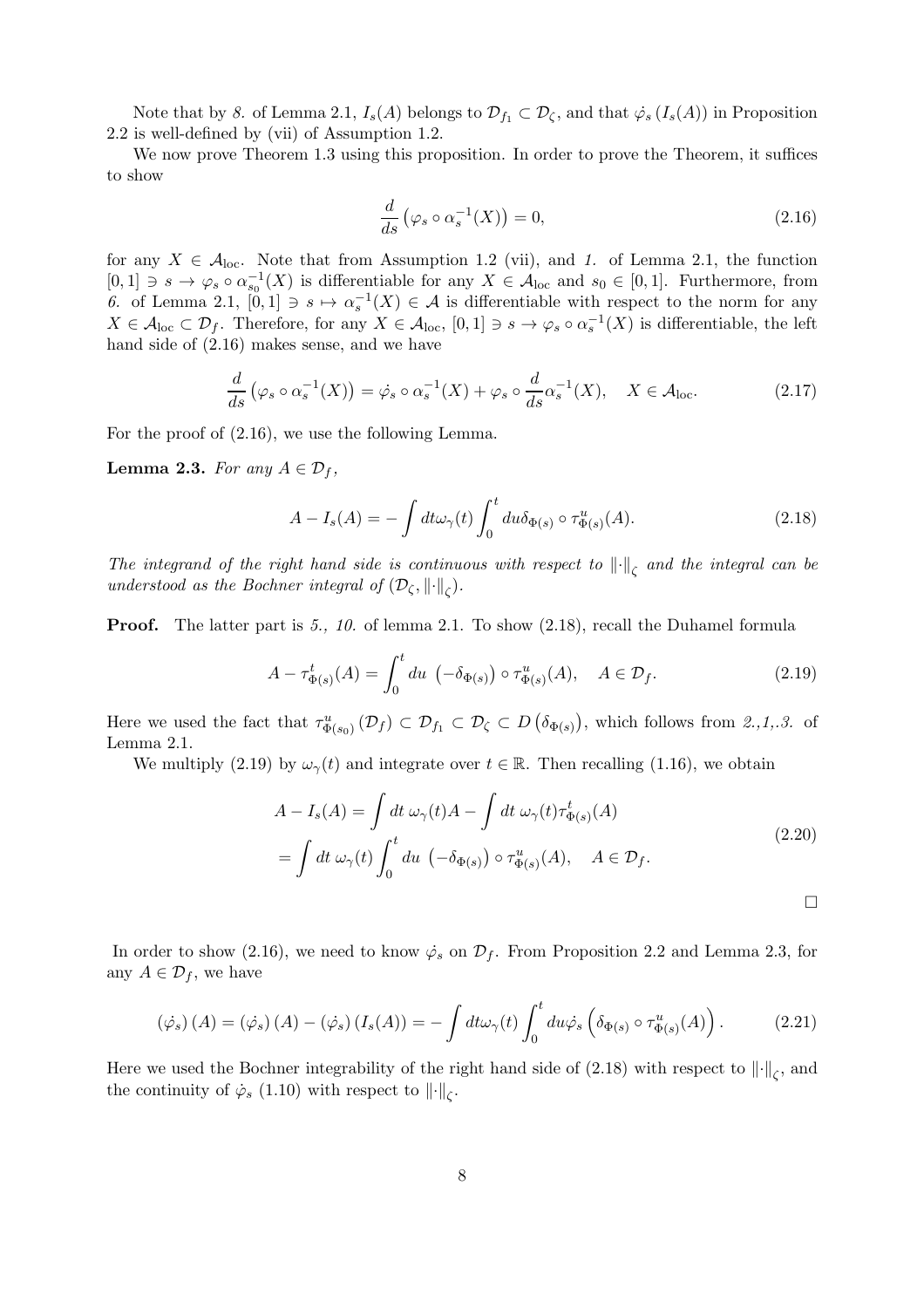Note that by *8.* of Lemma 2.1, $I_s(A)$ belongs to $\mathcal{D}_{f_1} \subset \mathcal{D}_\zeta$, and that $\dot{\varphi}_s(I_s(A))$ in Proposition 2.2 is well-defined by (vii) of Assumption 1.2.

We now prove Theorem 1.3 using this proposition. In order to prove the Theorem, it suffices to show

$$\frac{d}{ds}\left(\varphi_s \circ \alpha_s^{-1}(X)\right) = 0, \tag{2.16}$$

for any $X \in \mathcal{A}_{\mathrm{loc}}$. Note that from Assumption 1.2 (vii), and *1.* of Lemma 2.1, the function $[0,1] \ni s \to \varphi_s \circ \alpha_{s_0}^{-1}(X)$ is differentiable for any $X \in \mathcal{A}_{\mathrm{loc}}$ and $s_0 \in [0,1]$. Furthermore, from *6.* of Lemma 2.1, $[0,1] \ni s \mapsto \alpha_s^{-1}(X) \in \mathcal{A}$ is differentiable with respect to the norm for any $X \in \mathcal{A}_{\mathrm{loc}} \subset \mathcal{D}_f$. Therefore, for any $X \in \mathcal{A}_{\mathrm{loc}}$, $[0,1] \ni s \to \varphi_s \circ \alpha_s^{-1}(X)$ is differentiable, the left hand side of (2.16) makes sense, and we have

$$\frac{d}{ds}\left(\varphi_s \circ \alpha_s^{-1}(X)\right) = \dot{\varphi}_s \circ \alpha_s^{-1}(X) + \varphi_s \circ \frac{d}{ds}\alpha_s^{-1}(X), \quad X \in \mathcal{A}_{\mathrm{loc}}. \tag{2.17}$$

For the proof of (2.16), we use the following Lemma.

**Lemma 2.3.** *For any $A \in \mathcal{D}_f$,*

$$A - I_s(A) = -\int dt \omega_\gamma(t) \int_0^t du \delta_{\Phi(s)} \circ \tau^u_{\Phi(s)}(A). \tag{2.18}$$

*The integrand of the right hand side is continuous with respect to $\|\cdot\|_\zeta$ and the integral can be understood as the Bochner integral of $(\mathcal{D}_\zeta, \|\cdot\|_\zeta)$.*

**Proof.** The latter part is *5., 10.* of lemma 2.1. To show (2.18), recall the Duhamel formula

$$A - \tau^t_{\Phi(s)}(A) = \int_0^t du \ \left(-\delta_{\Phi(s)}\right) \circ \tau^u_{\Phi(s)}(A), \quad A \in \mathcal{D}_f. \tag{2.19}$$

Here we used the fact that $\tau^u_{\Phi(s_0)}(\mathcal{D}_f) \subset \mathcal{D}_{f_1} \subset \mathcal{D}_\zeta \subset D\left(\delta_{\Phi(s)}\right)$, which follows from *2.,1,.3.* of Lemma 2.1.

We multiply (2.19) by $\omega_\gamma(t)$ and integrate over $t \in \mathbb{R}$. Then recalling (1.16), we obtain

$$\begin{aligned} A - I_s(A) &= \int dt \ \omega_\gamma(t) A - \int dt \ \omega_\gamma(t) \tau^t_{\Phi(s)}(A) \\ &= \int dt \ \omega_\gamma(t) \int_0^t du \ \left(-\delta_{\Phi(s)}\right) \circ \tau^u_{\Phi(s)}(A), \quad A \in \mathcal{D}_f. \end{aligned} \tag{2.20}$$

$\square$

In order to show (2.16), we need to know $\dot{\varphi}_s$ on $\mathcal{D}_f$. From Proposition 2.2 and Lemma 2.3, for any $A \in \mathcal{D}_f$, we have

$$\left(\dot{\varphi}_s\right)(A) = \left(\dot{\varphi}_s\right)(A) - \left(\dot{\varphi}_s\right)(I_s(A)) = -\int dt \omega_\gamma(t) \int_0^t du \dot{\varphi}_s\left(\delta_{\Phi(s)} \circ \tau^u_{\Phi(s)}(A)\right). \tag{2.21}$$

Here we used the Bochner integrability of the right hand side of (2.18) with respect to $\|\cdot\|_\zeta$, and the continuity of $\dot{\varphi}_s$ (1.10) with respect to $\|\cdot\|_\zeta$.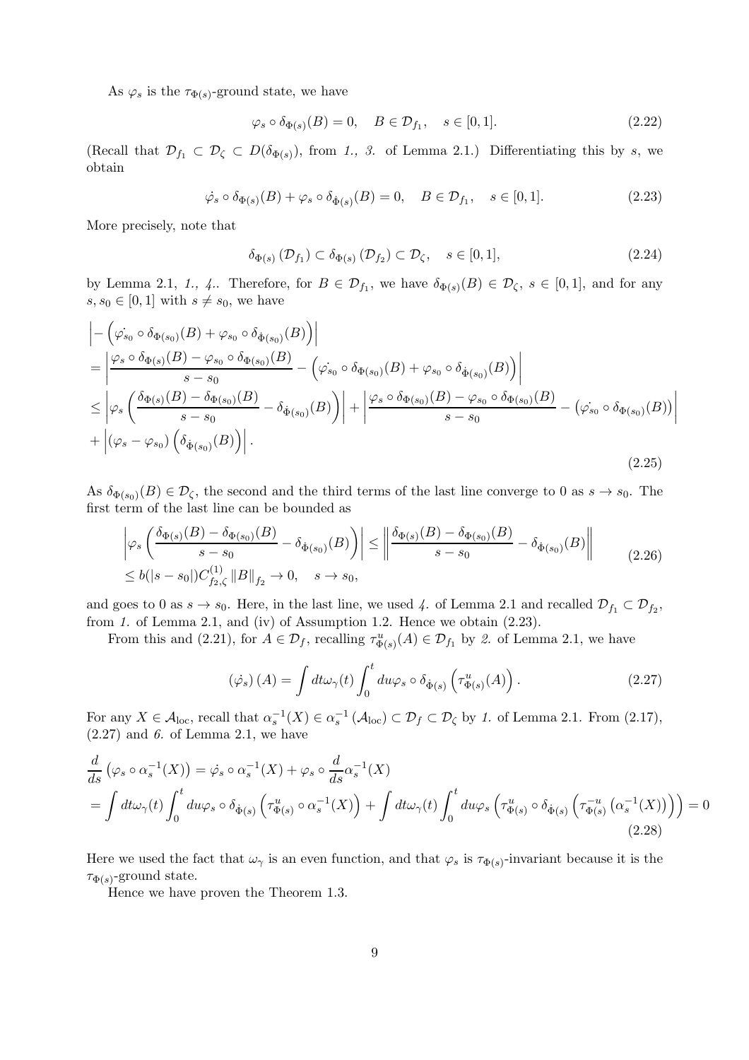As $\varphi_s$ is the $\tau_{\Phi(s)}$-ground state, we have

$$\varphi_s \circ \delta_{\Phi(s)}(B) = 0, \quad B \in \mathcal{D}_{f_1}, \quad s \in [0,1]. \tag{2.22}$$

(Recall that $\mathcal{D}_{f_1} \subset \mathcal{D}_\zeta \subset D(\delta_{\Phi(s)})$, from *1., 3.* of Lemma 2.1.) Differentiating this by $s$, we obtain

$$\dot{\varphi_s} \circ \delta_{\Phi(s)}(B) + \varphi_s \circ \delta_{\dot{\Phi}(s)}(B) = 0, \quad B \in \mathcal{D}_{f_1}, \quad s \in [0,1]. \tag{2.23}$$

More precisely, note that

$$\delta_{\Phi(s)}\left(\mathcal{D}_{f_1}\right) \subset \delta_{\Phi(s)}\left(\mathcal{D}_{f_2}\right) \subset \mathcal{D}_\zeta, \quad s \in [0,1], \tag{2.24}$$

by Lemma 2.1, *1., 4.*. Therefore, for $B \in \mathcal{D}_{f_1}$, we have $\delta_{\Phi(s)}(B) \in \mathcal{D}_\zeta$, $s \in [0,1]$, and for any $s, s_0 \in [0,1]$ with $s \neq s_0$, we have

$$\begin{aligned}
&\left| -\left(\dot{\varphi_{s_0}} \circ \delta_{\Phi(s_0)}(B) + \varphi_{s_0} \circ \delta_{\dot{\Phi}(s_0)}(B)\right)\right| \\
&= \left| \frac{\varphi_s \circ \delta_{\Phi(s)}(B) - \varphi_{s_0} \circ \delta_{\Phi(s_0)}(B)}{s - s_0} - \left(\dot{\varphi_{s_0}} \circ \delta_{\Phi(s_0)}(B) + \varphi_{s_0} \circ \delta_{\dot{\Phi}(s_0)}(B)\right)\right| \\
&\leq \left| \varphi_s\left(\frac{\delta_{\Phi(s)}(B) - \delta_{\Phi(s_0)}(B)}{s - s_0} - \delta_{\dot{\Phi}(s_0)}(B)\right)\right| + \left| \frac{\varphi_s \circ \delta_{\Phi(s_0)}(B) - \varphi_{s_0} \circ \delta_{\Phi(s_0)}(B)}{s - s_0} - \left(\dot{\varphi_{s_0}} \circ \delta_{\Phi(s_0)}(B)\right)\right| \\
&+ \left| \left(\varphi_s - \varphi_{s_0}\right)\left(\delta_{\dot{\Phi}(s_0)}(B)\right)\right|.
\end{aligned} \tag{2.25}$$

As $\delta_{\Phi(s_0)}(B) \in \mathcal{D}_\zeta$, the second and the third terms of the last line converge to 0 as $s \to s_0$. The first term of the last line can be bounded as

$$\begin{aligned}
&\left| \varphi_s\left(\frac{\delta_{\Phi(s)}(B) - \delta_{\Phi(s_0)}(B)}{s - s_0} - \delta_{\dot{\Phi}(s_0)}(B)\right)\right| \leq \left\| \frac{\delta_{\Phi(s)}(B) - \delta_{\Phi(s_0)}(B)}{s - s_0} - \delta_{\dot{\Phi}(s_0)}(B)\right\| \\
&\leq b(|s - s_0|) C^{(1)}_{f_2,\zeta} \left\| B \right\|_{f_2} \to 0, \quad s \to s_0,
\end{aligned} \tag{2.26}$$

and goes to 0 as $s \to s_0$. Here, in the last line, we used *4.* of Lemma 2.1 and recalled $\mathcal{D}_{f_1} \subset \mathcal{D}_{f_2}$, from *1.* of Lemma 2.1, and (iv) of Assumption 1.2. Hence we obtain (2.23).

From this and (2.21), for $A \in \mathcal{D}_f$, recalling $\tau^u_{\Phi(s)}(A) \in \mathcal{D}_{f_1}$ by *2.* of Lemma 2.1, we have

$$\left(\dot{\varphi_s}\right)(A) = \int dt \omega_\gamma(t) \int_0^t du \varphi_s \circ \delta_{\dot{\Phi}(s)}\left(\tau^u_{\Phi(s)}(A)\right). \tag{2.27}$$

For any $X \in \mathcal{A}_{\rm loc}$, recall that $\alpha_s^{-1}(X) \in \alpha_s^{-1}\left(\mathcal{A}_{\rm loc}\right) \subset \mathcal{D}_f \subset \mathcal{D}_\zeta$ by *1.* of Lemma 2.1. From (2.17), (2.27) and *6.* of Lemma 2.1, we have

$$\begin{aligned}
&\frac{d}{ds}\left(\varphi_s \circ \alpha_s^{-1}(X)\right) = \dot{\varphi_s} \circ \alpha_s^{-1}(X) + \varphi_s \circ \frac{d}{ds}\alpha_s^{-1}(X) \\
&= \int dt \omega_\gamma(t) \int_0^t du \varphi_s \circ \delta_{\dot{\Phi}(s)}\left(\tau^u_{\Phi(s)} \circ \alpha_s^{-1}(X)\right) + \int dt \omega_\gamma(t) \int_0^t du \varphi_s\left(\tau^u_{\Phi(s)} \circ \delta_{\dot{\Phi}(s)}\left(\tau^{-u}_{\Phi(s)}\left(\alpha_s^{-1}(X)\right)\right)\right) = 0
\end{aligned} \tag{2.28}$$

Here we used the fact that $\omega_\gamma$ is an even function, and that $\varphi_s$ is $\tau_{\Phi(s)}$-invariant because it is the $\tau_{\Phi(s)}$-ground state.

Hence we have proven the Theorem 1.3.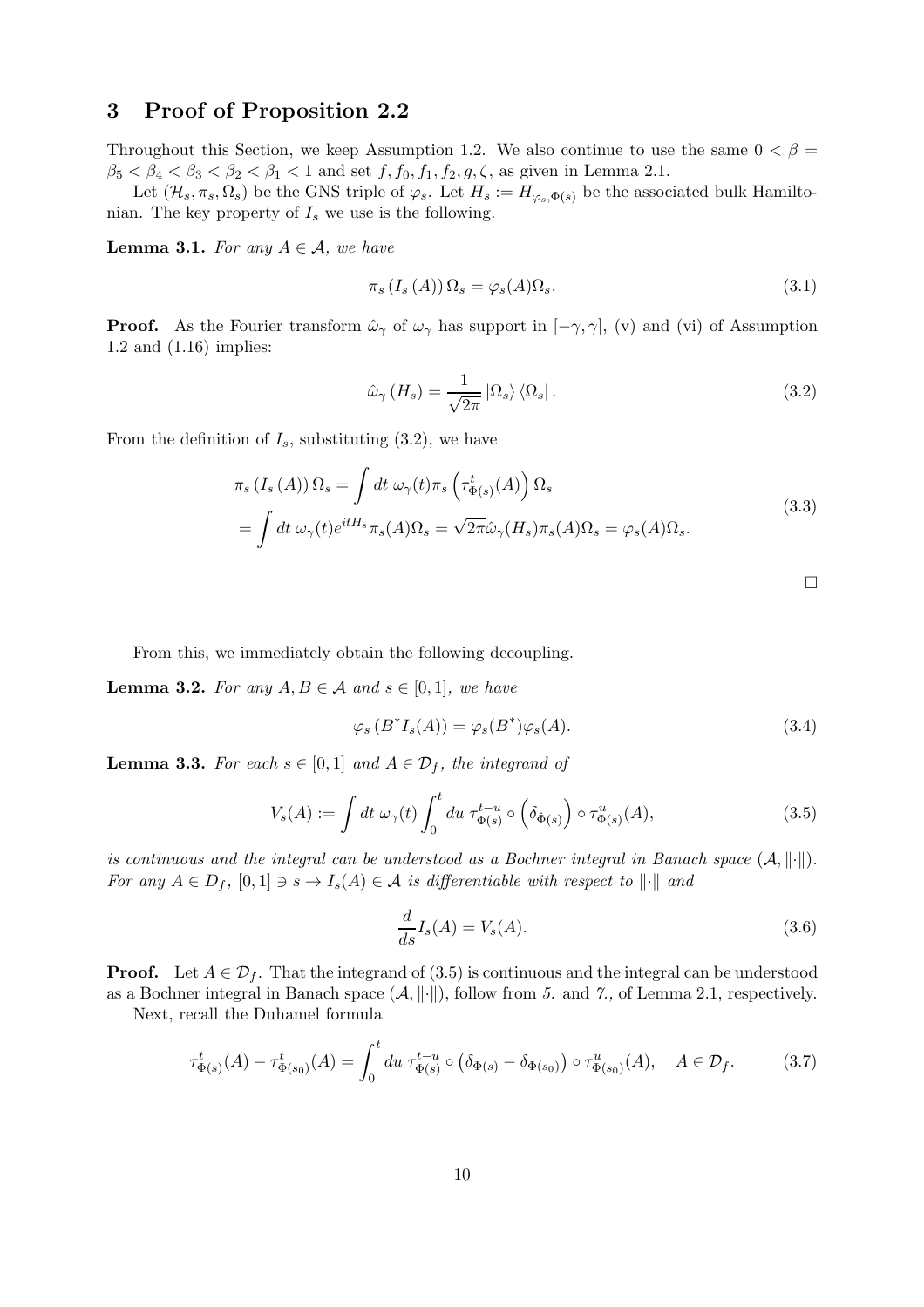## 3 Proof of Proposition 2.2

Throughout this Section, we keep Assumption 1.2. We also continue to use the same $0 < \beta = \beta_5 < \beta_4 < \beta_3 < \beta_2 < \beta_1 < 1$ and set $f, f_0, f_1, f_2, g, \zeta$, as given in Lemma 2.1.

Let $(\mathcal{H}_s, \pi_s, \Omega_s)$ be the GNS triple of $\varphi_s$. Let $H_s := H_{\varphi_s, \Phi(s)}$ be the associated bulk Hamiltonian. The key property of $I_s$ we use is the following.

**Lemma 3.1.** *For any $A \in \mathcal{A}$, we have*

$$\pi_s (I_s (A)) \Omega_s = \varphi_s(A)\Omega_s. \tag{3.1}$$

**Proof.** As the Fourier transform $\hat{\omega}_\gamma$ of $\omega_\gamma$ has support in $[-\gamma, \gamma]$, (v) and (vi) of Assumption 1.2 and (1.16) implies:

$$\hat{\omega}_\gamma (H_s) = \frac{1}{\sqrt{2\pi}} |\Omega_s\rangle \langle\Omega_s| . \tag{3.2}$$

From the definition of $I_s$, substituting (3.2), we have

$$\begin{aligned}
\pi_s (I_s (A)) \Omega_s &= \int dt\ \omega_\gamma(t) \pi_s \left(\tau^t_{\Phi(s)}(A)\right) \Omega_s \\
&= \int dt\ \omega_\gamma(t) e^{itH_s} \pi_s(A)\Omega_s = \sqrt{2\pi}\hat{\omega}_\gamma(H_s)\pi_s(A)\Omega_s = \varphi_s(A)\Omega_s.
\end{aligned} \tag{3.3}$$

□

From this, we immediately obtain the following decoupling.

**Lemma 3.2.** *For any $A, B \in \mathcal{A}$ and $s \in [0, 1]$, we have*

$$\varphi_s (B^* I_s(A)) = \varphi_s(B^*)\varphi_s(A). \tag{3.4}$$

**Lemma 3.3.** *For each $s \in [0, 1]$ and $A \in \mathcal{D}_f$, the integrand of*

$$V_s(A) := \int dt\ \omega_\gamma(t) \int_0^t du\ \tau^{t-u}_{\Phi(s)} \circ \left(\delta_{\dot{\Phi}(s)}\right) \circ \tau^u_{\Phi(s)}(A), \tag{3.5}$$

*is continuous and the integral can be understood as a Bochner integral in Banach space $(\mathcal{A}, \|\cdot\|)$. For any $A \in D_f$, $[0, 1] \ni s \to I_s(A) \in \mathcal{A}$ is differentiable with respect to $\|\cdot\|$ and*

$$\frac{d}{ds} I_s(A) = V_s(A). \tag{3.6}$$

**Proof.** Let $A \in \mathcal{D}_f$. That the integrand of (3.5) is continuous and the integral can be understood as a Bochner integral in Banach space $(\mathcal{A}, \|\cdot\|)$, follow from *5.* and *7.*, of Lemma 2.1, respectively.

Next, recall the Duhamel formula

$$\tau^t_{\Phi(s)}(A) - \tau^t_{\Phi(s_0)}(A) = \int_0^t du\ \tau^{t-u}_{\Phi(s)} \circ \left(\delta_{\Phi(s)} - \delta_{\Phi(s_0)}\right) \circ \tau^u_{\Phi(s_0)}(A), \quad A \in \mathcal{D}_f. \tag{3.7}$$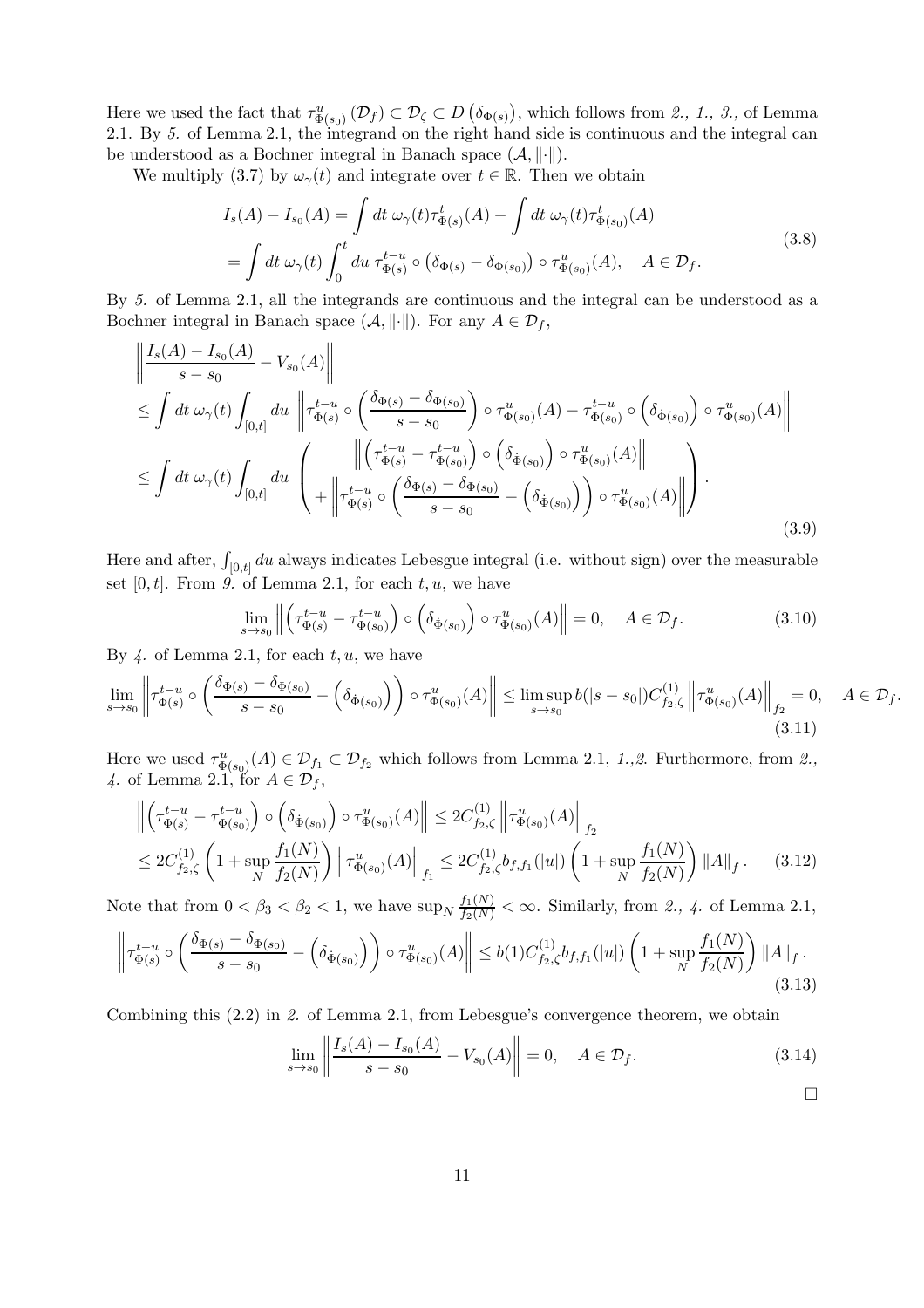Here we used the fact that $\tau^u_{\Phi(s_0)}(\mathcal{D}_f) \subset \mathcal{D}_\zeta \subset D(\delta_{\Phi(s)})$, which follows from *2., 1., 3.,* of Lemma 2.1. By *5.* of Lemma 2.1, the integrand on the right hand side is continuous and the integral can be understood as a Bochner integral in Banach space $(\mathcal{A}, \|\cdot\|)$.

We multiply (3.7) by $\omega_\gamma(t)$ and integrate over $t \in \mathbb{R}$. Then we obtain

$$
\begin{aligned}
I_s(A) - I_{s_0}(A) &= \int dt\ \omega_\gamma(t)\tau^t_{\Phi(s)}(A) - \int dt\ \omega_\gamma(t)\tau^t_{\Phi(s_0)}(A) \\
&= \int dt\ \omega_\gamma(t) \int_0^t du\ \tau^{t-u}_{\Phi(s)} \circ \left(\delta_{\Phi(s)} - \delta_{\Phi(s_0)}\right) \circ \tau^u_{\Phi(s_0)}(A), \quad A \in \mathcal{D}_f.
\end{aligned}
\tag{3.8}
$$

By *5.* of Lemma 2.1, all the integrands are continuous and the integral can be understood as a Bochner integral in Banach space $(\mathcal{A}, \|\cdot\|)$. For any $A \in \mathcal{D}_f$,

$$
\begin{aligned}
&\left\| \frac{I_s(A) - I_{s_0}(A)}{s - s_0} - V_{s_0}(A) \right\| \\
&\le \int dt\ \omega_\gamma(t) \int_{[0,t]} du\ \left\| \tau^{t-u}_{\Phi(s)} \circ \left( \frac{\delta_{\Phi(s)} - \delta_{\Phi(s_0)}}{s - s_0} \right) \circ \tau^u_{\Phi(s_0)}(A) - \tau^{t-u}_{\Phi(s_0)} \circ \left(\delta_{\dot{\Phi}(s_0)}\right) \circ \tau^u_{\Phi(s_0)}(A) \right\| \\
&\le \int dt\ \omega_\gamma(t) \int_{[0,t]} du\ \left( \begin{array}{c} \left\| \left(\tau^{t-u}_{\Phi(s)} - \tau^{t-u}_{\Phi(s_0)}\right) \circ \left(\delta_{\dot{\Phi}(s_0)}\right) \circ \tau^u_{\Phi(s_0)}(A) \right\| \\ + \left\| \tau^{t-u}_{\Phi(s)} \circ \left( \frac{\delta_{\Phi(s)} - \delta_{\Phi(s_0)}}{s - s_0} - \left(\delta_{\dot{\Phi}(s_0)}\right) \right) \circ \tau^u_{\Phi(s_0)}(A) \right\| \end{array} \right).
\end{aligned}
\tag{3.9}
$$

Here and after, $\int_{[0,t]} du$ always indicates Lebesgue integral (i.e. without sign) over the measurable set $[0, t]$. From *9.* of Lemma 2.1, for each $t, u$, we have

$$
\lim_{s \to s_0} \left\| \left(\tau^{t-u}_{\Phi(s)} - \tau^{t-u}_{\Phi(s_0)}\right) \circ \left(\delta_{\dot{\Phi}(s_0)}\right) \circ \tau^u_{\Phi(s_0)}(A) \right\| = 0, \quad A \in \mathcal{D}_f.
\tag{3.10}
$$

By *4.* of Lemma 2.1, for each $t, u$, we have

$$
\lim_{s \to s_0} \left\| \tau^{t-u}_{\Phi(s)} \circ \left( \frac{\delta_{\Phi(s)} - \delta_{\Phi(s_0)}}{s - s_0} - \left(\delta_{\dot{\Phi}(s_0)}\right) \right) \circ \tau^u_{\Phi(s_0)}(A) \right\| \le \limsup_{s \to s_0} b(|s - s_0|) C^{(1)}_{f_2,\zeta} \left\| \tau^u_{\Phi(s_0)}(A) \right\|_{f_2} = 0, \quad A \in \mathcal{D}_f.
\tag{3.11}
$$

Here we used $\tau^u_{\Phi(s_0)}(A) \in \mathcal{D}_{f_1} \subset \mathcal{D}_{f_2}$ which follows from Lemma 2.1, *1.,2.* Furthermore, from *2., 4.* of Lemma 2.1, for $A \in \mathcal{D}_f$,

$$
\begin{aligned}
&\left\| \left(\tau^{t-u}_{\Phi(s)} - \tau^{t-u}_{\Phi(s_0)}\right) \circ \left(\delta_{\dot{\Phi}(s_0)}\right) \circ \tau^u_{\Phi(s_0)}(A) \right\| \le 2C^{(1)}_{f_2,\zeta} \left\| \tau^u_{\Phi(s_0)}(A) \right\|_{f_2} \\
&\le 2C^{(1)}_{f_2,\zeta} \left( 1 + \sup_N \frac{f_1(N)}{f_2(N)} \right) \left\| \tau^u_{\Phi(s_0)}(A) \right\|_{f_1} \le 2C^{(1)}_{f_2,\zeta} b_{f,f_1}(|u|) \left( 1 + \sup_N \frac{f_1(N)}{f_2(N)} \right) \|A\|_f.
\end{aligned}
\tag{3.12}
$$

Note that from $0 < \beta_3 < \beta_2 < 1$, we have $\sup_N \frac{f_1(N)}{f_2(N)} < \infty$. Similarly, from *2., 4.* of Lemma 2.1,

$$
\left\| \tau^{t-u}_{\Phi(s)} \circ \left( \frac{\delta_{\Phi(s)} - \delta_{\Phi(s_0)}}{s - s_0} - \left(\delta_{\dot{\Phi}(s_0)}\right) \right) \circ \tau^u_{\Phi(s_0)}(A) \right\| \le b(1) C^{(1)}_{f_2,\zeta} b_{f,f_1}(|u|) \left( 1 + \sup_N \frac{f_1(N)}{f_2(N)} \right) \|A\|_f.
\tag{3.13}
$$

Combining this (2.2) in *2.* of Lemma 2.1, from Lebesgue's convergence theorem, we obtain

$$
\lim_{s \to s_0} \left\| \frac{I_s(A) - I_{s_0}(A)}{s - s_0} - V_{s_0}(A) \right\| = 0, \quad A \in \mathcal{D}_f.
\tag{3.14}
$$

$\square$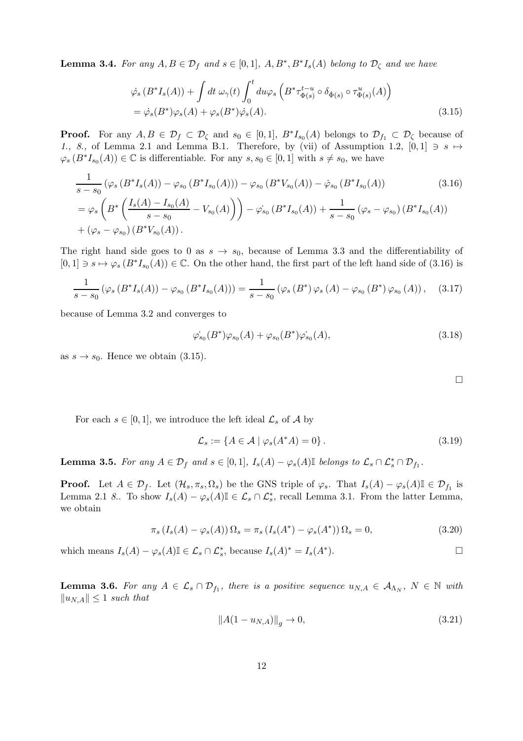**Lemma 3.4.** *For any $A, B \in \mathcal{D}_f$ and $s \in [0,1]$, $A, B^*, B^* I_s(A)$ belong to $\mathcal{D}_\zeta$ and we have*

$$
\begin{aligned}
&\dot{\varphi}_s \left( B^* I_s(A) \right) + \int dt \; \omega_\gamma(t) \int_0^t du \varphi_s \left( B^* \tau_{\Phi(s)}^{t-u} \circ \delta_{\dot{\Phi}(s)} \circ \tau_{\Phi(s)}^u (A) \right) \\
&= \dot{\varphi}_s(B^*) \varphi_s(A) + \varphi_s(B^*) \dot{\varphi}_s(A).
\end{aligned}
\tag{3.15}
$$

**Proof.** For any $A, B \in \mathcal{D}_f \subset \mathcal{D}_\zeta$ and $s_0 \in [0,1]$, $B^* I_{s_0}(A)$ belongs to $\mathcal{D}_{f_1} \subset \mathcal{D}_\zeta$ because of *1., 8.,* of Lemma 2.1 and Lemma B.1. Therefore, by (vii) of Assumption 1.2, $[0,1] \ni s \mapsto \varphi_s \left( B^* I_{s_0}(A) \right) \in \mathbb{C}$ is differentiable. For any $s, s_0 \in [0,1]$ with $s \neq s_0$, we have

$$
\begin{aligned}
&\frac{1}{s - s_0} \left( \varphi_s \left( B^* I_s(A) \right) - \varphi_{s_0} \left( B^* I_{s_0}(A) \right) \right) - \varphi_{s_0} \left( B^* V_{s_0}(A) \right) - \dot{\varphi}_{s_0} \left( B^* I_{s_0}(A) \right) \qquad (3.16) \\
&= \varphi_s \left( B^* \left( \frac{I_s(A) - I_{s_0}(A)}{s - s_0} - V_{s_0}(A) \right) \right) - \dot{\varphi_{s_0}} \left( B^* I_{s_0}(A) \right) + \frac{1}{s - s_0} \left( \varphi_s - \varphi_{s_0} \right) \left( B^* I_{s_0}(A) \right) \\
&+ \left( \varphi_s - \varphi_{s_0} \right) \left( B^* V_{s_0}(A) \right).
\end{aligned}
$$

The right hand side goes to 0 as $s \to s_0$, because of Lemma 3.3 and the differentiability of $[0,1] \ni s \mapsto \varphi_s \left( B^* I_{s_0}(A) \right) \in \mathbb{C}$. On the other hand, the first part of the left hand side of (3.16) is

$$
\frac{1}{s - s_0} \left( \varphi_s \left( B^* I_s(A) \right) - \varphi_{s_0} \left( B^* I_{s_0}(A) \right) \right) = \frac{1}{s - s_0} \left( \varphi_s \left( B^* \right) \varphi_s \left( A \right) - \varphi_{s_0} \left( B^* \right) \varphi_{s_0} \left( A \right) \right), \tag{3.17}
$$

because of Lemma 3.2 and converges to

$$
\dot{\varphi_{s_0}}(B^*) \varphi_{s_0}(A) + \varphi_{s_0}(B^*) \dot{\varphi_{s_0}}(A), \tag{3.18}
$$

as $s \to s_0$. Hence we obtain (3.15).

$\square$

For each $s \in [0,1]$, we introduce the left ideal $\mathcal{L}_s$ of $\mathcal{A}$ by

$$
\mathcal{L}_s := \left\{ A \in \mathcal{A} \mid \varphi_s(A^* A) = 0 \right\}. \tag{3.19}
$$

**Lemma 3.5.** *For any $A \in \mathcal{D}_f$ and $s \in [0,1]$, $I_s(A) - \varphi_s(A)\mathbb{I}$ belongs to $\mathcal{L}_s \cap \mathcal{L}_s^* \cap \mathcal{D}_{f_1}$.*

**Proof.** Let $A \in \mathcal{D}_f$. Let $(\mathcal{H}_s, \pi_s, \Omega_s)$ be the GNS triple of $\varphi_s$. That $I_s(A) - \varphi_s(A)\mathbb{I} \in \mathcal{D}_{f_1}$ is Lemma 2.1 *8.*. To show $I_s(A) - \varphi_s(A)\mathbb{I} \in \mathcal{L}_s \cap \mathcal{L}_s^*$, recall Lemma 3.1. From the latter Lemma, we obtain

$$
\pi_s \left( I_s(A) - \varphi_s(A) \right) \Omega_s = \pi_s \left( I_s(A^*) - \varphi_s(A^*) \right) \Omega_s = 0, \tag{3.20}
$$

which means $I_s(A) - \varphi_s(A)\mathbb{I} \in \mathcal{L}_s \cap \mathcal{L}_s^*$, because $I_s(A)^* = I_s(A^*)$. $\square$

**Lemma 3.6.** *For any $A \in \mathcal{L}_s \cap \mathcal{D}_{f_1}$, there is a positive sequence $u_{N,A} \in \mathcal{A}_{\Lambda_N}$, $N \in \mathbb{N}$ with $\|u_{N,A}\| \leq 1$ such that*

$$
\left\| A(1 - u_{N,A}) \right\|_g \to 0, \tag{3.21}
$$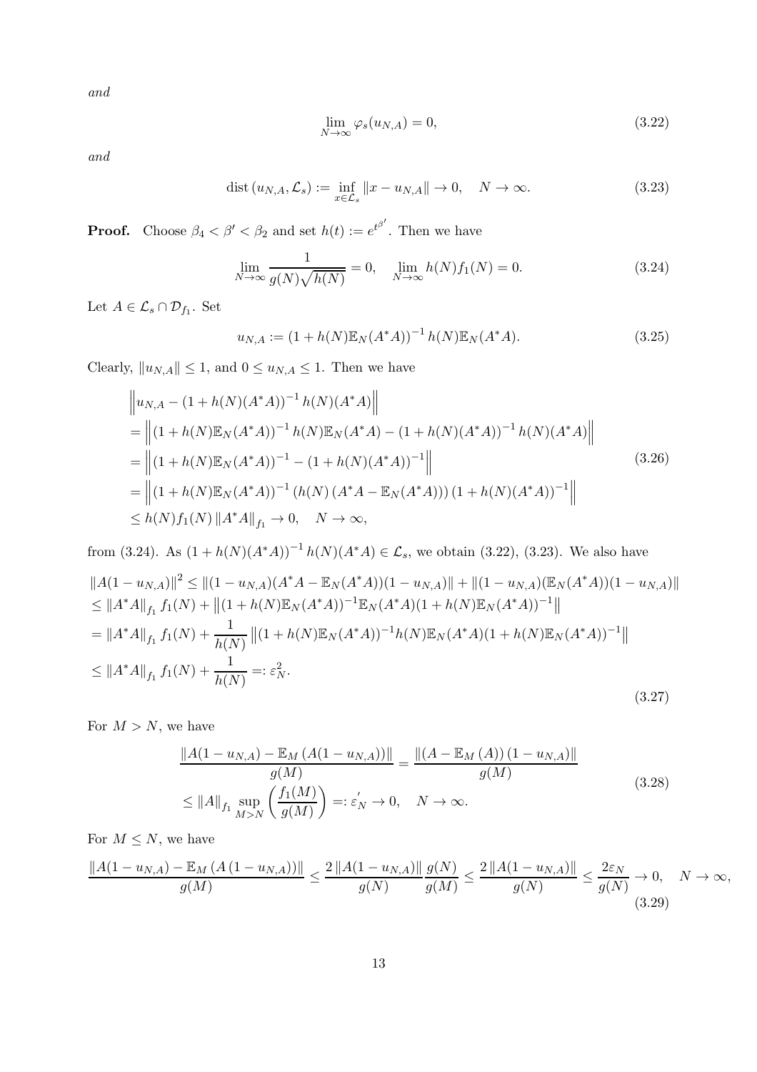*and*

$$\lim_{N\to\infty} \varphi_s(u_{N,A}) = 0, \tag{3.22}$$

*and*

$$\operatorname{dist}(u_{N,A}, \mathcal{L}_s) := \inf_{x\in\mathcal{L}_s} \|x - u_{N,A}\| \to 0, \quad N\to\infty. \tag{3.23}$$

**Proof.** Choose $\beta_4 < \beta' < \beta_2$ and set $h(t) := e^{t^{\beta'}}$. Then we have

$$\lim_{N\to\infty} \frac{1}{g(N)\sqrt{h(N)}} = 0, \quad \lim_{N\to\infty} h(N) f_1(N) = 0. \tag{3.24}$$

Let $A \in \mathcal{L}_s \cap \mathcal{D}_{f_1}$. Set

$$u_{N,A} := \left(1 + h(N)\mathbb{E}_N(A^*A)\right)^{-1} h(N)\mathbb{E}_N(A^*A). \tag{3.25}$$

Clearly, $\|u_{N,A}\| \le 1$, and $0 \le u_{N,A} \le 1$. Then we have

$$\begin{aligned}
&\left\| u_{N,A} - \left(1 + h(N)(A^*A)\right)^{-1} h(N)(A^*A) \right\| \\
&= \left\| \left(1 + h(N)\mathbb{E}_N(A^*A)\right)^{-1} h(N)\mathbb{E}_N(A^*A) - \left(1 + h(N)(A^*A)\right)^{-1} h(N)(A^*A) \right\| \\
&= \left\| \left(1 + h(N)\mathbb{E}_N(A^*A)\right)^{-1} - \left(1 + h(N)(A^*A)\right)^{-1} \right\| \\
&= \left\| \left(1 + h(N)\mathbb{E}_N(A^*A)\right)^{-1} \left(h(N)\left(A^*A - \mathbb{E}_N(A^*A)\right)\right) \left(1 + h(N)(A^*A)\right)^{-1} \right\| \\
&\le h(N) f_1(N) \left\|A^*A\right\|_{f_1} \to 0, \quad N\to\infty,
\end{aligned} \tag{3.26}$$

from (3.24). As $\left(1 + h(N)(A^*A)\right)^{-1} h(N)(A^*A) \in \mathcal{L}_s$, we obtain (3.22), (3.23). We also have

$$\begin{aligned}
&\|A(1-u_{N,A})\|^2 \le \|(1-u_{N,A})(A^*A - \mathbb{E}_N(A^*A))(1-u_{N,A})\| + \|(1-u_{N,A})(\mathbb{E}_N(A^*A))(1-u_{N,A})\| \\
&\le \|A^*A\|_{f_1} f_1(N) + \left\|(1+h(N)\mathbb{E}_N(A^*A))^{-1}\mathbb{E}_N(A^*A)(1+h(N)\mathbb{E}_N(A^*A))^{-1}\right\| \\
&= \|A^*A\|_{f_1} f_1(N) + \frac{1}{h(N)}\left\|(1+h(N)\mathbb{E}_N(A^*A))^{-1}h(N)\mathbb{E}_N(A^*A)(1+h(N)\mathbb{E}_N(A^*A))^{-1}\right\| \\
&\le \|A^*A\|_{f_1} f_1(N) + \frac{1}{h(N)} =: \varepsilon_N^2.
\end{aligned} \tag{3.27}$$

For $M > N$, we have

$$\begin{aligned}
&\frac{\|A(1-u_{N,A}) - \mathbb{E}_M\left(A(1-u_{N,A})\right)\|}{g(M)} = \frac{\left\|\left(A - \mathbb{E}_M(A)\right)(1-u_{N,A})\right\|}{g(M)} \\
&\le \|A\|_{f_1} \sup_{M>N}\left(\frac{f_1(M)}{g(M)}\right) =: \varepsilon_N' \to 0, \quad N\to\infty.
\end{aligned} \tag{3.28}$$

For $M \le N$, we have

$$\frac{\|A(1-u_{N,A}) - \mathbb{E}_M\left(A\left(1-u_{N,A}\right)\right)\|}{g(M)} \le \frac{2\|A(1-u_{N,A})\|}{g(N)}\frac{g(N)}{g(M)} \le \frac{2\|A(1-u_{N,A})\|}{g(N)} \le \frac{2\varepsilon_N}{g(N)} \to 0, \quad N\to\infty, \tag{3.29}$$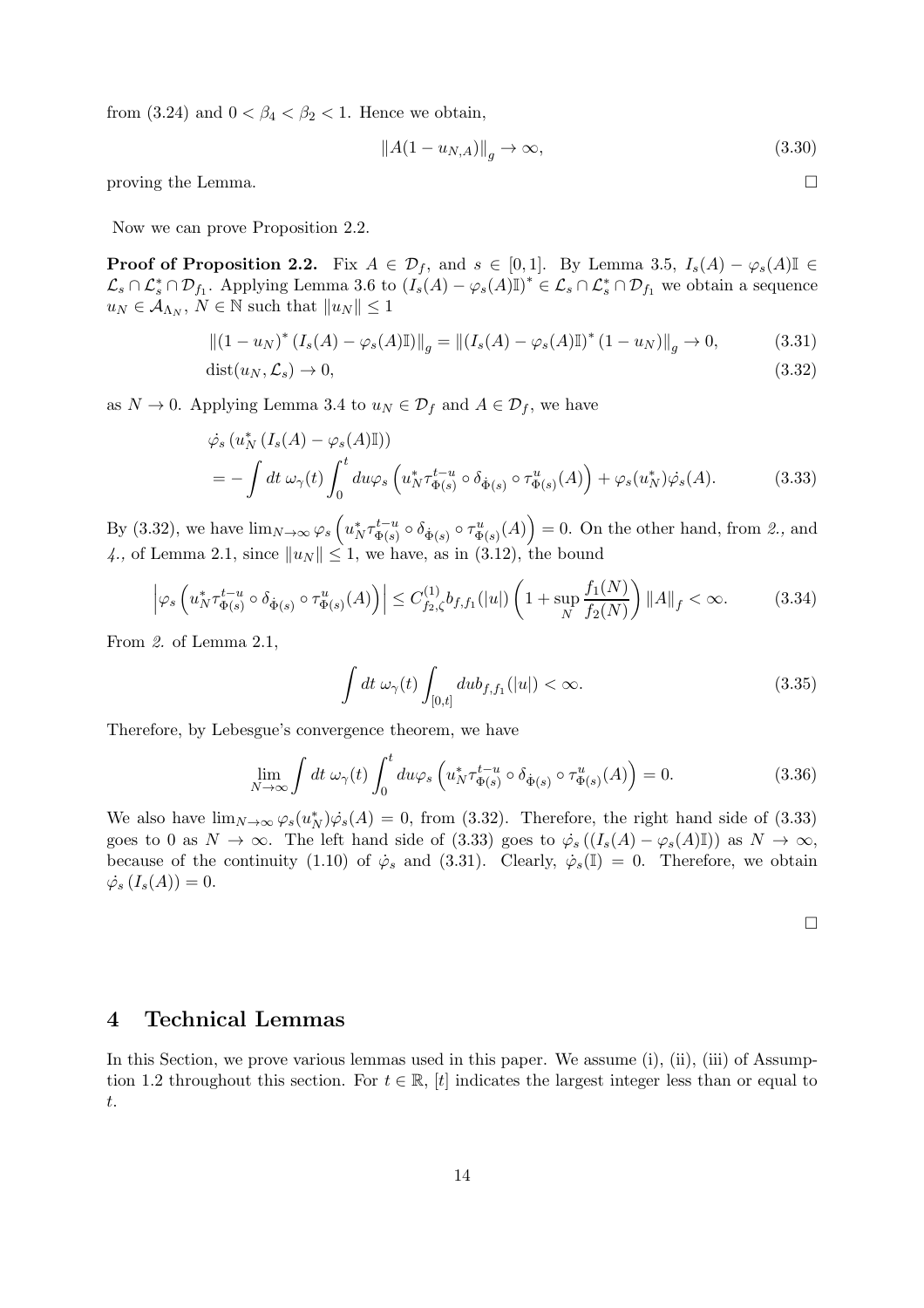from (3.24) and $0 < \beta_4 < \beta_2 < 1$. Hence we obtain,

$$\left\| A(1 - u_{N,A}) \right\|_g \to \infty, \tag{3.30}$$

proving the Lemma. $\square$

Now we can prove Proposition 2.2.

**Proof of Proposition 2.2.** Fix $A \in \mathcal{D}_f$, and $s \in [0,1]$. By Lemma 3.5, $I_s(A) - \varphi_s(A)\mathbb{I} \in \mathcal{L}_s \cap \mathcal{L}_s^* \cap \mathcal{D}_{f_1}$. Applying Lemma 3.6 to $(I_s(A) - \varphi_s(A)\mathbb{I})^* \in \mathcal{L}_s \cap \mathcal{L}_s^* \cap \mathcal{D}_{f_1}$ we obtain a sequence $u_N \in \mathcal{A}_{\Lambda_N}$, $N \in \mathbb{N}$ such that $\|u_N\| \leq 1$

$$\left\| (1 - u_N)^* \left( I_s(A) - \varphi_s(A)\mathbb{I} \right) \right\|_g = \left\| \left( I_s(A) - \varphi_s(A)\mathbb{I} \right)^* (1 - u_N) \right\|_g \to 0, \tag{3.31}$$

$$\operatorname{dist}(u_N, \mathcal{L}_s) \to 0, \tag{3.32}$$

as $N \to 0$. Applying Lemma 3.4 to $u_N \in \mathcal{D}_f$ and $A \in \mathcal{D}_f$, we have

$$\begin{aligned}
&\dot{\varphi}_s \left( u_N^* \left( I_s(A) - \varphi_s(A)\mathbb{I} \right) \right) \\
&= -\int dt\ \omega_\gamma(t) \int_0^t du \varphi_s \left( u_N^* \tau_{\Phi(s)}^{t-u} \circ \delta_{\dot{\Phi}(s)} \circ \tau_{\Phi(s)}^{u}(A) \right) + \varphi_s(u_N^*) \dot{\varphi}_s(A).
\end{aligned} \tag{3.33}$$

By (3.32), we have $\lim_{N\to\infty} \varphi_s \left( u_N^* \tau_{\Phi(s)}^{t-u} \circ \delta_{\dot{\Phi}(s)} \circ \tau_{\Phi(s)}^{u}(A) \right) = 0$. On the other hand, from *2.*, and *4.*, of Lemma 2.1, since $\|u_N\| \leq 1$, we have, as in (3.12), the bound

$$\left| \varphi_s \left( u_N^* \tau_{\Phi(s)}^{t-u} \circ \delta_{\dot{\Phi}(s)} \circ \tau_{\Phi(s)}^{u}(A) \right) \right| \leq C_{f_2,\zeta}^{(1)} b_{f,f_1}(|u|) \left( 1 + \sup_N \frac{f_1(N)}{f_2(N)} \right) \|A\|_f < \infty. \tag{3.34}$$

From *2.* of Lemma 2.1,

$$\int dt\ \omega_\gamma(t) \int_{[0,t]} du b_{f,f_1}(|u|) < \infty. \tag{3.35}$$

Therefore, by Lebesgue's convergence theorem, we have

$$\lim_{N\to\infty} \int dt\ \omega_\gamma(t) \int_0^t du \varphi_s \left( u_N^* \tau_{\Phi(s)}^{t-u} \circ \delta_{\dot{\Phi}(s)} \circ \tau_{\Phi(s)}^{u}(A) \right) = 0. \tag{3.36}$$

We also have $\lim_{N\to\infty} \varphi_s(u_N^*) \dot{\varphi}_s(A) = 0$, from (3.32). Therefore, the right hand side of (3.33) goes to 0 as $N \to \infty$. The left hand side of (3.33) goes to $\dot{\varphi}_s \left( (I_s(A) - \varphi_s(A)\mathbb{I}) \right)$ as $N \to \infty$, because of the continuity (1.10) of $\dot{\varphi}_s$ and (3.31). Clearly, $\dot{\varphi}_s(\mathbb{I}) = 0$. Therefore, we obtain $\dot{\varphi}_s \left( I_s(A) \right) = 0$.

$\square$

# 4 Technical Lemmas

In this Section, we prove various lemmas used in this paper. We assume (i), (ii), (iii) of Assumption 1.2 throughout this section. For $t \in \mathbb{R}$, $[t]$ indicates the largest integer less than or equal to $t$.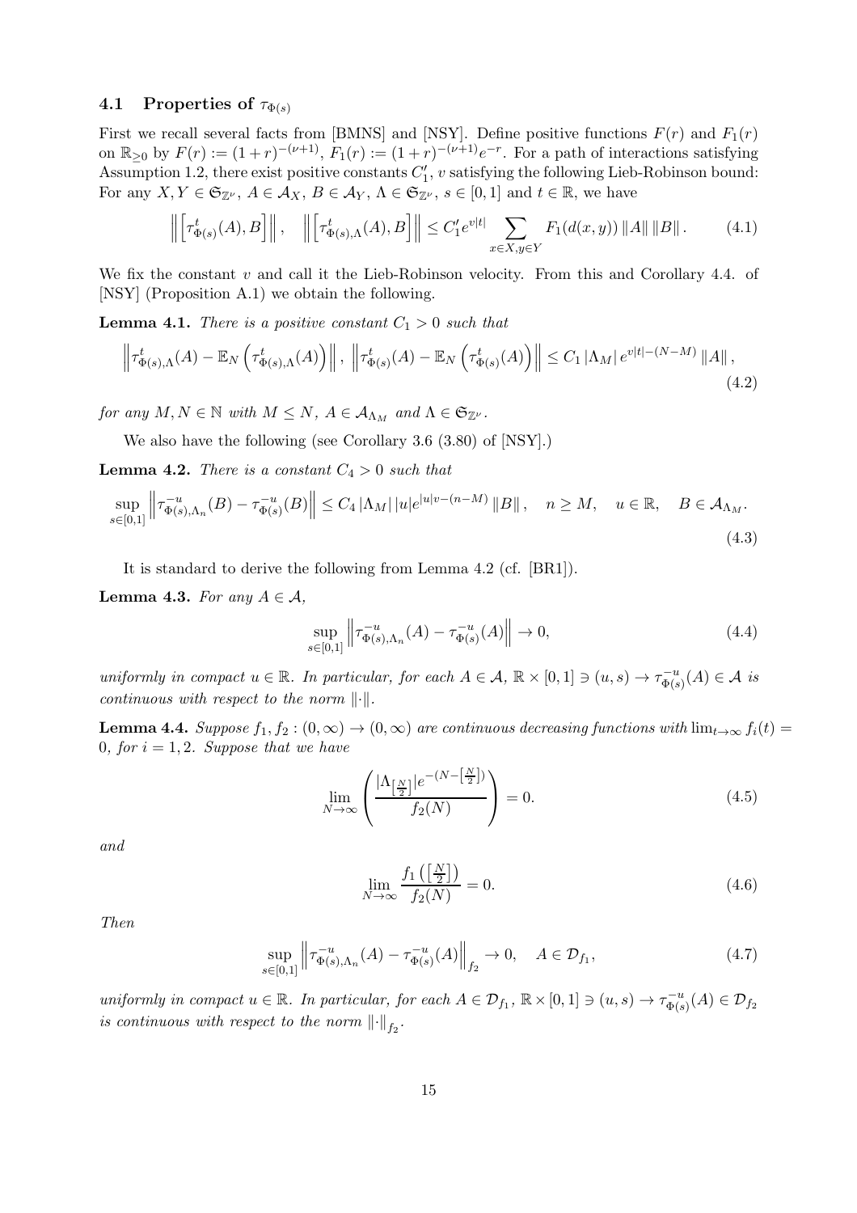### 4.1 Properties of $\tau_{\Phi(s)}$

First we recall several facts from [BMNS] and [NSY]. Define positive functions $F(r)$ and $F_1(r)$ on $\mathbb{R}_{\geq 0}$ by $F(r) := (1+r)^{-(\nu+1)}$, $F_1(r) := (1+r)^{-(\nu+1)}e^{-r}$. For a path of interactions satisfying Assumption 1.2, there exist positive constants $C_1'$, $v$ satisfying the following Lieb-Robinson bound: For any $X, Y \in \mathfrak{S}_{\mathbb{Z}^\nu}$, $A \in \mathcal{A}_X$, $B \in \mathcal{A}_Y$, $\Lambda \in \mathfrak{S}_{\mathbb{Z}^\nu}$, $s \in [0,1]$ and $t \in \mathbb{R}$, we have

$$\left\| \left[ \tau^t_{\Phi(s)}(A), B \right] \right\|, \quad \left\| \left[ \tau^t_{\Phi(s),\Lambda}(A), B \right] \right\| \leq C_1' e^{v|t|} \sum_{x \in X, y \in Y} F_1(d(x,y)) \|A\| \|B\|. \tag{4.1}$$

We fix the constant $v$ and call it the Lieb-Robinson velocity. From this and Corollary 4.4. of [NSY] (Proposition A.1) we obtain the following.

**Lemma 4.1.** *There is a positive constant $C_1 > 0$ such that*

$$\left\| \tau^t_{\Phi(s),\Lambda}(A) - \mathbb{E}_N\left( \tau^t_{\Phi(s),\Lambda}(A) \right) \right\|, \; \left\| \tau^t_{\Phi(s)}(A) - \mathbb{E}_N\left( \tau^t_{\Phi(s)}(A) \right) \right\| \leq C_1 |\Lambda_M| e^{v|t|-(N-M)} \|A\|, \tag{4.2}$$

*for any $M, N \in \mathbb{N}$ with $M \leq N$, $A \in \mathcal{A}_{\Lambda_M}$ and $\Lambda \in \mathfrak{S}_{\mathbb{Z}^\nu}$.*

We also have the following (see Corollary 3.6 (3.80) of [NSY].)

**Lemma 4.2.** *There is a constant $C_4 > 0$ such that*

$$\sup_{s \in [0,1]} \left\| \tau^{-u}_{\Phi(s),\Lambda_n}(B) - \tau^{-u}_{\Phi(s)}(B) \right\| \leq C_4 |\Lambda_M| \, |u| e^{|u|v-(n-M)} \|B\|, \quad n \geq M, \quad u \in \mathbb{R}, \quad B \in \mathcal{A}_{\Lambda_M}. \tag{4.3}$$

It is standard to derive the following from Lemma 4.2 (cf. [BR1]).

**Lemma 4.3.** *For any $A \in \mathcal{A}$,*

$$\sup_{s \in [0,1]} \left\| \tau^{-u}_{\Phi(s),\Lambda_n}(A) - \tau^{-u}_{\Phi(s)}(A) \right\| \to 0, \tag{4.4}$$

*uniformly in compact $u \in \mathbb{R}$. In particular, for each $A \in \mathcal{A}$, $\mathbb{R} \times [0,1] \ni (u,s) \to \tau^{-u}_{\Phi(s)}(A) \in \mathcal{A}$ is continuous with respect to the norm $\|\cdot\|$.*

**Lemma 4.4.** *Suppose $f_1, f_2 : (0,\infty) \to (0,\infty)$ are continuous decreasing functions with $\lim_{t\to\infty} f_i(t) = 0$, for $i = 1, 2$. Suppose that we have*

$$\lim_{N\to\infty} \left( \frac{|\Lambda_{\left[\frac{N}{2}\right]}| e^{-(N - \left[\frac{N}{2}\right])}}{f_2(N)} \right) = 0. \tag{4.5}$$

*and*

$$\lim_{N\to\infty} \frac{f_1\left(\left[\frac{N}{2}\right]\right)}{f_2(N)} = 0. \tag{4.6}$$

*Then*

$$\sup_{s \in [0,1]} \left\| \tau^{-u}_{\Phi(s),\Lambda_n}(A) - \tau^{-u}_{\Phi(s)}(A) \right\|_{f_2} \to 0, \quad A \in \mathcal{D}_{f_1}, \tag{4.7}$$

*uniformly in compact $u \in \mathbb{R}$. In particular, for each $A \in \mathcal{D}_{f_1}$, $\mathbb{R} \times [0,1] \ni (u,s) \to \tau^{-u}_{\Phi(s)}(A) \in \mathcal{D}_{f_2}$ is continuous with respect to the norm $\|\cdot\|_{f_2}$.*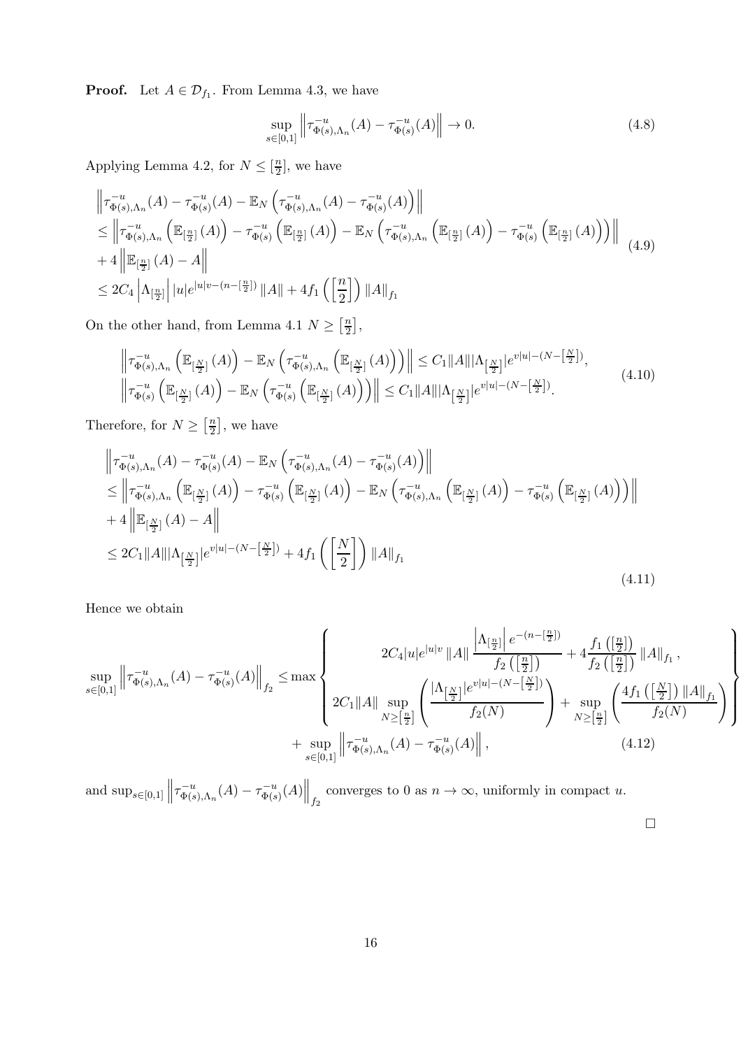**Proof.** Let $A \in \mathcal{D}_{f_1}$. From Lemma 4.3, we have

$$\sup_{s\in[0,1]} \left\| \tau^{-u}_{\Phi(s),\Lambda_n}(A) - \tau^{-u}_{\Phi(s)}(A) \right\| \to 0. \tag{4.8}$$

Applying Lemma 4.2, for $N \leq [\frac{n}{2}]$, we have

$$\begin{aligned}
&\left\| \tau^{-u}_{\Phi(s),\Lambda_n}(A) - \tau^{-u}_{\Phi(s)}(A) - \mathbb{E}_N\left( \tau^{-u}_{\Phi(s),\Lambda_n}(A) - \tau^{-u}_{\Phi(s)}(A) \right) \right\| \\
&\leq \left\| \tau^{-u}_{\Phi(s),\Lambda_n}\left( \mathbb{E}_{[\frac{n}{2}]}(A) \right) - \tau^{-u}_{\Phi(s)}\left( \mathbb{E}_{[\frac{n}{2}]}(A) \right) - \mathbb{E}_N\left( \tau^{-u}_{\Phi(s),\Lambda_n}\left( \mathbb{E}_{[\frac{n}{2}]}(A) \right) - \tau^{-u}_{\Phi(s)}\left( \mathbb{E}_{[\frac{n}{2}]}(A) \right) \right) \right\| \\
&+ 4 \left\| \mathbb{E}_{[\frac{n}{2}]}(A) - A \right\| \\
&\leq 2C_4 \left| \Lambda_{[\frac{n}{2}]} \right| |u| e^{|u|v - (n - [\frac{n}{2}])} \|A\| + 4 f_1\left( \left[\frac{n}{2}\right] \right) \|A\|_{f_1}
\end{aligned} \tag{4.9}$$

On the other hand, from Lemma 4.1 $N \geq \left[\frac{n}{2}\right]$,

$$\begin{aligned}
&\left\| \tau^{-u}_{\Phi(s),\Lambda_n}\left( \mathbb{E}_{[\frac{N}{2}]}(A) \right) - \mathbb{E}_N\left( \tau^{-u}_{\Phi(s),\Lambda_n}\left( \mathbb{E}_{[\frac{N}{2}]}(A) \right) \right) \right\| \leq C_1 \|A\| |\Lambda_{\left[\frac{N}{2}\right]}| e^{v|u| - (N - \left[\frac{N}{2}\right])}, \\
&\left\| \tau^{-u}_{\Phi(s)}\left( \mathbb{E}_{[\frac{N}{2}]}(A) \right) - \mathbb{E}_N\left( \tau^{-u}_{\Phi(s)}\left( \mathbb{E}_{[\frac{N}{2}]}(A) \right) \right) \right\| \leq C_1 \|A\| |\Lambda_{\left[\frac{N}{2}\right]}| e^{v|u| - (N - \left[\frac{N}{2}\right])}.
\end{aligned} \tag{4.10}$$

Therefore, for $N \geq \left[\frac{n}{2}\right]$, we have

$$\begin{aligned}
&\left\| \tau^{-u}_{\Phi(s),\Lambda_n}(A) - \tau^{-u}_{\Phi(s)}(A) - \mathbb{E}_N\left( \tau^{-u}_{\Phi(s),\Lambda_n}(A) - \tau^{-u}_{\Phi(s)}(A) \right) \right\| \\
&\leq \left\| \tau^{-u}_{\Phi(s),\Lambda_n}\left( \mathbb{E}_{[\frac{N}{2}]}(A) \right) - \tau^{-u}_{\Phi(s)}\left( \mathbb{E}_{[\frac{N}{2}]}(A) \right) - \mathbb{E}_N\left( \tau^{-u}_{\Phi(s),\Lambda_n}\left( \mathbb{E}_{[\frac{N}{2}]}(A) \right) - \tau^{-u}_{\Phi(s)}\left( \mathbb{E}_{[\frac{N}{2}]}(A) \right) \right) \right\| \\
&+ 4 \left\| \mathbb{E}_{[\frac{N}{2}]}(A) - A \right\| \\
&\leq 2C_1 \|A\| |\Lambda_{\left[\frac{N}{2}\right]}| e^{v|u| - (N - \left[\frac{N}{2}\right])} + 4 f_1\left( \left[\frac{N}{2}\right] \right) \|A\|_{f_1}
\end{aligned} \tag{4.11}$$

Hence we obtain

$$\begin{aligned}
\sup_{s\in[0,1]} \left\| \tau^{-u}_{\Phi(s),\Lambda_n}(A) - \tau^{-u}_{\Phi(s)}(A) \right\|_{f_2} \leq \max \left\{ \begin{array}{c}
2C_4 |u| e^{|u|v} \|A\| \dfrac{\left| \Lambda_{[\frac{n}{2}]} \right| e^{-(n - [\frac{n}{2}])}}{f_2\left( \left[\frac{n}{2}\right] \right)} + 4 \dfrac{f_1\left( [\frac{n}{2}] \right)}{f_2\left( [\frac{n}{2}] \right)} \|A\|_{f_1}, \\
2C_1 \|A\| \sup_{N \geq \left[\frac{n}{2}\right]} \left( \dfrac{|\Lambda_{\left[\frac{N}{2}\right]}| e^{v|u| - (N - \left[\frac{N}{2}\right])}}{f_2(N)} \right) + \sup_{N \geq \left[\frac{n}{2}\right]} \left( \dfrac{4 f_1\left( \left[\frac{N}{2}\right] \right) \|A\|_{f_1}}{f_2(N)} \right)
\end{array} \right\} \\
+ \sup_{s\in[0,1]} \left\| \tau^{-u}_{\Phi(s),\Lambda_n}(A) - \tau^{-u}_{\Phi(s)}(A) \right\|,
\end{aligned} \tag{4.12}$$

and $\sup_{s\in[0,1]} \left\| \tau^{-u}_{\Phi(s),\Lambda_n}(A) - \tau^{-u}_{\Phi(s)}(A) \right\|_{f_2}$ converges to 0 as $n \to \infty$, uniformly in compact $u$.

$\square$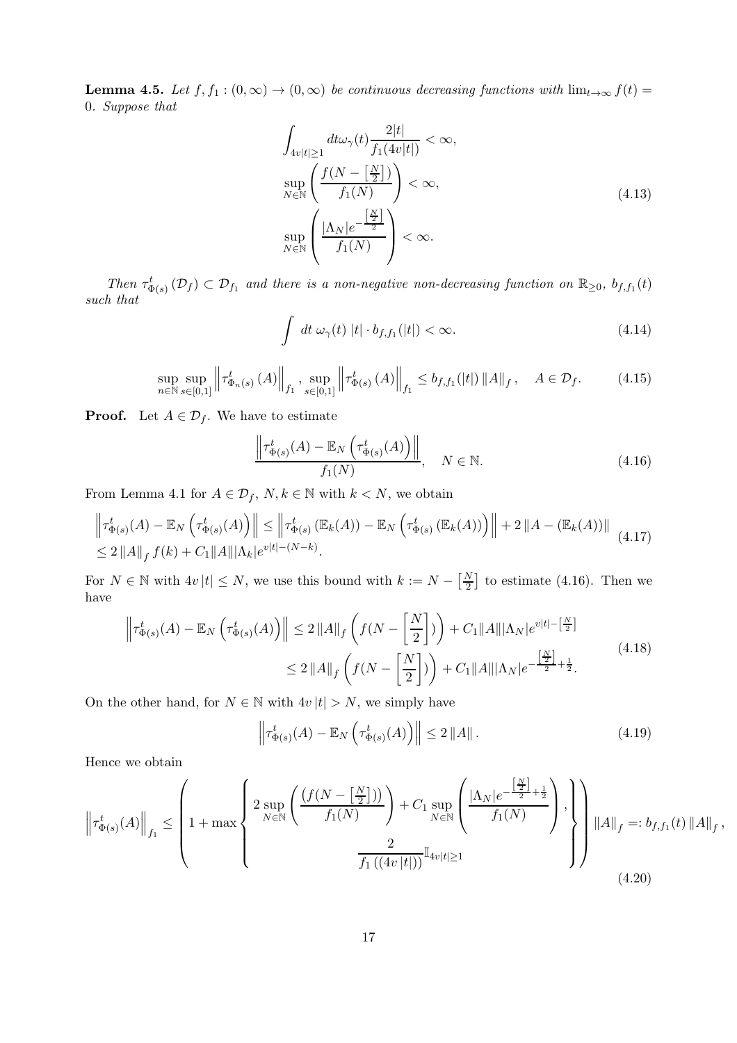**Lemma 4.5.** *Let $f, f_1 : (0,\infty) \to (0,\infty)$ be continuous decreasing functions with $\lim_{t\to\infty} f(t) = 0$. Suppose that*

$$
\begin{gathered}
\int_{4v|t|\geq 1} dt\omega_\gamma(t) \frac{2|t|}{f_1(4v|t|)} < \infty, \\
\sup_{N\in\mathbb{N}} \left( \frac{f(N - \left[\frac{N}{2}\right])}{f_1(N)} \right) < \infty, \\
\sup_{N\in\mathbb{N}} \left( \frac{|\Lambda_N| e^{-\frac{\left[\frac{N}{2}\right]}{2}}}{f_1(N)} \right) < \infty.
\end{gathered}
\tag{4.13}
$$

*Then $\tau^t_{\Phi(s)}(\mathcal{D}_f) \subset \mathcal{D}_{f_1}$ and there is a non-negative non-decreasing function on $\mathbb{R}_{\geq 0}$, $b_{f,f_1}(t)$ such that*

$$
\int dt\ \omega_\gamma(t)\ |t| \cdot b_{f,f_1}(|t|) < \infty. \tag{4.14}
$$

$$
\sup_{n\in\mathbb{N}} \sup_{s\in[0,1]} \left\| \tau^t_{\Phi_n(s)}(A) \right\|_{f_1},\ \sup_{s\in[0,1]} \left\| \tau^t_{\Phi(s)}(A) \right\|_{f_1} \leq b_{f,f_1}(|t|) \left\|A\right\|_f, \quad A \in \mathcal{D}_f. \tag{4.15}
$$

**Proof.** Let $A \in \mathcal{D}_f$. We have to estimate

$$
\frac{\left\| \tau^t_{\Phi(s)}(A) - \mathbb{E}_N\left(\tau^t_{\Phi(s)}(A)\right) \right\|}{f_1(N)}, \quad N \in \mathbb{N}. \tag{4.16}
$$

From Lemma 4.1 for $A \in \mathcal{D}_f$, $N, k \in \mathbb{N}$ with $k < N$, we obtain

$$
\begin{aligned}
&\left\| \tau^t_{\Phi(s)}(A) - \mathbb{E}_N\left(\tau^t_{\Phi(s)}(A)\right) \right\| \leq \left\| \tau^t_{\Phi(s)}\left(\mathbb{E}_k(A)\right) - \mathbb{E}_N\left(\tau^t_{\Phi(s)}\left(\mathbb{E}_k(A)\right)\right) \right\| + 2\left\|A - \left(\mathbb{E}_k(A)\right)\right\| \\
&\leq 2\left\|A\right\|_f f(k) + C_1 \|A\| |\Lambda_k| e^{v|t| - (N-k)}.
\end{aligned}
\tag{4.17}
$$

For $N \in \mathbb{N}$ with $4v|t| \leq N$, we use this bound with $k := N - \left[\frac{N}{2}\right]$ to estimate (4.16). Then we have

$$
\begin{aligned}
\left\| \tau^t_{\Phi(s)}(A) - \mathbb{E}_N\left(\tau^t_{\Phi(s)}(A)\right) \right\| &\leq 2\left\|A\right\|_f \left( f(N - \left[\frac{N}{2}\right]) \right) + C_1 \|A\| |\Lambda_N| e^{v|t| - \left[\frac{N}{2}\right]} \\
&\leq 2\left\|A\right\|_f \left( f(N - \left[\frac{N}{2}\right]) \right) + C_1 \|A\| |\Lambda_N| e^{-\frac{\left[\frac{N}{2}\right]}{2} + \frac{1}{2}}.
\end{aligned}
\tag{4.18}
$$

On the other hand, for $N \in \mathbb{N}$ with $4v|t| > N$, we simply have

$$
\left\| \tau^t_{\Phi(s)}(A) - \mathbb{E}_N\left(\tau^t_{\Phi(s)}(A)\right) \right\| \leq 2\left\|A\right\|. \tag{4.19}
$$

Hence we obtain

$$
\left\| \tau^t_{\Phi(s)}(A) \right\|_{f_1} \leq \left( 1 + \max\left\{ \begin{array}{c} 2\sup_{N\in\mathbb{N}} \left( \frac{\left(f(N - \left[\frac{N}{2}\right])\right)}{f_1(N)} \right) + C_1 \sup_{N\in\mathbb{N}} \left( \frac{|\Lambda_N| e^{-\frac{\left[\frac{N}{2}\right]}{2} + \frac{1}{2}}}{f_1(N)} \right), \\ \frac{2}{f_1\left((4v|t|)\right)} \mathbb{I}_{4v|t|\geq 1} \end{array} \right\} \right) \left\|A\right\|_f =: b_{f,f_1}(t) \left\|A\right\|_f, \tag{4.20}
$$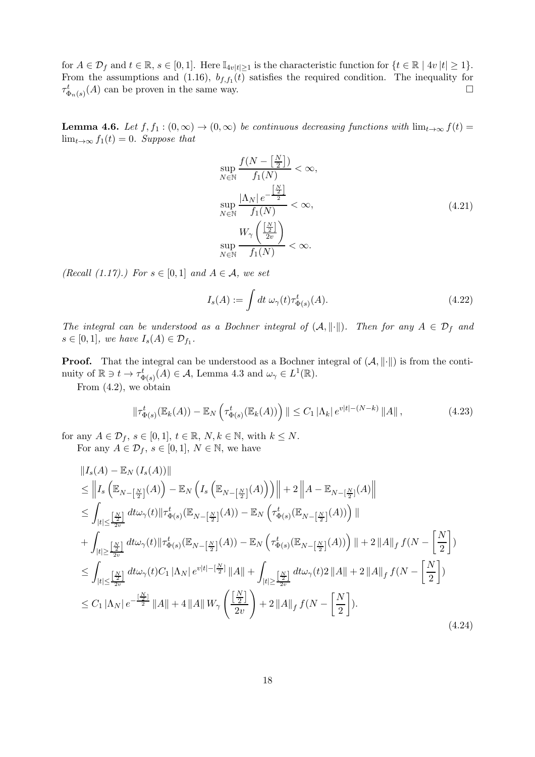for $A \in \mathcal{D}_f$ and $t \in \mathbb{R}$, $s \in [0,1]$. Here $\mathbb{I}_{4v|t|\geq 1}$ is the characteristic function for $\{t \in \mathbb{R} \mid 4v\,|t| \geq 1\}$. From the assumptions and (1.16), $b_{f,f_1}(t)$ satisfies the required condition. The inequality for $\tau^t_{\Phi_n(s)}(A)$ can be proven in the same way. □

**Lemma 4.6.** *Let $f, f_1 : (0,\infty) \to (0,\infty)$ be continuous decreasing functions with $\lim_{t\to\infty} f(t) = \lim_{t\to\infty} f_1(t) = 0$. Suppose that*

$$
\begin{aligned}
&\sup_{N\in\mathbb{N}} \frac{f(N - \left[\frac{N}{2}\right])}{f_1(N)} < \infty, \\
&\sup_{N\in\mathbb{N}} \frac{|\Lambda_N|\, e^{-\frac{\left[\frac{N}{2}\right]}{2}}}{f_1(N)} < \infty, \\
&\sup_{N\in\mathbb{N}} \frac{W_\gamma\left(\frac{\left[\frac{N}{2}\right]}{2v}\right)}{f_1(N)} < \infty.
\end{aligned}
\tag{4.21}
$$

*(Recall (1.17).) For $s \in [0,1]$ and $A \in \mathcal{A}$, we set*

$$
I_s(A) := \int dt\ \omega_\gamma(t) \tau^t_{\Phi(s)}(A). \tag{4.22}
$$

*The integral can be understood as a Bochner integral of $(\mathcal{A}, \|\cdot\|)$. Then for any $A \in \mathcal{D}_f$ and $s \in [0,1]$, we have $I_s(A) \in \mathcal{D}_{f_1}$.*

**Proof.** That the integral can be understood as a Bochner integral of $(\mathcal{A}, \|\cdot\|)$ is from the continuity of $\mathbb{R} \ni t \to \tau^t_{\Phi(s)}(A) \in \mathcal{A}$, Lemma 4.3 and $\omega_\gamma \in L^1(\mathbb{R})$.

From (4.2), we obtain

$$
\|\tau^t_{\Phi(s)}(\mathbb{E}_k(A)) - \mathbb{E}_N\left(\tau^t_{\Phi(s)}(\mathbb{E}_k(A))\right)\| \leq C_1\, |\Lambda_k|\, e^{v|t|-(N-k)}\, \|A\|, \tag{4.23}
$$

for any $A \in \mathcal{D}_f$, $s \in [0,1]$, $t \in \mathbb{R}$, $N, k \in \mathbb{N}$, with $k \leq N$.

For any $A \in \mathcal{D}_f$, $s \in [0,1]$, $N \in \mathbb{N}$, we have

$$
\begin{aligned}
&\|I_s(A) - \mathbb{E}_N\left(I_s(A)\right)\| \\
&\leq \left\| I_s\left(\mathbb{E}_{N-\left[\frac{N}{2}\right]}(A)\right) - \mathbb{E}_N\left(I_s\left(\mathbb{E}_{N-\left[\frac{N}{2}\right]}(A)\right)\right)\right\| + 2\left\|A - \mathbb{E}_{N-\left[\frac{N}{2}\right]}(A)\right\| \\
&\leq \int_{|t|\leq \frac{\left[\frac{N}{2}\right]}{2v}} dt \omega_\gamma(t) \|\tau^t_{\Phi(s)}(\mathbb{E}_{N-\left[\frac{N}{2}\right]}(A)) - \mathbb{E}_N\left(\tau^t_{\Phi(s)}(\mathbb{E}_{N-\left[\frac{N}{2}\right]}(A))\right)\| \\
&+ \int_{|t|\geq \frac{\left[\frac{N}{2}\right]}{2v}} dt \omega_\gamma(t) \|\tau^t_{\Phi(s)}(\mathbb{E}_{N-\left[\frac{N}{2}\right]}(A)) - \mathbb{E}_N\left(\tau^t_{\Phi(s)}(\mathbb{E}_{N-\left[\frac{N}{2}\right]}(A))\right)\| + 2\,\|A\|_f\, f(N - \left[\frac{N}{2}\right]) \\
&\leq \int_{|t|\leq \frac{\left[\frac{N}{2}\right]}{2v}} dt \omega_\gamma(t) C_1\, |\Lambda_N|\, e^{v|t|-\left[\frac{N}{2}\right]}\, \|A\| + \int_{|t|\geq \frac{\left[\frac{N}{2}\right]}{2v}} dt \omega_\gamma(t) 2\,\|A\| + 2\,\|A\|_f\, f(N - \left[\frac{N}{2}\right]) \\
&\leq C_1\, |\Lambda_N|\, e^{-\frac{\left[\frac{N}{2}\right]}{2}}\, \|A\| + 4\,\|A\|\, W_\gamma\left(\frac{\left[\frac{N}{2}\right]}{2v}\right) + 2\,\|A\|_f\, f(N - \left[\frac{N}{2}\right]).
\end{aligned}
\tag{4.24}
$$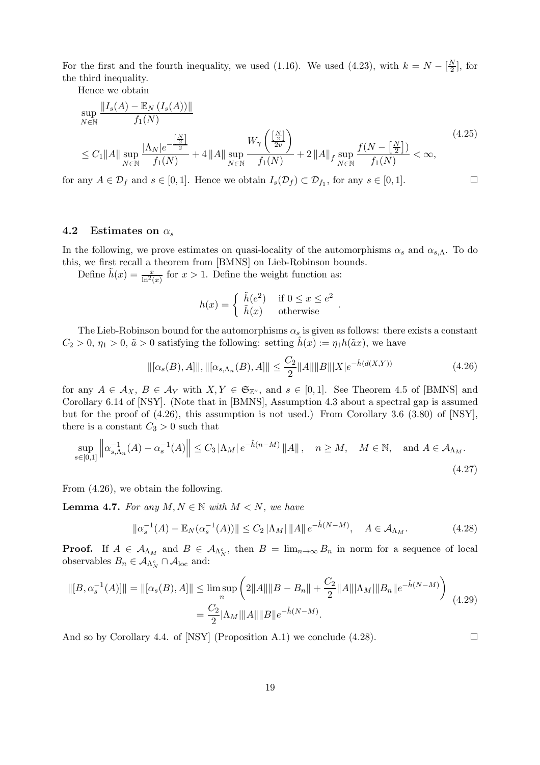For the first and the fourth inequality, we used (1.16). We used (4.23), with $k = N - [\frac{N}{2}]$, for the third inequality.

Hence we obtain

$$
\begin{aligned}
&\sup_{N\in\mathbb{N}} \frac{\|I_s(A) - \mathbb{E}_N(I_s(A))\|}{f_1(N)} \\
&\leq C_1\|A\| \sup_{N\in\mathbb{N}} \frac{|\Lambda_N| e^{-\frac{[\frac{N}{2}]}{2}}}{f_1(N)} + 4\|A\| \sup_{N\in\mathbb{N}} \frac{W_\gamma\left(\frac{[\frac{N}{2}]}{2v}\right)}{f_1(N)} + 2\|A\|_f \sup_{N\in\mathbb{N}} \frac{f(N - [\frac{N}{2}])}{f_1(N)} < \infty,
\end{aligned}
\tag{4.25}
$$

for any $A \in \mathcal{D}_f$ and $s \in [0,1]$. Hence we obtain $I_s(\mathcal{D}_f) \subset \mathcal{D}_{f_1}$, for any $s \in [0,1]$. $\square$

## 4.2 Estimates on $\alpha_s$

In the following, we prove estimates on quasi-locality of the automorphisms $\alpha_s$ and $\alpha_{s,\Lambda}$. To do this, we first recall a theorem from [BMNS] on Lieb-Robinson bounds.

Define $\tilde{h}(x) = \frac{x}{\ln^2(x)}$ for $x > 1$. Define the weight function as:

$$
h(x) = \begin{cases} \tilde{h}(e^2) & \text{if } 0 \leq x \leq e^2 \\ \tilde{h}(x) & \text{otherwise} \end{cases}.
$$

The Lieb-Robinson bound for the automorphisms $\alpha_s$ is given as follows: there exists a constant $C_2 > 0$, $\eta_1 > 0$, $\tilde{a} > 0$ satisfying the following: setting $\hat{h}(x) := \eta_1 h(\tilde{a}x)$, we have

$$
\|[\alpha_s(B), A]\|, \|[\alpha_{s,\Lambda_n}(B), A]\| \leq \frac{C_2}{2}\|A\|\|B\||X| e^{-\hat{h}(d(X,Y))}
\tag{4.26}
$$

for any $A \in \mathcal{A}_X$, $B \in \mathcal{A}_Y$ with $X, Y \in \mathfrak{S}_{\mathbb{Z}^\nu}$, and $s \in [0,1]$. See Theorem 4.5 of [BMNS] and Corollary 6.14 of [NSY]. (Note that in [BMNS], Assumption 4.3 about a spectral gap is assumed but for the proof of (4.26), this assumption is not used.) From Corollary 3.6 (3.80) of [NSY], there is a constant $C_3 > 0$ such that

$$
\sup_{s\in[0,1]} \left\| \alpha_{s,\Lambda_n}^{-1}(A) - \alpha_s^{-1}(A) \right\| \leq C_3 |\Lambda_M| e^{-\hat{h}(n-M)} \|A\|, \quad n \geq M, \quad M \in \mathbb{N}, \quad \text{and } A \in \mathcal{A}_{\Lambda_M}.
\tag{4.27}
$$

From (4.26), we obtain the following.

**Lemma 4.7.** *For any $M, N \in \mathbb{N}$ with $M < N$, we have*

$$
\|\alpha_s^{-1}(A) - \mathbb{E}_N(\alpha_s^{-1}(A))\| \leq C_2 |\Lambda_M| \|A\| e^{-\hat{h}(N-M)}, \quad A \in \mathcal{A}_{\Lambda_M}.
\tag{4.28}
$$

**Proof.** If $A \in \mathcal{A}_{\Lambda_M}$ and $B \in \mathcal{A}_{\Lambda_N^c}$, then $B = \lim_{n\to\infty} B_n$ in norm for a sequence of local observables $B_n \in \mathcal{A}_{\Lambda_N^c} \cap \mathcal{A}_{\mathrm{loc}}$ and:

$$
\begin{aligned}
\|[B, \alpha_s^{-1}(A)]\| = \|[\alpha_s(B), A]\| &\leq \limsup_n \left( 2\|A\|\|B - B_n\| + \frac{C_2}{2}\|A\||\Lambda_M|\|B_n\| e^{-\hat{h}(N-M)} \right) \\
&= \frac{C_2}{2}|\Lambda_M|\|A\|\|B\| e^{-\hat{h}(N-M)}.
\end{aligned}
\tag{4.29}
$$

And so by Corollary 4.4. of [NSY] (Proposition A.1) we conclude (4.28). $\square$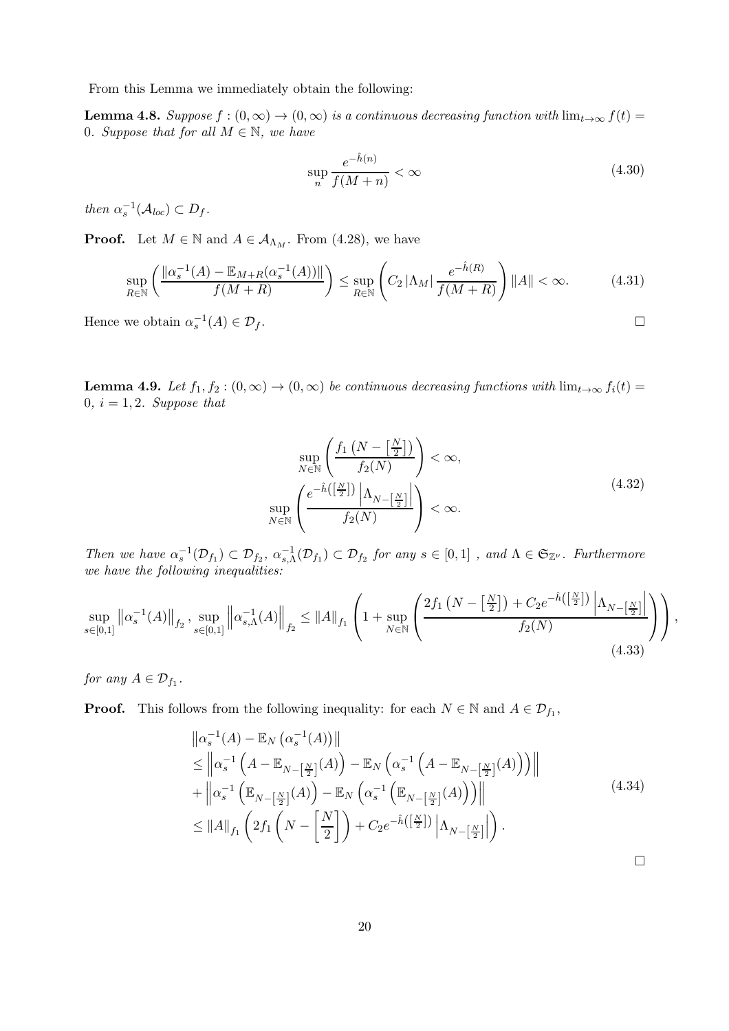From this Lemma we immediately obtain the following:

**Lemma 4.8.** *Suppose $f : (0, \infty) \to (0, \infty)$ is a continuous decreasing function with $\lim_{t\to\infty} f(t) = 0$. Suppose that for all $M \in \mathbb{N}$, we have*

$$
\sup_n \frac{e^{-\hat{h}(n)}}{f(M+n)} < \infty \tag{4.30}
$$

*then $\alpha_s^{-1}(\mathcal{A}_{loc}) \subset D_f$.*

**Proof.** Let $M \in \mathbb{N}$ and $A \in \mathcal{A}_{\Lambda_M}$. From (4.28), we have

$$
\sup_{R\in\mathbb{N}} \left( \frac{\left\| \alpha_s^{-1}(A) - \mathbb{E}_{M+R}(\alpha_s^{-1}(A)) \right\|}{f(M+R)} \right) \leq \sup_{R\in\mathbb{N}} \left( C_2 \left|\Lambda_M\right| \frac{e^{-\hat{h}(R)}}{f(M+R)} \right) \|A\| < \infty. \tag{4.31}
$$

Hence we obtain $\alpha_s^{-1}(A) \in \mathcal{D}_f$. $\square$

**Lemma 4.9.** *Let $f_1, f_2 : (0, \infty) \to (0, \infty)$ be continuous decreasing functions with $\lim_{t\to\infty} f_i(t) = 0$, $i = 1, 2$. Suppose that*

$$
\begin{gathered}
\sup_{N\in\mathbb{N}} \left( \frac{f_1\left(N - \left[\frac{N}{2}\right]\right)}{f_2(N)} \right) < \infty, \\
\sup_{N\in\mathbb{N}} \left( \frac{e^{-\hat{h}\left(\left[\frac{N}{2}\right]\right)} \left|\Lambda_{N-\left[\frac{N}{2}\right]}\right|}{f_2(N)} \right) < \infty.
\end{gathered} \tag{4.32}
$$

*Then we have $\alpha_s^{-1}(\mathcal{D}_{f_1}) \subset \mathcal{D}_{f_2}$, $\alpha_{s,\Lambda}^{-1}(\mathcal{D}_{f_1}) \subset \mathcal{D}_{f_2}$ for any $s \in [0, 1]$ , and $\Lambda \in \mathfrak{S}_{\mathbb{Z}^\nu}$. Furthermore we have the following inequalities:*

$$
\sup_{s\in[0,1]} \left\| \alpha_s^{-1}(A) \right\|_{f_2}, \sup_{s\in[0,1]} \left\| \alpha_{s,\Lambda}^{-1}(A) \right\|_{f_2} \leq \|A\|_{f_1} \left( 1 + \sup_{N\in\mathbb{N}} \left( \frac{2f_1\left(N - \left[\frac{N}{2}\right]\right) + C_2 e^{-\hat{h}\left(\left[\frac{N}{2}\right]\right)} \left|\Lambda_{N-\left[\frac{N}{2}\right]}\right|}{f_2(N)} \right) \right), \tag{4.33}
$$

*for any $A \in \mathcal{D}_{f_1}$.*

**Proof.** This follows from the following inequality: for each $N \in \mathbb{N}$ and $A \in \mathcal{D}_{f_1}$,

$$
\begin{aligned}
&\left\| \alpha_s^{-1}(A) - \mathbb{E}_N\left(\alpha_s^{-1}(A)\right) \right\| \\
&\leq \left\| \alpha_s^{-1}\left(A - \mathbb{E}_{N-\left[\frac{N}{2}\right]}(A)\right) - \mathbb{E}_N\left(\alpha_s^{-1}\left(A - \mathbb{E}_{N-\left[\frac{N}{2}\right]}(A)\right)\right) \right\| \\
&+ \left\| \alpha_s^{-1}\left(\mathbb{E}_{N-\left[\frac{N}{2}\right]}(A)\right) - \mathbb{E}_N\left(\alpha_s^{-1}\left(\mathbb{E}_{N-\left[\frac{N}{2}\right]}(A)\right)\right) \right\| \\
&\leq \|A\|_{f_1} \left( 2f_1\left(N - \left[\frac{N}{2}\right]\right) + C_2 e^{-\hat{h}\left(\left[\frac{N}{2}\right]\right)} \left|\Lambda_{N-\left[\frac{N}{2}\right]}\right| \right).
\end{aligned} \tag{4.34}
$$

$\square$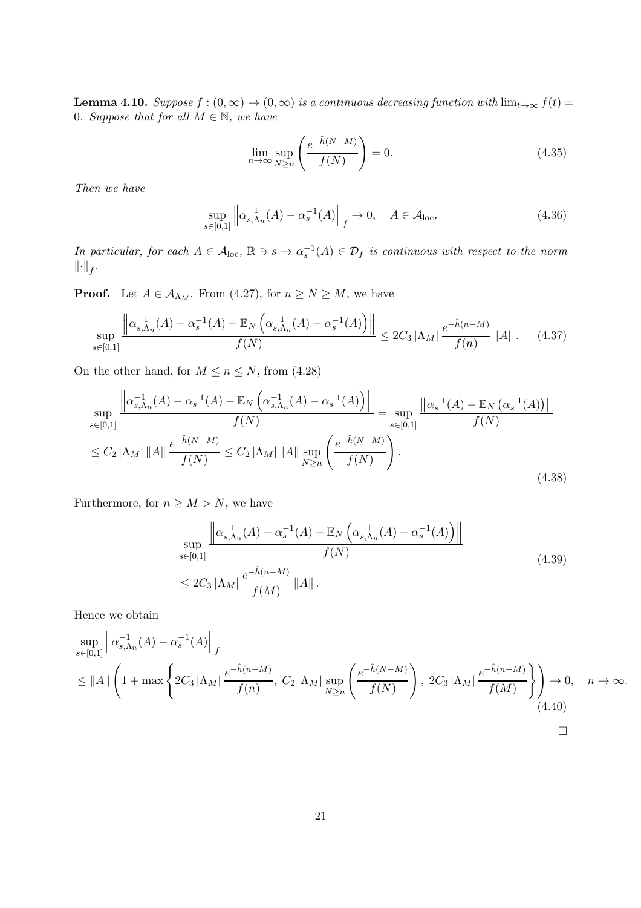**Lemma 4.10.** *Suppose $f : (0, \infty) \to (0, \infty)$ is a continuous decreasing function with $\lim_{t\to\infty} f(t) = 0$. Suppose that for all $M \in \mathbb{N}$, we have*

$$\lim_{n\to\infty} \sup_{N\geq n} \left( \frac{e^{-\hat{h}(N-M)}}{f(N)} \right) = 0. \tag{4.35}$$

*Then we have*

$$\sup_{s\in[0,1]} \left\| \alpha_{s,\Lambda_n}^{-1}(A) - \alpha_s^{-1}(A) \right\|_f \to 0, \quad A \in \mathcal{A}_{\mathrm{loc}}. \tag{4.36}$$

*In particular, for each $A \in \mathcal{A}_{\mathrm{loc}}$, $\mathbb{R} \ni s \to \alpha_s^{-1}(A) \in \mathcal{D}_f$ is continuous with respect to the norm $\|\cdot\|_f$.*

**Proof.** Let $A \in \mathcal{A}_{\Lambda_M}$. From (4.27), for $n \geq N \geq M$, we have

$$\sup_{s\in[0,1]} \frac{\left\| \alpha_{s,\Lambda_n}^{-1}(A) - \alpha_s^{-1}(A) - \mathbb{E}_N \left( \alpha_{s,\Lambda_n}^{-1}(A) - \alpha_s^{-1}(A) \right) \right\|}{f(N)} \leq 2C_3 \left|\Lambda_M\right| \frac{e^{-\hat{h}(n-M)}}{f(n)} \|A\|. \tag{4.37}$$

On the other hand, for $M \leq n \leq N$, from (4.28)

$$\begin{aligned}
&\sup_{s\in[0,1]} \frac{\left\| \alpha_{s,\Lambda_n}^{-1}(A) - \alpha_s^{-1}(A) - \mathbb{E}_N \left( \alpha_{s,\Lambda_n}^{-1}(A) - \alpha_s^{-1}(A) \right) \right\|}{f(N)} = \sup_{s\in[0,1]} \frac{\left\| \alpha_s^{-1}(A) - \mathbb{E}_N \left( \alpha_s^{-1}(A) \right) \right\|}{f(N)} \\
&\leq C_2 \left|\Lambda_M\right| \|A\| \frac{e^{-\hat{h}(N-M)}}{f(N)} \leq C_2 \left|\Lambda_M\right| \|A\| \sup_{N\geq n} \left( \frac{e^{-\hat{h}(N-M)}}{f(N)} \right).
\end{aligned} \tag{4.38}$$

Furthermore, for $n \geq M > N$, we have

$$\begin{aligned}
&\sup_{s\in[0,1]} \frac{\left\| \alpha_{s,\Lambda_n}^{-1}(A) - \alpha_s^{-1}(A) - \mathbb{E}_N \left( \alpha_{s,\Lambda_n}^{-1}(A) - \alpha_s^{-1}(A) \right) \right\|}{f(N)} \\
&\leq 2C_3 \left|\Lambda_M\right| \frac{e^{-\hat{h}(n-M)}}{f(M)} \|A\|.
\end{aligned} \tag{4.39}$$

Hence we obtain

$$\begin{aligned}
&\sup_{s\in[0,1]} \left\| \alpha_{s,\Lambda_n}^{-1}(A) - \alpha_s^{-1}(A) \right\|_f \\
&\leq \|A\| \left( 1 + \max \left\{ 2C_3 \left|\Lambda_M\right| \frac{e^{-\hat{h}(n-M)}}{f(n)},\ C_2 \left|\Lambda_M\right| \sup_{N\geq n} \left( \frac{e^{-\hat{h}(N-M)}}{f(N)} \right),\ 2C_3 \left|\Lambda_M\right| \frac{e^{-\hat{h}(n-M)}}{f(M)} \right\} \right) \to 0, \quad n \to \infty.
\end{aligned} \tag{4.40}$$

$\square$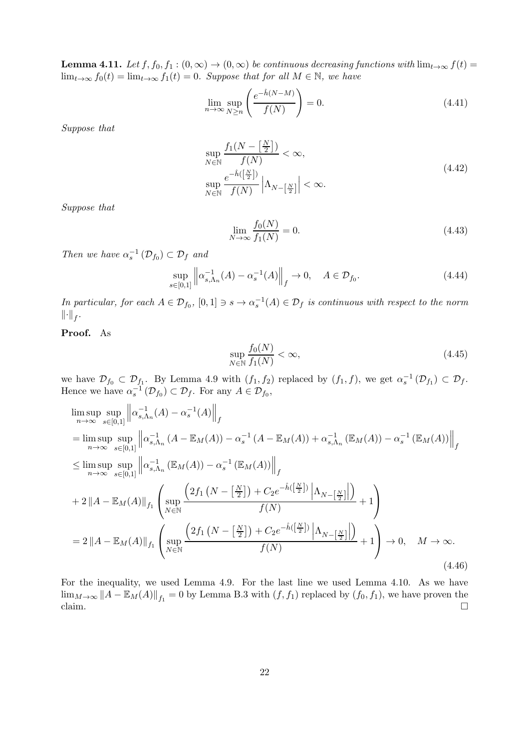**Lemma 4.11.** *Let $f, f_0, f_1 : (0, \infty) \to (0, \infty)$ be continuous decreasing functions with $\lim_{t\to\infty} f(t) = \lim_{t\to\infty} f_0(t) = \lim_{t\to\infty} f_1(t) = 0$. Suppose that for all $M \in \mathbb{N}$, we have*

$$\lim_{n\to\infty} \sup_{N\geq n} \left( \frac{e^{-\hat{h}(N-M)}}{f(N)} \right) = 0. \tag{4.41}$$

*Suppose that*

$$\begin{aligned}
&\sup_{N\in\mathbb{N}} \frac{f_1(N - \left[\frac{N}{2}\right])}{f(N)} < \infty, \\
&\sup_{N\in\mathbb{N}} \frac{e^{-\hat{h}(\left[\frac{N}{2}\right])}}{f(N)} \left| \Lambda_{N-\left[\frac{N}{2}\right]} \right| < \infty.
\end{aligned} \tag{4.42}$$

*Suppose that*

$$\lim_{N\to\infty} \frac{f_0(N)}{f_1(N)} = 0. \tag{4.43}$$

*Then we have $\alpha_s^{-1}(\mathcal{D}_{f_0}) \subset \mathcal{D}_f$ and*

$$\sup_{s\in[0,1]} \left\| \alpha_{s,\Lambda_n}^{-1}(A) - \alpha_s^{-1}(A) \right\|_f \to 0, \quad A \in \mathcal{D}_{f_0}. \tag{4.44}$$

*In particular, for each $A \in \mathcal{D}_{f_0}$, $[0,1] \ni s \to \alpha_s^{-1}(A) \in \mathcal{D}_f$ is continuous with respect to the norm $\|\cdot\|_f$.*

**Proof.** As

$$\sup_{N\in\mathbb{N}} \frac{f_0(N)}{f_1(N)} < \infty, \tag{4.45}$$

we have $\mathcal{D}_{f_0} \subset \mathcal{D}_{f_1}$. By Lemma 4.9 with $(f_1, f_2)$ replaced by $(f_1, f)$, we get $\alpha_s^{-1}(\mathcal{D}_{f_1}) \subset \mathcal{D}_f$. Hence we have $\alpha_s^{-1}(\mathcal{D}_{f_0}) \subset \mathcal{D}_f$. For any $A \in \mathcal{D}_{f_0}$,

$$\begin{aligned}
&\limsup_{n\to\infty} \sup_{s\in[0,1]} \left\| \alpha_{s,\Lambda_n}^{-1}(A) - \alpha_s^{-1}(A) \right\|_f \\
&= \limsup_{n\to\infty} \sup_{s\in[0,1]} \left\| \alpha_{s,\Lambda_n}^{-1}\left(A - \mathbb{E}_M(A)\right) - \alpha_s^{-1}\left(A - \mathbb{E}_M(A)\right) + \alpha_{s,\Lambda_n}^{-1}\left(\mathbb{E}_M(A)\right) - \alpha_s^{-1}\left(\mathbb{E}_M(A)\right) \right\|_f \\
&\leq \limsup_{n\to\infty} \sup_{s\in[0,1]} \left\| \alpha_{s,\Lambda_n}^{-1}\left(\mathbb{E}_M(A)\right) - \alpha_s^{-1}\left(\mathbb{E}_M(A)\right) \right\|_f \\
&+ 2\left\|A - \mathbb{E}_M(A)\right\|_{f_1} \left( \sup_{N\in\mathbb{N}} \frac{\left(2f_1\left(N - \left[\frac{N}{2}\right]\right) + C_2 e^{-\hat{h}(\left[\frac{N}{2}\right])} \left|\Lambda_{N-\left[\frac{N}{2}\right]}\right|\right)}{f(N)} + 1 \right) \\
&= 2\left\|A - \mathbb{E}_M(A)\right\|_{f_1} \left( \sup_{N\in\mathbb{N}} \frac{\left(2f_1\left(N - \left[\frac{N}{2}\right]\right) + C_2 e^{-\hat{h}(\left[\frac{N}{2}\right])} \left|\Lambda_{N-\left[\frac{N}{2}\right]}\right|\right)}{f(N)} + 1 \right) \to 0, \quad M \to \infty.
\end{aligned} \tag{4.46}$$

For the inequality, we used Lemma 4.9. For the last line we used Lemma 4.10. As we have $\lim_{M\to\infty} \|A - \mathbb{E}_M(A)\|_{f_1} = 0$ by Lemma B.3 with $(f, f_1)$ replaced by $(f_0, f_1)$, we have proven the claim. $\square$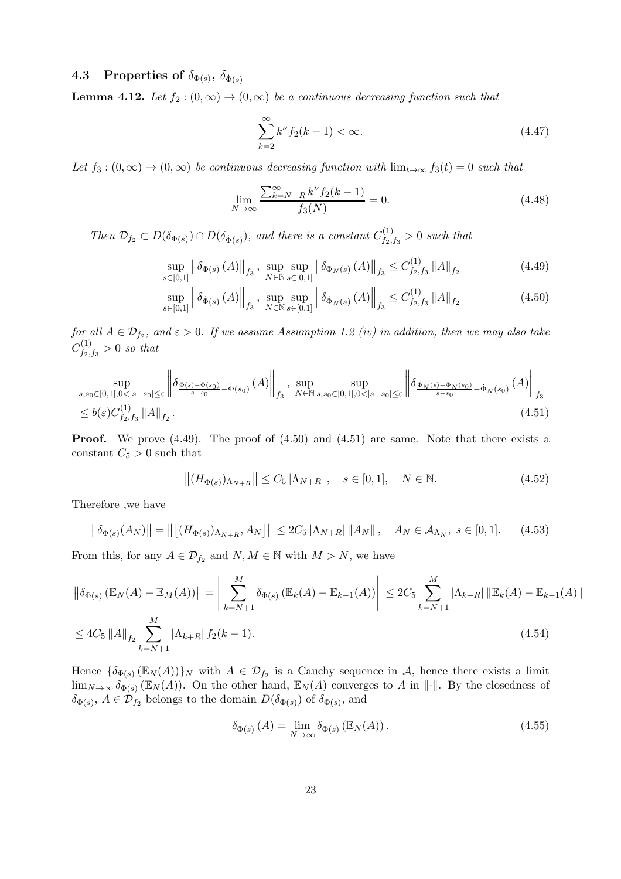### 4.3 Properties of $\delta_{\Phi(s)}$, $\delta_{\dot{\Phi}(s)}$

**Lemma 4.12.** *Let $f_2 : (0,\infty) \to (0,\infty)$ be a continuous decreasing function such that*

$$\sum_{k=2}^{\infty} k^{\nu} f_2(k-1) < \infty. \tag{4.47}$$

*Let $f_3 : (0,\infty) \to (0,\infty)$ be continuous decreasing function with $\lim_{t\to\infty} f_3(t) = 0$ such that*

$$\lim_{N\to\infty} \frac{\sum_{k=N-R}^{\infty} k^{\nu} f_2(k-1)}{f_3(N)} = 0. \tag{4.48}$$

*Then $\mathcal{D}_{f_2} \subset D(\delta_{\Phi(s)}) \cap D(\delta_{\dot{\Phi}(s)})$, and there is a constant $C^{(1)}_{f_2,f_3} > 0$ such that*

$$\sup_{s\in[0,1]} \left\|\delta_{\Phi(s)}(A)\right\|_{f_3}, \ \sup_{N\in\mathbb{N}} \sup_{s\in[0,1]} \left\|\delta_{\Phi_N(s)}(A)\right\|_{f_3} \le C^{(1)}_{f_2,f_3} \|A\|_{f_2} \tag{4.49}$$

$$\sup_{s\in[0,1]} \left\|\delta_{\dot{\Phi}(s)}(A)\right\|_{f_3}, \ \sup_{N\in\mathbb{N}} \sup_{s\in[0,1]} \left\|\delta_{\dot{\Phi}_N(s)}(A)\right\|_{f_3} \le C^{(1)}_{f_2,f_3} \|A\|_{f_2} \tag{4.50}$$

*for all $A \in \mathcal{D}_{f_2}$, and $\varepsilon > 0$. If we assume Assumption 1.2 (iv) in addition, then we may also take $C^{(1)}_{f_2,f_3} > 0$ so that*

$$\begin{aligned}
&\sup_{s,s_0\in[0,1],0<|s-s_0|\le\varepsilon} \left\|\delta_{\frac{\Phi(s)-\Phi(s_0)}{s-s_0}-\dot{\Phi}(s_0)}(A)\right\|_{f_3}, \ \sup_{N\in\mathbb{N}} \sup_{s,s_0\in[0,1],0<|s-s_0|\le\varepsilon} \left\|\delta_{\frac{\Phi_N(s)-\Phi_N(s_0)}{s-s_0}-\dot{\Phi}_N(s_0)}(A)\right\|_{f_3} \\
&\le b(\varepsilon) C^{(1)}_{f_2,f_3} \|A\|_{f_2}.
\end{aligned} \tag{4.51}$$

**Proof.** We prove (4.49). The proof of (4.50) and (4.51) are same. Note that there exists a constant $C_5 > 0$ such that

$$\left\|(H_{\Phi(s)})_{\Lambda_{N+R}}\right\| \le C_5 |\Lambda_{N+R}|, \quad s \in [0,1], \quad N \in \mathbb{N}. \tag{4.52}$$

Therefore ,we have

$$\left\|\delta_{\Phi(s)}(A_N)\right\| = \left\|\left[(H_{\Phi(s)})_{\Lambda_{N+R}}, A_N\right]\right\| \le 2C_5 |\Lambda_{N+R}| \|A_N\|, \quad A_N \in \mathcal{A}_{\Lambda_N}, \ s \in [0,1]. \tag{4.53}$$

From this, for any $A \in \mathcal{D}_{f_2}$ and $N, M \in \mathbb{N}$ with $M > N$, we have

$$\begin{aligned}
\left\|\delta_{\Phi(s)}(\mathbb{E}_N(A) - \mathbb{E}_M(A))\right\| &= \left\|\sum_{k=N+1}^{M} \delta_{\Phi(s)}(\mathbb{E}_k(A) - \mathbb{E}_{k-1}(A))\right\| \le 2C_5 \sum_{k=N+1}^{M} |\Lambda_{k+R}| \left\|\mathbb{E}_k(A) - \mathbb{E}_{k-1}(A)\right\| \\
&\le 4C_5 \|A\|_{f_2} \sum_{k=N+1}^{M} |\Lambda_{k+R}| f_2(k-1).
\end{aligned} \tag{4.54}$$

Hence $\{\delta_{\Phi(s)}(\mathbb{E}_N(A))\}_N$ with $A \in \mathcal{D}_{f_2}$ is a Cauchy sequence in $\mathcal{A}$, hence there exists a limit $\lim_{N\to\infty} \delta_{\Phi(s)}(\mathbb{E}_N(A))$. On the other hand, $\mathbb{E}_N(A)$ converges to $A$ in $\|\cdot\|$. By the closedness of $\delta_{\Phi(s)}$, $A \in \mathcal{D}_{f_2}$ belongs to the domain $D(\delta_{\Phi(s)})$ of $\delta_{\Phi(s)}$, and

$$\delta_{\Phi(s)}(A) = \lim_{N\to\infty} \delta_{\Phi(s)}(\mathbb{E}_N(A)). \tag{4.55}$$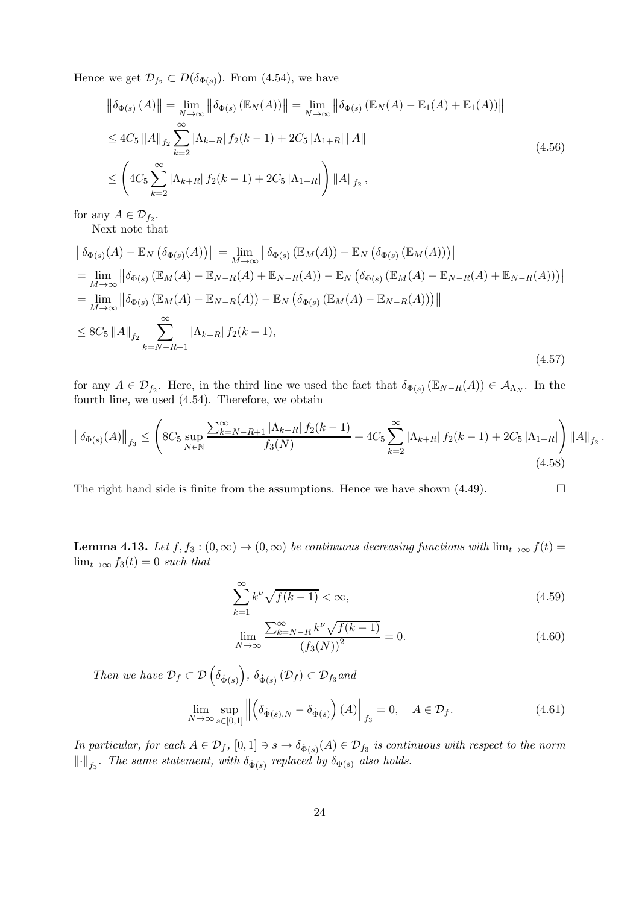Hence we get $\mathcal{D}_{f_2} \subset D(\delta_{\Phi(s)})$. From (4.54), we have

$$
\begin{aligned}
\left\|\delta_{\Phi(s)}(A)\right\| &= \lim_{N\to\infty}\left\|\delta_{\Phi(s)}\left(\mathbb{E}_N(A)\right)\right\| = \lim_{N\to\infty}\left\|\delta_{\Phi(s)}\left(\mathbb{E}_N(A) - \mathbb{E}_1(A) + \mathbb{E}_1(A)\right)\right\| \\
&\le 4C_5 \|A\|_{f_2} \sum_{k=2}^{\infty} |\Lambda_{k+R}|\, f_2(k-1) + 2C_5 |\Lambda_{1+R}| \, \|A\| \\
&\le \left(4C_5 \sum_{k=2}^{\infty} |\Lambda_{k+R}|\, f_2(k-1) + 2C_5 |\Lambda_{1+R}|\right) \|A\|_{f_2},
\end{aligned}
\tag{4.56}
$$

for any $A \in \mathcal{D}_{f_2}$.

Next note that

$$
\begin{aligned}
&\left\|\delta_{\Phi(s)}(A) - \mathbb{E}_N\left(\delta_{\Phi(s)}(A)\right)\right\| = \lim_{M\to\infty}\left\|\delta_{\Phi(s)}\left(\mathbb{E}_M(A)\right) - \mathbb{E}_N\left(\delta_{\Phi(s)}\left(\mathbb{E}_M(A)\right)\right)\right\| \\
&= \lim_{M\to\infty}\left\|\delta_{\Phi(s)}\left(\mathbb{E}_M(A) - \mathbb{E}_{N-R}(A) + \mathbb{E}_{N-R}(A)\right) - \mathbb{E}_N\left(\delta_{\Phi(s)}\left(\mathbb{E}_M(A) - \mathbb{E}_{N-R}(A) + \mathbb{E}_{N-R}(A)\right)\right)\right\| \\
&= \lim_{M\to\infty}\left\|\delta_{\Phi(s)}\left(\mathbb{E}_M(A) - \mathbb{E}_{N-R}(A)\right) - \mathbb{E}_N\left(\delta_{\Phi(s)}\left(\mathbb{E}_M(A) - \mathbb{E}_{N-R}(A)\right)\right)\right\| \\
&\le 8C_5 \|A\|_{f_2} \sum_{k=N-R+1}^{\infty} |\Lambda_{k+R}|\, f_2(k-1),
\end{aligned}
\tag{4.57}
$$

for any $A \in \mathcal{D}_{f_2}$. Here, in the third line we used the fact that $\delta_{\Phi(s)}\left(\mathbb{E}_{N-R}(A)\right) \in \mathcal{A}_{\Lambda_N}$. In the fourth line, we used (4.54). Therefore, we obtain

$$
\left\|\delta_{\Phi(s)}(A)\right\|_{f_3} \le \left(8C_5 \sup_{N\in\mathbb{N}} \frac{\sum_{k=N-R+1}^{\infty} |\Lambda_{k+R}|\, f_2(k-1)}{f_3(N)} + 4C_5 \sum_{k=2}^{\infty} |\Lambda_{k+R}|\, f_2(k-1) + 2C_5 |\Lambda_{1+R}|\right) \|A\|_{f_2}.
\tag{4.58}
$$

The right hand side is finite from the assumptions. Hence we have shown (4.49). $\square$

**Lemma 4.13.** *Let $f, f_3 : (0,\infty) \to (0,\infty)$ be continuous decreasing functions with $\lim_{t\to\infty} f(t) = \lim_{t\to\infty} f_3(t) = 0$ such that*

$$
\sum_{k=1}^{\infty} k^{\nu} \sqrt{f(k-1)} < \infty,
\tag{4.59}
$$

$$
\lim_{N\to\infty} \frac{\sum_{k=N-R}^{\infty} k^{\nu} \sqrt{f(k-1)}}{\left(f_3(N)\right)^2} = 0.
\tag{4.60}
$$

*Then we have $\mathcal{D}_f \subset \mathcal{D}\left(\delta_{\dot{\Phi}(s)}\right)$, $\delta_{\dot{\Phi}(s)}\left(\mathcal{D}_f\right) \subset \mathcal{D}_{f_3}$ and*

$$
\lim_{N\to\infty} \sup_{s\in[0,1]} \left\|\left(\delta_{\dot{\Phi}(s),N} - \delta_{\dot{\Phi}(s)}\right)(A)\right\|_{f_3} = 0, \quad A \in \mathcal{D}_f.
\tag{4.61}
$$

*In particular, for each $A \in \mathcal{D}_f$, $[0,1] \ni s \to \delta_{\dot{\Phi}(s)}(A) \in \mathcal{D}_{f_3}$ is continuous with respect to the norm $\|\cdot\|_{f_3}$. The same statement, with $\delta_{\dot{\Phi}(s)}$ replaced by $\delta_{\Phi(s)}$ also holds.*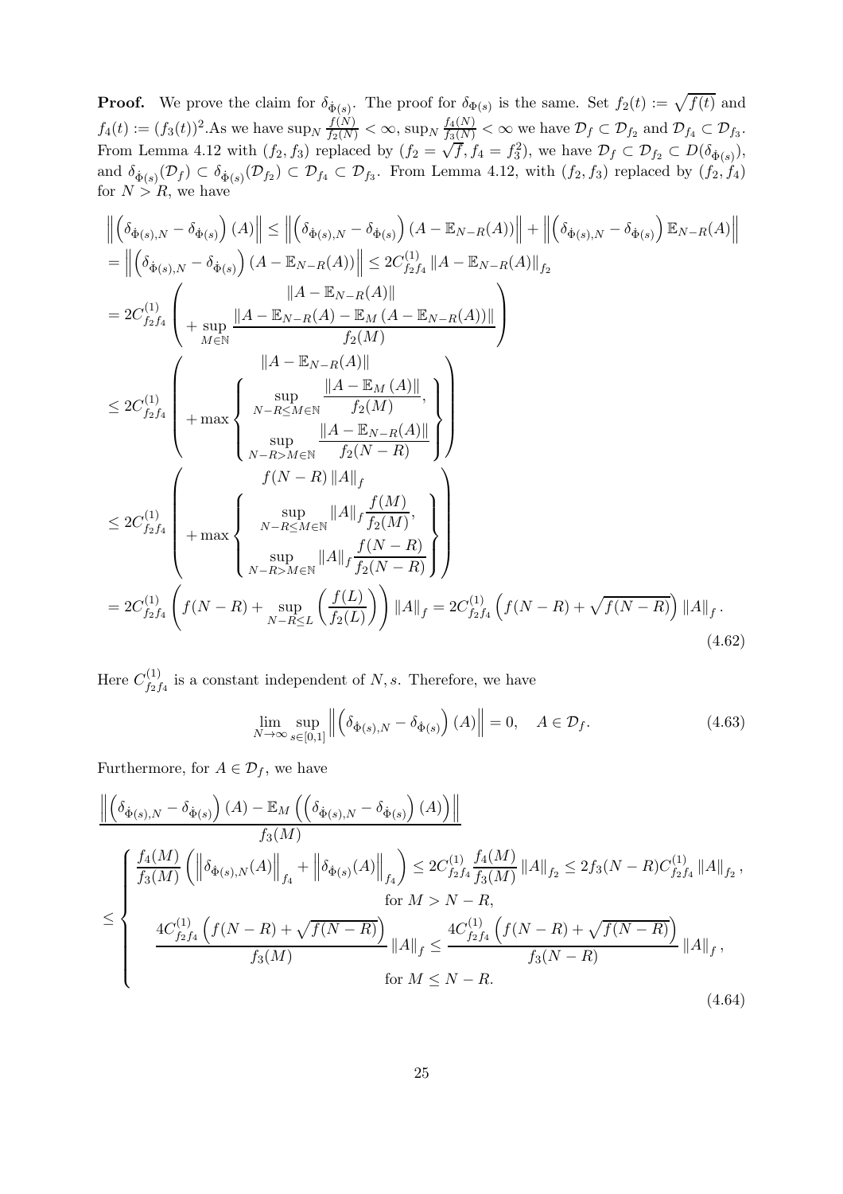**Proof.** We prove the claim for $\delta_{\dot{\Phi}(s)}$. The proof for $\delta_{\Phi(s)}$ is the same. Set $f_2(t) := \sqrt{f(t)}$ and $f_4(t) := (f_3(t))^2$.As we have $\sup_N \frac{f(N)}{f_2(N)} < \infty$, $\sup_N \frac{f_4(N)}{f_3(N)} < \infty$ we have $\mathcal{D}_f \subset \mathcal{D}_{f_2}$ and $\mathcal{D}_{f_4} \subset \mathcal{D}_{f_3}$. From Lemma 4.12 with $(f_2, f_3)$ replaced by $(f_2 = \sqrt{f}, f_4 = f_3^2)$, we have $\mathcal{D}_f \subset \mathcal{D}_{f_2} \subset D(\delta_{\dot{\Phi}(s)})$, and $\delta_{\dot{\Phi}(s)}(\mathcal{D}_f) \subset \delta_{\dot{\Phi}(s)}(\mathcal{D}_{f_2}) \subset \mathcal{D}_{f_4} \subset \mathcal{D}_{f_3}$. From Lemma 4.12, with $(f_2, f_3)$ replaced by $(f_2, f_4)$ for $N > R$, we have

$$
\begin{aligned}
&\left\| \left( \delta_{\dot{\Phi}(s),N} - \delta_{\dot{\Phi}(s)} \right)(A) \right\| \leq \left\| \left( \delta_{\dot{\Phi}(s),N} - \delta_{\dot{\Phi}(s)} \right)(A - \mathbb{E}_{N-R}(A)) \right\| + \left\| \left( \delta_{\dot{\Phi}(s),N} - \delta_{\dot{\Phi}(s)} \right) \mathbb{E}_{N-R}(A) \right\| \\
&= \left\| \left( \delta_{\dot{\Phi}(s),N} - \delta_{\dot{\Phi}(s)} \right)(A - \mathbb{E}_{N-R}(A)) \right\| \leq 2C^{(1)}_{f_2 f_4} \left\| A - \mathbb{E}_{N-R}(A) \right\|_{f_2} \\
&= 2C^{(1)}_{f_2 f_4} \left( \begin{array}{c} \left\| A - \mathbb{E}_{N-R}(A) \right\| \\ + \sup_{M \in \mathbb{N}} \dfrac{\left\| A - \mathbb{E}_{N-R}(A) - \mathbb{E}_M \left( A - \mathbb{E}_{N-R}(A) \right) \right\|}{f_2(M)} \end{array} \right) \\
&\leq 2C^{(1)}_{f_2 f_4} \left( \begin{array}{c} \left\| A - \mathbb{E}_{N-R}(A) \right\| \\ + \max \left\{ \begin{array}{c} \sup_{N-R \leq M \in \mathbb{N}} \dfrac{\left\| A - \mathbb{E}_M(A) \right\|}{f_2(M)}, \\ \sup_{N-R > M \in \mathbb{N}} \dfrac{\left\| A - \mathbb{E}_{N-R}(A) \right\|}{f_2(N-R)} \end{array} \right\} \end{array} \right) \\
&\leq 2C^{(1)}_{f_2 f_4} \left( \begin{array}{c} f(N-R) \left\| A \right\|_f \\ + \max \left\{ \begin{array}{c} \sup_{N-R \leq M \in \mathbb{N}} \left\| A \right\|_f \dfrac{f(M)}{f_2(M)}, \\ \sup_{N-R > M \in \mathbb{N}} \left\| A \right\|_f \dfrac{f(N-R)}{f_2(N-R)} \end{array} \right\} \end{array} \right) \\
&= 2C^{(1)}_{f_2 f_4} \left( f(N-R) + \sup_{N-R \leq L} \left( \frac{f(L)}{f_2(L)} \right) \right) \left\| A \right\|_f = 2C^{(1)}_{f_2 f_4} \left( f(N-R) + \sqrt{f(N-R)} \right) \left\| A \right\|_f.
\end{aligned}
\tag{4.62}
$$

Here $C^{(1)}_{f_2 f_4}$ is a constant independent of $N, s$. Therefore, we have

$$
\lim_{N \to \infty} \sup_{s \in [0,1]} \left\| \left( \delta_{\dot{\Phi}(s),N} - \delta_{\dot{\Phi}(s)} \right)(A) \right\| = 0, \quad A \in \mathcal{D}_f. \tag{4.63}
$$

Furthermore, for $A \in \mathcal{D}_f$, we have

$$
\begin{aligned}
&\frac{\left\| \left( \delta_{\dot{\Phi}(s),N} - \delta_{\dot{\Phi}(s)} \right)(A) - \mathbb{E}_M \left( \left( \delta_{\dot{\Phi}(s),N} - \delta_{\dot{\Phi}(s)} \right)(A) \right) \right\|}{f_3(M)} \\
&\leq \left\{ \begin{array}{c} \dfrac{f_4(M)}{f_3(M)} \left( \left\| \delta_{\dot{\Phi}(s),N}(A) \right\|_{f_4} + \left\| \delta_{\dot{\Phi}(s)}(A) \right\|_{f_4} \right) \leq 2C^{(1)}_{f_2 f_4} \dfrac{f_4(M)}{f_3(M)} \left\| A \right\|_{f_2} \leq 2f_3(N-R) C^{(1)}_{f_2 f_4} \left\| A \right\|_{f_2}, \\ \text{for } M > N-R, \\ \dfrac{4C^{(1)}_{f_2 f_4} \left( f(N-R) + \sqrt{f(N-R)} \right)}{f_3(M)} \left\| A \right\|_f \leq \dfrac{4C^{(1)}_{f_2 f_4} \left( f(N-R) + \sqrt{f(N-R)} \right)}{f_3(N-R)} \left\| A \right\|_f, \\ \text{for } M \leq N-R. \end{array} \right.
\end{aligned}
\tag{4.64}
$$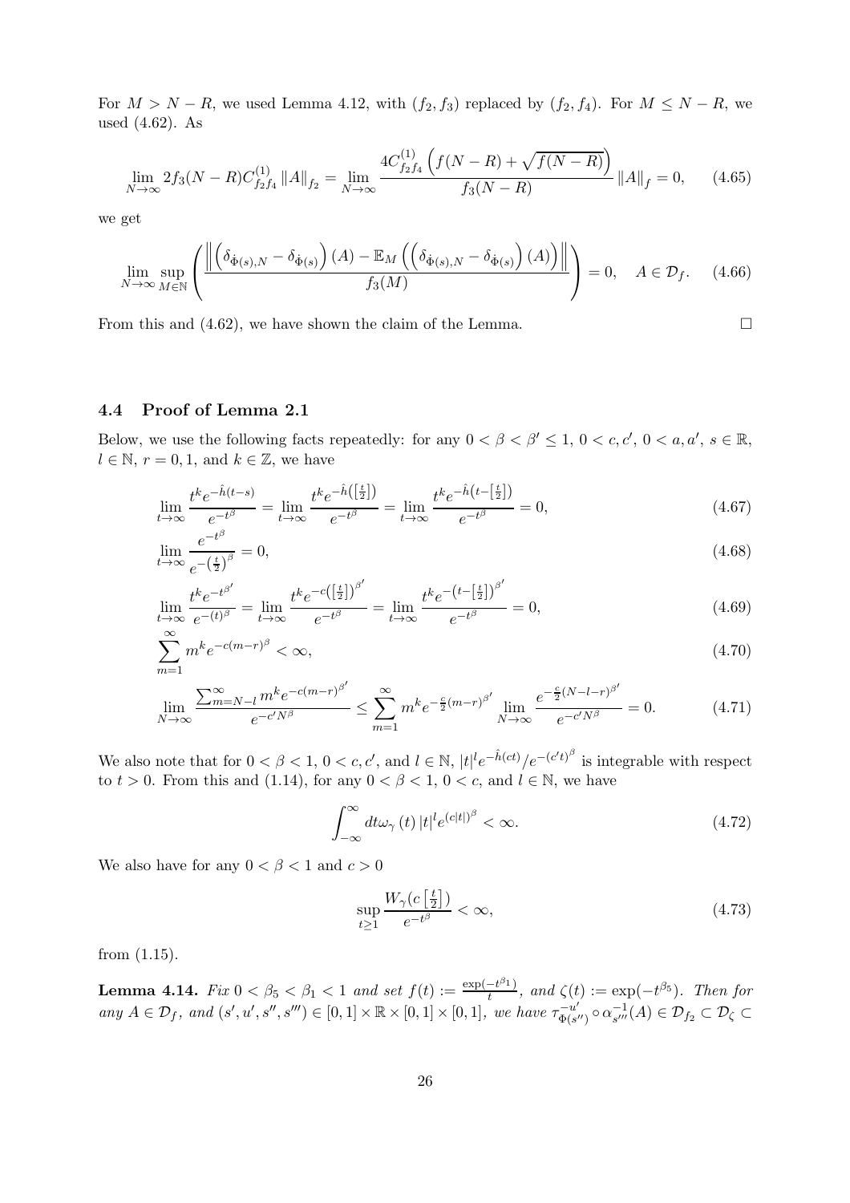For $M > N - R$, we used Lemma 4.12, with $(f_2, f_3)$ replaced by $(f_2, f_4)$. For $M \le N - R$, we used (4.62). As

$$\lim_{N\to\infty} 2f_3(N-R)C^{(1)}_{f_2 f_4}\left\|A\right\|_{f_2} = \lim_{N\to\infty} \frac{4C^{(1)}_{f_2 f_4}\left(f(N-R)+\sqrt{f(N-R)}\right)}{f_3(N-R)}\left\|A\right\|_f = 0, \qquad (4.65)$$

we get

$$\lim_{N\to\infty}\sup_{M\in\mathbb{N}}\left(\frac{\left\|\left(\delta_{\dot{\Phi}(s),N}-\delta_{\dot{\Phi}(s)}\right)(A)-\mathbb{E}_M\left(\left(\delta_{\dot{\Phi}(s),N}-\delta_{\dot{\Phi}(s)}\right)(A)\right)\right\|}{f_3(M)}\right)=0, \quad A\in\mathcal{D}_f. \qquad (4.66)$$

From this and (4.62), we have shown the claim of the Lemma. $\square$

### 4.4 Proof of Lemma 2.1

Below, we use the following facts repeatedly: for any $0 < \beta < \beta' \le 1$, $0 < c, c'$, $0 < a, a'$, $s \in \mathbb{R}$, $l \in \mathbb{N}$, $r = 0, 1$, and $k \in \mathbb{Z}$, we have

$$\lim_{t\to\infty}\frac{t^k e^{-\hat{h}(t-s)}}{e^{-t^\beta}} = \lim_{t\to\infty}\frac{t^k e^{-\hat{h}\left(\left[\frac{t}{2}\right]\right)}}{e^{-t^\beta}} = \lim_{t\to\infty}\frac{t^k e^{-\hat{h}\left(t-\left[\frac{t}{2}\right]\right)}}{e^{-t^\beta}} = 0, \qquad (4.67)$$

$$\lim_{t\to\infty}\frac{e^{-t^\beta}}{e^{-\left(\frac{t}{2}\right)^\beta}} = 0, \qquad (4.68)$$

$$\lim_{t\to\infty}\frac{t^k e^{-t^{\beta'}}}{e^{-(t)^\beta}} = \lim_{t\to\infty}\frac{t^k e^{-c\left(\left[\frac{t}{2}\right]\right)^{\beta'}}}{e^{-t^\beta}} = \lim_{t\to\infty}\frac{t^k e^{-\left(t-\left[\frac{t}{2}\right]\right)^{\beta'}}}{e^{-t^\beta}} = 0, \qquad (4.69)$$

$$\sum_{m=1}^{\infty} m^k e^{-c(m-r)^\beta} < \infty, \qquad (4.70)$$

$$\lim_{N\to\infty}\frac{\sum_{m=N-l}^{\infty} m^k e^{-c(m-r)^{\beta'}}}{e^{-c'N^\beta}} \le \sum_{m=1}^{\infty} m^k e^{-\frac{c}{2}(m-r)^{\beta'}} \lim_{N\to\infty}\frac{e^{-\frac{c}{2}(N-l-r)^{\beta'}}}{e^{-c'N^\beta}} = 0. \qquad (4.71)$$

We also note that for $0 < \beta < 1$, $0 < c, c'$, and $l \in \mathbb{N}$, $|t|^l e^{-\hat{h}(ct)}/e^{-(c't)^\beta}$ is integrable with respect to $t > 0$. From this and (1.14), for any $0 < \beta < 1$, $0 < c$, and $l \in \mathbb{N}$, we have

$$\int_{-\infty}^{\infty} dt\,\omega_\gamma(t)\,|t|^l e^{(c|t|)^\beta} < \infty. \qquad (4.72)$$

We also have for any $0 < \beta < 1$ and $c > 0$

$$\sup_{t\ge 1}\frac{W_\gamma(c\left[\frac{t}{2}\right])}{e^{-t^\beta}} < \infty, \qquad (4.73)$$

from (1.15).

**Lemma 4.14.** *Fix $0 < \beta_5 < \beta_1 < 1$ and set $f(t) := \frac{\exp(-t^{\beta_1})}{t}$, and $\zeta(t) := \exp(-t^{\beta_5})$. Then for any $A \in \mathcal{D}_f$, and $(s', u', s'', s''') \in [0,1]\times\mathbb{R}\times[0,1]\times[0,1]$, we have $\tau^{-u'}_{\Phi(s'')}\circ\alpha^{-1}_{s'''}(A) \in \mathcal{D}_{f_2} \subset \mathcal{D}_\zeta \subset$*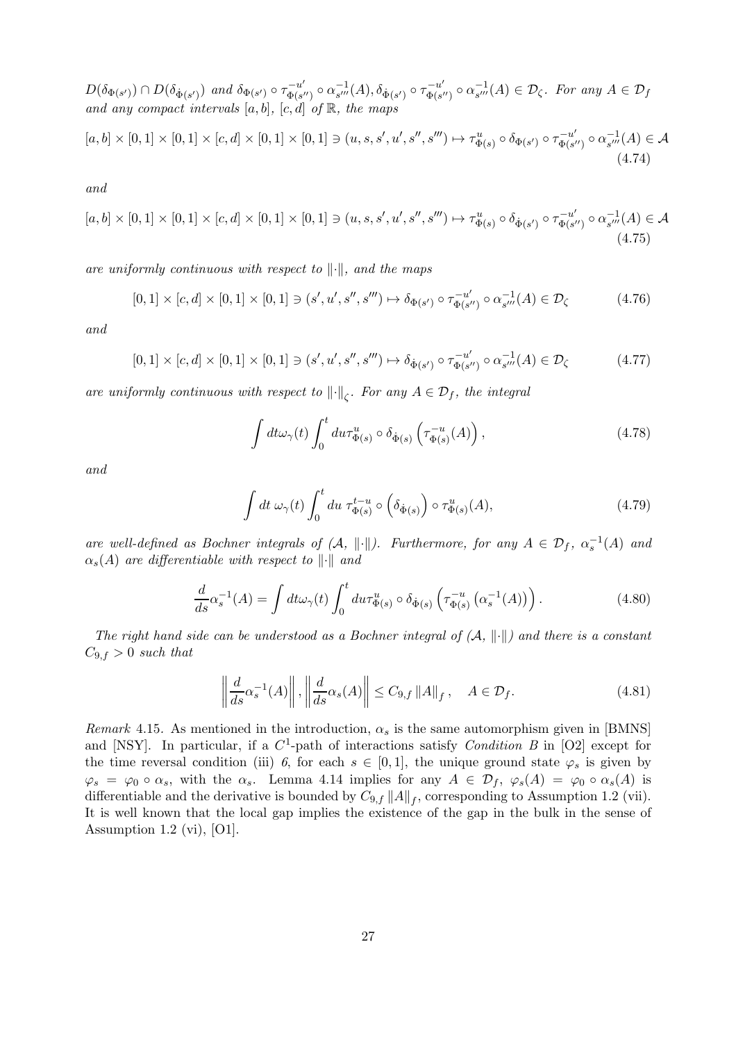*$D(\delta_{\Phi(s')}) \cap D(\delta_{\dot{\Phi}(s')})$ and $\delta_{\Phi(s')} \circ \tau^{-u'}_{\Phi(s'')} \circ \alpha^{-1}_{s'''}(A), \delta_{\dot{\Phi}(s')} \circ \tau^{-u'}_{\Phi(s'')} \circ \alpha^{-1}_{s'''}(A) \in \mathcal{D}_\zeta$. For any $A \in \mathcal{D}_f$ and any compact intervals $[a,b]$, $[c,d]$ of $\mathbb{R}$, the maps*

$$[a,b] \times [0,1] \times [0,1] \times [c,d] \times [0,1] \times [0,1] \ni (u, s, s', u', s'', s''') \mapsto \tau^u_{\Phi(s)} \circ \delta_{\Phi(s')} \circ \tau^{-u'}_{\Phi(s'')} \circ \alpha^{-1}_{s'''}(A) \in \mathcal{A} \tag{4.74}$$

*and*

$$[a,b] \times [0,1] \times [0,1] \times [c,d] \times [0,1] \times [0,1] \ni (u, s, s', u', s'', s''') \mapsto \tau^u_{\Phi(s)} \circ \delta_{\dot{\Phi}(s')} \circ \tau^{-u'}_{\Phi(s'')} \circ \alpha^{-1}_{s'''}(A) \in \mathcal{A} \tag{4.75}$$

*are uniformly continuous with respect to $\|\cdot\|$, and the maps*

$$[0,1] \times [c,d] \times [0,1] \times [0,1] \ni (s', u', s'', s''') \mapsto \delta_{\Phi(s')} \circ \tau^{-u'}_{\Phi(s'')} \circ \alpha^{-1}_{s'''}(A) \in \mathcal{D}_\zeta \tag{4.76}$$

*and*

$$[0,1] \times [c,d] \times [0,1] \times [0,1] \ni (s', u', s'', s''') \mapsto \delta_{\dot{\Phi}(s')} \circ \tau^{-u'}_{\Phi(s'')} \circ \alpha^{-1}_{s'''}(A) \in \mathcal{D}_\zeta \tag{4.77}$$

*are uniformly continuous with respect to $\|\cdot\|_\zeta$. For any $A \in \mathcal{D}_f$, the integral*

$$\int dt \omega_\gamma(t) \int_0^t du \tau^u_{\Phi(s)} \circ \delta_{\dot{\Phi}(s)} \left( \tau^{-u}_{\Phi(s)}(A) \right), \tag{4.78}$$

*and*

$$\int dt \; \omega_\gamma(t) \int_0^t du \; \tau^{t-u}_{\Phi(s)} \circ \left( \delta_{\dot{\Phi}(s)} \right) \circ \tau^u_{\Phi(s)}(A), \tag{4.79}$$

*are well-defined as Bochner integrals of ($\mathcal{A}$, $\|\cdot\|$). Furthermore, for any $A \in \mathcal{D}_f$, $\alpha^{-1}_s(A)$ and $\alpha_s(A)$ are differentiable with respect to $\|\cdot\|$ and*

$$\frac{d}{ds} \alpha^{-1}_s(A) = \int dt \omega_\gamma(t) \int_0^t du \tau^u_{\Phi(s)} \circ \delta_{\dot{\Phi}(s)} \left( \tau^{-u}_{\Phi(s)} \left( \alpha^{-1}_s(A) \right) \right). \tag{4.80}$$

*The right hand side can be understood as a Bochner integral of ($\mathcal{A}$, $\|\cdot\|$) and there is a constant $C_{9,f} > 0$ such that*

$$\left\| \frac{d}{ds} \alpha^{-1}_s(A) \right\|, \left\| \frac{d}{ds} \alpha_s(A) \right\| \le C_{9,f} \|A\|_f, \quad A \in \mathcal{D}_f. \tag{4.81}$$

*Remark* 4.15. As mentioned in the introduction, $\alpha_s$ is the same automorphism given in [BMNS] and [NSY]. In particular, if a $C^1$-path of interactions satisfy *Condition B* in [O2] except for the time reversal condition (iii) *6*, for each $s \in [0,1]$, the unique ground state $\varphi_s$ is given by $\varphi_s = \varphi_0 \circ \alpha_s$, with the $\alpha_s$. Lemma 4.14 implies for any $A \in \mathcal{D}_f$, $\varphi_s(A) = \varphi_0 \circ \alpha_s(A)$ is differentiable and the derivative is bounded by $C_{9,f} \|A\|_f$, corresponding to Assumption 1.2 (vii). It is well known that the local gap implies the existence of the gap in the bulk in the sense of Assumption 1.2 (vi), [O1].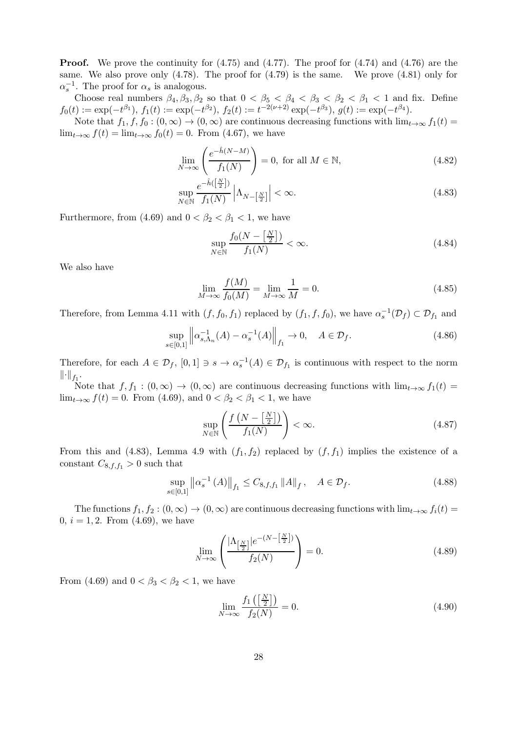**Proof.** We prove the continuity for (4.75) and (4.77). The proof for (4.74) and (4.76) are the same. We also prove only (4.78). The proof for (4.79) is the same. We prove (4.81) only for $\alpha_s^{-1}$. The proof for $\alpha_s$ is analogous.

Choose real numbers $\beta_4, \beta_3, \beta_2$ so that $0 < \beta_5 < \beta_4 < \beta_3 < \beta_2 < \beta_1 < 1$ and fix. Define $f_0(t) := \exp(-t^{\beta_1})$, $f_1(t) := \exp(-t^{\beta_2})$, $f_2(t) := t^{-2(\nu+2)} \exp(-t^{\beta_3})$, $g(t) := \exp(-t^{\beta_4})$.

Note that $f_1, f, f_0 : (0,\infty) \to (0,\infty)$ are continuous decreasing functions with $\lim_{t\to\infty} f_1(t) = \lim_{t\to\infty} f(t) = \lim_{t\to\infty} f_0(t) = 0$. From (4.67), we have

$$\lim_{N\to\infty} \left( \frac{e^{-\hat{h}(N-M)}}{f_1(N)} \right) = 0, \text{ for all } M \in \mathbb{N}, \tag{4.82}$$

$$\sup_{N\in\mathbb{N}} \frac{e^{-\hat{h}([\frac{N}{2}])}}{f_1(N)} \left| \Lambda_{N-[\frac{N}{2}]} \right| < \infty. \tag{4.83}$$

Furthermore, from (4.69) and $0 < \beta_2 < \beta_1 < 1$, we have

$$\sup_{N\in\mathbb{N}} \frac{f_0(N - \left[\frac{N}{2}\right])}{f_1(N)} < \infty. \tag{4.84}$$

We also have

$$\lim_{M\to\infty} \frac{f(M)}{f_0(M)} = \lim_{M\to\infty} \frac{1}{M} = 0. \tag{4.85}$$

Therefore, from Lemma 4.11 with $(f, f_0, f_1)$ replaced by $(f_1, f, f_0)$, we have $\alpha_s^{-1}(\mathcal{D}_f) \subset \mathcal{D}_{f_1}$ and

$$\sup_{s\in[0,1]} \left\| \alpha_{s,\Lambda_n}^{-1}(A) - \alpha_s^{-1}(A) \right\|_{f_1} \to 0, \quad A \in \mathcal{D}_f. \tag{4.86}$$

Therefore, for each $A \in \mathcal{D}_f$, $[0,1] \ni s \to \alpha_s^{-1}(A) \in \mathcal{D}_{f_1}$ is continuous with respect to the norm $\|\cdot\|_{f_1}$.

Note that $f, f_1 : (0,\infty) \to (0,\infty)$ are continuous decreasing functions with $\lim_{t\to\infty} f_1(t) = \lim_{t\to\infty} f(t) = 0$. From (4.69), and $0 < \beta_2 < \beta_1 < 1$, we have

$$\sup_{N\in\mathbb{N}} \left( \frac{f\left(N - \left[\frac{N}{2}\right]\right)}{f_1(N)} \right) < \infty. \tag{4.87}$$

From this and (4.83), Lemma 4.9 with $(f_1, f_2)$ replaced by $(f, f_1)$ implies the existence of a constant $C_{8,f,f_1} > 0$ such that

$$\sup_{s\in[0,1]} \left\| \alpha_s^{-1}(A) \right\|_{f_1} \le C_{8,f,f_1} \|A\|_f, \quad A \in \mathcal{D}_f. \tag{4.88}$$

The functions $f_1, f_2 : (0,\infty) \to (0,\infty)$ are continuous decreasing functions with $\lim_{t\to\infty} f_i(t) = 0$, $i = 1, 2$. From (4.69), we have

$$\lim_{N\to\infty} \left( \frac{|\Lambda_{[\frac{N}{2}]}| e^{-(N-[\frac{N}{2}])}}{f_2(N)} \right) = 0. \tag{4.89}$$

From (4.69) and $0 < \beta_3 < \beta_2 < 1$, we have

$$\lim_{N\to\infty} \frac{f_1\left(\left[\frac{N}{2}\right]\right)}{f_2(N)} = 0. \tag{4.90}$$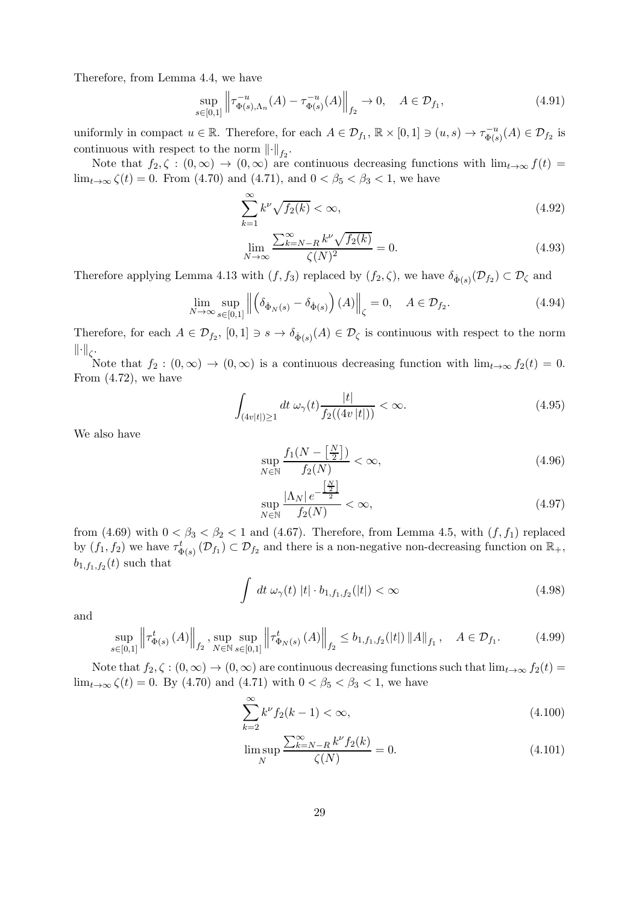Therefore, from Lemma 4.4, we have

$$\sup_{s\in[0,1]} \left\| \tau^{-u}_{\Phi(s),\Lambda_n}(A) - \tau^{-u}_{\Phi(s)}(A) \right\|_{f_2} \to 0, \quad A \in \mathcal{D}_{f_1}, \tag{4.91}$$

uniformly in compact $u \in \mathbb{R}$. Therefore, for each $A \in \mathcal{D}_{f_1}$, $\mathbb{R} \times [0,1] \ni (u,s) \to \tau^{-u}_{\Phi(s)}(A) \in \mathcal{D}_{f_2}$ is continuous with respect to the norm $\|\cdot\|_{f_2}$.

Note that $f_2, \zeta : (0,\infty) \to (0,\infty)$ are continuous decreasing functions with $\lim_{t\to\infty} f(t) = \lim_{t\to\infty} \zeta(t) = 0$. From (4.70) and (4.71), and $0 < \beta_5 < \beta_3 < 1$, we have

$$\sum_{k=1}^{\infty} k^{\nu} \sqrt{f_2(k)} < \infty, \tag{4.92}$$

$$\lim_{N\to\infty} \frac{\sum_{k=N-R}^{\infty} k^{\nu} \sqrt{f_2(k)}}{\zeta(N)^2} = 0. \tag{4.93}$$

Therefore applying Lemma 4.13 with $(f, f_3)$ replaced by $(f_2, \zeta)$, we have $\delta_{\dot{\Phi}(s)}(\mathcal{D}_{f_2}) \subset \mathcal{D}_{\zeta}$ and

$$\lim_{N\to\infty} \sup_{s\in[0,1]} \left\| \left( \delta_{\dot{\Phi}_N(s)} - \delta_{\dot{\Phi}(s)} \right)(A) \right\|_{\zeta} = 0, \quad A \in \mathcal{D}_{f_2}. \tag{4.94}$$

Therefore, for each $A \in \mathcal{D}_{f_2}$, $[0,1] \ni s \to \delta_{\dot{\Phi}(s)}(A) \in \mathcal{D}_{\zeta}$ is continuous with respect to the norm $\|\cdot\|_{\zeta}$.

Note that $f_2 : (0,\infty) \to (0,\infty)$ is a continuous decreasing function with $\lim_{t\to\infty} f_2(t) = 0$. From (4.72), we have

$$\int_{(4v|t|)\geq 1} dt\ \omega_{\gamma}(t) \frac{|t|}{f_2((4v\,|t|))} < \infty. \tag{4.95}$$

We also have

$$\sup_{N\in\mathbb{N}} \frac{f_1(N - \left[\frac{N}{2}\right])}{f_2(N)} < \infty, \tag{4.96}$$

$$\sup_{N\in\mathbb{N}} \frac{|\Lambda_N|\, e^{-\frac{\left[\frac{N}{2}\right]}{2}}}{f_2(N)} < \infty, \tag{4.97}$$

from (4.69) with $0 < \beta_3 < \beta_2 < 1$ and (4.67). Therefore, from Lemma 4.5, with $(f, f_1)$ replaced by $(f_1, f_2)$ we have $\tau^t_{\Phi(s)}(\mathcal{D}_{f_1}) \subset \mathcal{D}_{f_2}$ and there is a non-negative non-decreasing function on $\mathbb{R}_+$, $b_{1,f_1,f_2}(t)$ such that

$$\int dt\ \omega_{\gamma}(t)\ |t| \cdot b_{1,f_1,f_2}(|t|) < \infty \tag{4.98}$$

and

$$\sup_{s\in[0,1]} \left\| \tau^t_{\Phi(s)}(A) \right\|_{f_2}, \sup_{N\in\mathbb{N}} \sup_{s\in[0,1]} \left\| \tau^t_{\Phi_N(s)}(A) \right\|_{f_2} \leq b_{1,f_1,f_2}(|t|)\, \|A\|_{f_1}, \quad A \in \mathcal{D}_{f_1}. \tag{4.99}$$

Note that $f_2, \zeta : (0,\infty) \to (0,\infty)$ are continuous decreasing functions such that $\lim_{t\to\infty} f_2(t) = \lim_{t\to\infty} \zeta(t) = 0$. By (4.70) and (4.71) with $0 < \beta_5 < \beta_3 < 1$, we have

$$\sum_{k=2}^{\infty} k^{\nu} f_2(k-1) < \infty, \tag{4.100}$$

$$\limsup_{N} \frac{\sum_{k=N-R}^{\infty} k^{\nu} f_2(k)}{\zeta(N)} = 0. \tag{4.101}$$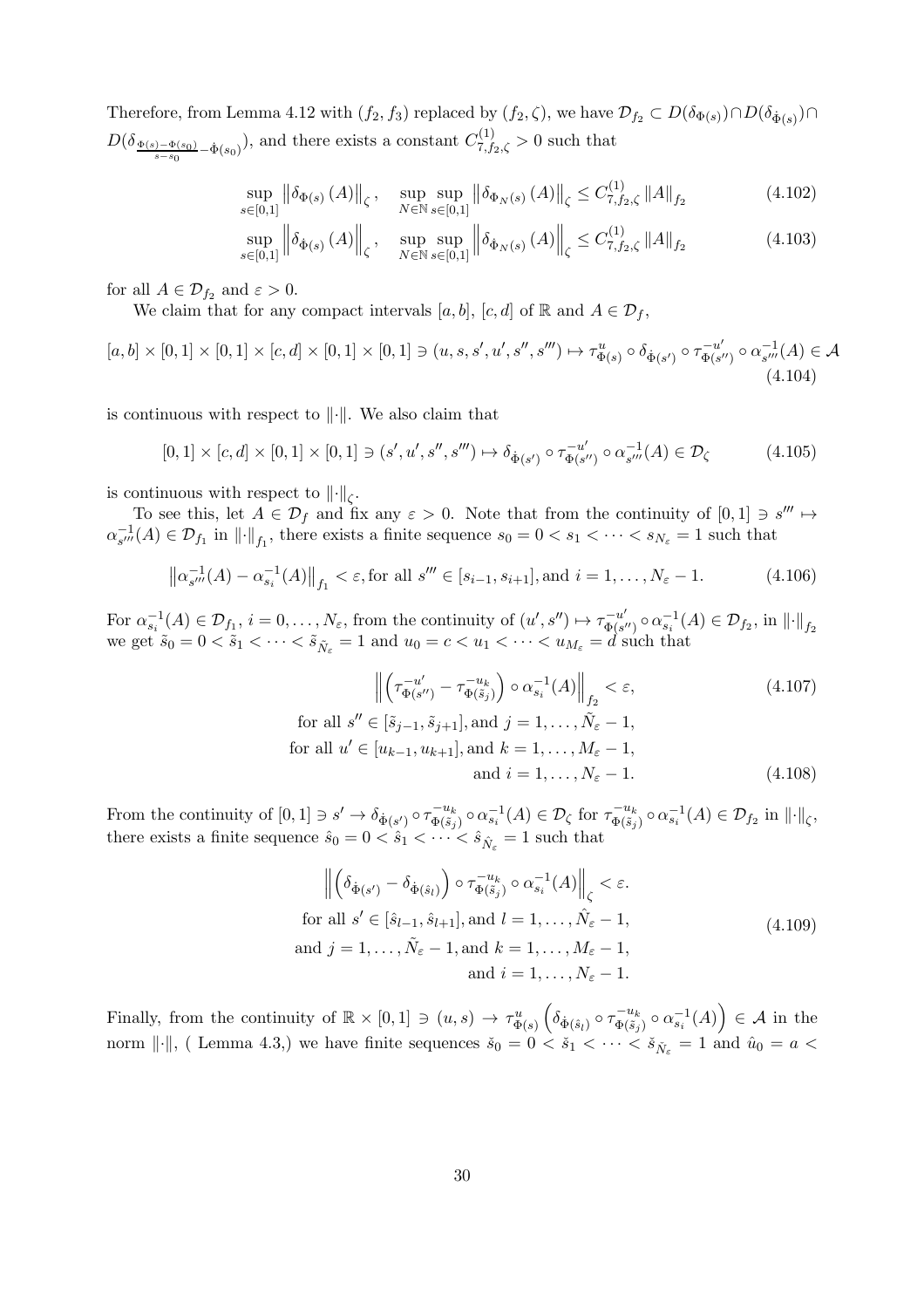Therefore, from Lemma 4.12 with $(f_2, f_3)$ replaced by $(f_2, \zeta)$, we have $\mathcal{D}_{f_2} \subset D(\delta_{\Phi(s)}) \cap D(\delta_{\dot{\Phi}(s)}) \cap D(\delta_{\frac{\Phi(s)-\Phi(s_0)}{s-s_0} - \dot{\Phi}(s_0)})$, and there exists a constant $C^{(1)}_{7,f_2,\zeta} > 0$ such that

$$\sup_{s\in[0,1]} \left\|\delta_{\Phi(s)}(A)\right\|_\zeta, \quad \sup_{N\in\mathbb{N}} \sup_{s\in[0,1]} \left\|\delta_{\Phi_N(s)}(A)\right\|_\zeta \le C^{(1)}_{7,f_2,\zeta} \|A\|_{f_2} \tag{4.102}$$

$$\sup_{s\in[0,1]} \left\|\delta_{\dot{\Phi}(s)}(A)\right\|_\zeta, \quad \sup_{N\in\mathbb{N}} \sup_{s\in[0,1]} \left\|\delta_{\dot{\Phi}_N(s)}(A)\right\|_\zeta \le C^{(1)}_{7,f_2,\zeta} \|A\|_{f_2} \tag{4.103}$$

for all $A \in \mathcal{D}_{f_2}$ and $\varepsilon > 0$.

We claim that for any compact intervals $[a,b]$, $[c,d]$ of $\mathbb{R}$ and $A \in \mathcal{D}_f$,

$$[a,b]\times[0,1]\times[0,1]\times[c,d]\times[0,1]\times[0,1] \ni (u,s,s',u',s'',s''') \mapsto \tau^u_{\Phi(s)} \circ \delta_{\dot{\Phi}(s')} \circ \tau^{-u'}_{\Phi(s'')} \circ \alpha^{-1}_{s'''}(A) \in \mathcal{A} \tag{4.104}$$

is continuous with respect to $\|\cdot\|$. We also claim that

$$[0,1]\times[c,d]\times[0,1]\times[0,1] \ni (s',u',s'',s''') \mapsto \delta_{\dot{\Phi}(s')} \circ \tau^{-u'}_{\Phi(s'')} \circ \alpha^{-1}_{s'''}(A) \in \mathcal{D}_\zeta \tag{4.105}$$

is continuous with respect to $\|\cdot\|_\zeta$.

To see this, let $A \in \mathcal{D}_f$ and fix any $\varepsilon > 0$. Note that from the continuity of $[0,1] \ni s''' \mapsto \alpha^{-1}_{s'''}(A) \in \mathcal{D}_{f_1}$ in $\|\cdot\|_{f_1}$, there exists a finite sequence $s_0 = 0 < s_1 < \cdots < s_{N_\varepsilon} = 1$ such that

$$\left\|\alpha^{-1}_{s'''}(A) - \alpha^{-1}_{s_i}(A)\right\|_{f_1} < \varepsilon, \text{for all } s''' \in [s_{i-1}, s_{i+1}], \text{and } i = 1,\ldots,N_\varepsilon - 1. \tag{4.106}$$

For $\alpha^{-1}_{s_i}(A) \in \mathcal{D}_{f_1}$, $i = 0,\ldots,N_\varepsilon$, from the continuity of $(u',s'') \mapsto \tau^{-u'}_{\Phi(s'')} \circ \alpha^{-1}_{s_i}(A) \in \mathcal{D}_{f_2}$, in $\|\cdot\|_{f_2}$ we get $\tilde{s}_0 = 0 < \tilde{s}_1 < \cdots < \tilde{s}_{\tilde{N}_\varepsilon} = 1$ and $u_0 = c < u_1 < \cdots < u_{M_\varepsilon} = d$ such that

$$\left\|\left(\tau^{-u'}_{\Phi(s'')} - \tau^{-u_k}_{\Phi(\tilde{s}_j)}\right) \circ \alpha^{-1}_{s_i}(A)\right\|_{f_2} < \varepsilon, \tag{4.107}$$

$$\begin{aligned}
&\text{for all } s'' \in [\tilde{s}_{j-1}, \tilde{s}_{j+1}], \text{and } j = 1,\ldots,\tilde{N}_\varepsilon - 1,\\
&\text{for all } u' \in [u_{k-1}, u_{k+1}], \text{and } k = 1,\ldots,M_\varepsilon - 1,\\
&\text{and } i = 1,\ldots,N_\varepsilon - 1.
\end{aligned} \tag{4.108}$$

From the continuity of $[0,1] \ni s' \to \delta_{\dot{\Phi}(s')} \circ \tau^{-u_k}_{\Phi(\tilde{s}_j)} \circ \alpha^{-1}_{s_i}(A) \in \mathcal{D}_\zeta$ for $\tau^{-u_k}_{\Phi(\tilde{s}_j)} \circ \alpha^{-1}_{s_i}(A) \in \mathcal{D}_{f_2}$ in $\|\cdot\|_\zeta$, there exists a finite sequence $\hat{s}_0 = 0 < \hat{s}_1 < \cdots < \hat{s}_{\hat{N}_\varepsilon} = 1$ such that

$$\begin{aligned}
&\left\|\left(\delta_{\dot{\Phi}(s')} - \delta_{\dot{\Phi}(\hat{s}_l)}\right) \circ \tau^{-u_k}_{\Phi(\tilde{s}_j)} \circ \alpha^{-1}_{s_i}(A)\right\|_\zeta < \varepsilon.\\
&\text{for all } s' \in [\hat{s}_{l-1}, \hat{s}_{l+1}], \text{and } l = 1,\ldots,\hat{N}_\varepsilon - 1,\\
&\text{and } j = 1,\ldots,\tilde{N}_\varepsilon - 1, \text{and } k = 1,\ldots,M_\varepsilon - 1,\\
&\text{and } i = 1,\ldots,N_\varepsilon - 1.
\end{aligned} \tag{4.109}$$

Finally, from the continuity of $\mathbb{R}\times[0,1] \ni (u,s) \to \tau^u_{\Phi(s)}\left(\delta_{\dot{\Phi}(\hat{s}_l)} \circ \tau^{-u_k}_{\Phi(\tilde{s}_j)} \circ \alpha^{-1}_{s_i}(A)\right) \in \mathcal{A}$ in the norm $\|\cdot\|$, ( Lemma 4.3,) we have finite sequences $\check{s}_0 = 0 < \check{s}_1 < \cdots < \check{s}_{\check{N}_\varepsilon} = 1$ and $\hat{u}_0 = a <$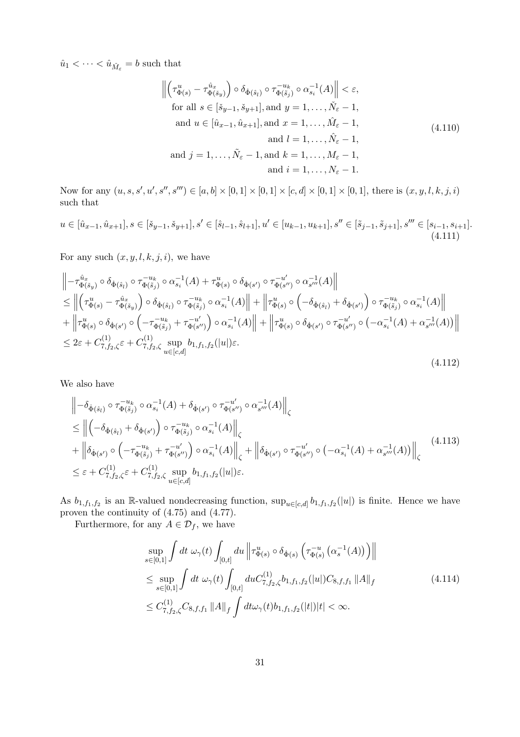$\hat{u}_1 < \cdots < \hat{u}_{\hat{M}_\varepsilon} = b$ such that

$$
\begin{aligned}
&\left\| \left( \tau^{u}_{\Phi(s)} - \tau^{\hat{u}_x}_{\Phi(\check{s}_y)} \right) \circ \delta_{\dot{\Phi}(\hat{s}_l)} \circ \tau^{-u_k}_{\Phi(\tilde{s}_j)} \circ \alpha^{-1}_{s_i}(A) \right\| < \varepsilon, \\
&\quad \text{for all } s \in [\check{s}_{y-1}, \check{s}_{y+1}], \text{and } y = 1, \ldots, \check{N}_\varepsilon - 1, \\
&\quad \text{and } u \in [\hat{u}_{x-1}, \hat{u}_{x+1}], \text{and } x = 1, \ldots, \hat{M}_\varepsilon - 1, \\
&\quad \text{and } l = 1, \ldots, \hat{N}_\varepsilon - 1, \\
&\quad \text{and } j = 1, \ldots, \tilde{N}_\varepsilon - 1, \text{and } k = 1, \ldots, M_\varepsilon - 1, \\
&\quad \text{and } i = 1, \ldots, N_\varepsilon - 1.
\end{aligned}
\tag{4.110}
$$

Now for any $(u, s, s', u', s'', s''') \in [a, b] \times [0, 1] \times [0, 1] \times [c, d] \times [0, 1] \times [0, 1]$, there is $(x, y, l, k, j, i)$ such that

$$
u \in [\hat{u}_{x-1}, \hat{u}_{x+1}], s \in [\check{s}_{y-1}, \check{s}_{y+1}], s' \in [\hat{s}_{l-1}, \hat{s}_{l+1}], u' \in [u_{k-1}, u_{k+1}], s'' \in [\tilde{s}_{j-1}, \tilde{s}_{j+1}], s''' \in [s_{i-1}, s_{i+1}].
\tag{4.111}
$$

For any such $(x, y, l, k, j, i)$, we have

$$
\begin{aligned}
&\left\| -\tau^{\hat{u}_x}_{\Phi(\check{s}_y)} \circ \delta_{\dot{\Phi}(\hat{s}_l)} \circ \tau^{-u_k}_{\Phi(\tilde{s}_j)} \circ \alpha^{-1}_{s_i}(A) + \tau^{u}_{\Phi(s)} \circ \delta_{\dot{\Phi}(s')} \circ \tau^{-u'}_{\Phi(s'')} \circ \alpha^{-1}_{s'''}(A) \right\| \\
&\leq \left\| \left( \tau^{u}_{\Phi(s)} - \tau^{\hat{u}_x}_{\Phi(\check{s}_y)} \right) \circ \delta_{\dot{\Phi}(\hat{s}_l)} \circ \tau^{-u_k}_{\Phi(\tilde{s}_j)} \circ \alpha^{-1}_{s_i}(A) \right\| + \left\| \tau^{u}_{\Phi(s)} \circ \left( -\delta_{\dot{\Phi}(\hat{s}_l)} + \delta_{\dot{\Phi}(s')} \right) \circ \tau^{-u_k}_{\Phi(\tilde{s}_j)} \circ \alpha^{-1}_{s_i}(A) \right\| \\
&+ \left\| \tau^{u}_{\Phi(s)} \circ \delta_{\dot{\Phi}(s')} \circ \left( -\tau^{-u_k}_{\Phi(\tilde{s}_j)} + \tau^{-u'}_{\Phi(s'')} \right) \circ \alpha^{-1}_{s_i}(A) \right\| + \left\| \tau^{u}_{\Phi(s)} \circ \delta_{\dot{\Phi}(s')} \circ \tau^{-u'}_{\Phi(s'')} \circ \left( -\alpha^{-1}_{s_i}(A) + \alpha^{-1}_{s'''}(A) \right) \right\| \\
&\leq 2\varepsilon + C^{(1)}_{7,f_2,\zeta} \varepsilon + C^{(1)}_{7,f_2,\zeta} \sup_{u \in [c,d]} b_{1,f_1,f_2}(|u|) \varepsilon.
\end{aligned}
\tag{4.112}
$$

We also have

$$
\begin{aligned}
&\left\| -\delta_{\dot{\Phi}(\hat{s}_l)} \circ \tau^{-u_k}_{\Phi(\tilde{s}_j)} \circ \alpha^{-1}_{s_i}(A) + \delta_{\dot{\Phi}(s')} \circ \tau^{-u'}_{\Phi(s'')} \circ \alpha^{-1}_{s'''}(A) \right\|_\zeta \\
&\leq \left\| \left( -\delta_{\dot{\Phi}(\hat{s}_l)} + \delta_{\dot{\Phi}(s')} \right) \circ \tau^{-u_k}_{\Phi(\tilde{s}_j)} \circ \alpha^{-1}_{s_i}(A) \right\|_\zeta \\
&+ \left\| \delta_{\dot{\Phi}(s')} \circ \left( -\tau^{-u_k}_{\Phi(\tilde{s}_j)} + \tau^{-u'}_{\Phi(s'')} \right) \circ \alpha^{-1}_{s_i}(A) \right\|_\zeta + \left\| \delta_{\dot{\Phi}(s')} \circ \tau^{-u'}_{\Phi(s'')} \circ \left( -\alpha^{-1}_{s_i}(A) + \alpha^{-1}_{s'''}(A) \right) \right\|_\zeta \\
&\leq \varepsilon + C^{(1)}_{7,f_2,\zeta} \varepsilon + C^{(1)}_{7,f_2,\zeta} \sup_{u \in [c,d]} b_{1,f_1,f_2}(|u|) \varepsilon.
\end{aligned}
\tag{4.113}
$$

As $b_{1,f_1,f_2}$ is an $\mathbb{R}$-valued nondecreasing function, $\sup_{u \in [c,d]} b_{1,f_1,f_2}(|u|)$ is finite. Hence we have proven the continuity of (4.75) and (4.77).

Furthermore, for any $A \in \mathcal{D}_f$, we have

$$
\begin{aligned}
&\sup_{s \in [0,1]} \int dt\ \omega_\gamma(t) \int_{[0,t]} du \left\| \tau^{u}_{\Phi(s)} \circ \delta_{\dot{\Phi}(s)} \left( \tau^{-u}_{\Phi(s)} \left( \alpha^{-1}_s(A) \right) \right) \right\| \\
&\leq \sup_{s \in [0,1]} \int dt\ \omega_\gamma(t) \int_{[0,t]} du C^{(1)}_{7,f_2,\zeta} b_{1,f_1,f_2}(|u|) C_{8,f,f_1} \left\| A \right\|_f \\
&\leq C^{(1)}_{7,f_2,\zeta} C_{8,f,f_1} \left\| A \right\|_f \int dt \omega_\gamma(t) b_{1,f_1,f_2}(|t|) |t| < \infty.
\end{aligned}
\tag{4.114}
$$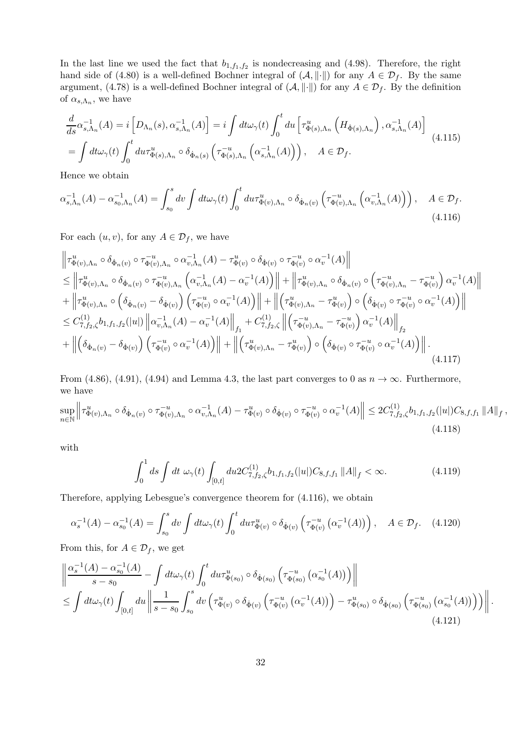In the last line we used the fact that $b_{1,f_1,f_2}$ is nondecreasing and (4.98). Therefore, the right hand side of (4.80) is a well-defined Bochner integral of $(\mathcal{A}, \|\cdot\|)$ for any $A \in \mathcal{D}_f$. By the same argument, (4.78) is a well-defined Bochner integral of $(\mathcal{A}, \|\cdot\|)$ for any $A \in \mathcal{D}_f$. By the definition of $\alpha_{s,\Lambda_n}$, we have

$$\begin{aligned}
\frac{d}{ds}\alpha^{-1}_{s,\Lambda_n}(A) &= i\left[D_{\Lambda_n}(s), \alpha^{-1}_{s,\Lambda_n}(A)\right] = i\int dt\omega_\gamma(t)\int_0^t du\left[\tau^u_{\Phi(s),\Lambda_n}\left(H_{\dot{\Phi}(s),\Lambda_n}\right), \alpha^{-1}_{s,\Lambda_n}(A)\right] \\
&= \int dt\omega_\gamma(t)\int_0^t du\tau^u_{\Phi(s),\Lambda_n}\circ\delta_{\dot{\Phi}_n(s)}\left(\tau^{-u}_{\Phi(s),\Lambda_n}\left(\alpha^{-1}_{s,\Lambda_n}(A)\right)\right), \quad A \in \mathcal{D}_f.
\end{aligned} \tag{4.115}$$

Hence we obtain

$$\alpha^{-1}_{s,\Lambda_n}(A) - \alpha^{-1}_{s_0,\Lambda_n}(A) = \int_{s_0}^s dv\int dt\omega_\gamma(t)\int_0^t du\tau^u_{\Phi(v),\Lambda_n}\circ\delta_{\dot{\Phi}_n(v)}\left(\tau^{-u}_{\Phi(v),\Lambda_n}\left(\alpha^{-1}_{v,\Lambda_n}(A)\right)\right), \quad A \in \mathcal{D}_f. \tag{4.116}$$

For each $(u,v)$, for any $A \in \mathcal{D}_f$, we have

$$\begin{aligned}
&\left\|\tau^u_{\Phi(v),\Lambda_n}\circ\delta_{\dot{\Phi}_n(v)}\circ\tau^{-u}_{\Phi(v),\Lambda_n}\circ\alpha^{-1}_{v,\Lambda_n}(A) - \tau^u_{\Phi(v)}\circ\delta_{\dot{\Phi}(v)}\circ\tau^{-u}_{\Phi(v)}\circ\alpha^{-1}_v(A)\right\| \\
&\le \left\|\tau^u_{\Phi(v),\Lambda_n}\circ\delta_{\dot{\Phi}_n(v)}\circ\tau^{-u}_{\Phi(v),\Lambda_n}\left(\alpha^{-1}_{v,\Lambda_n}(A) - \alpha^{-1}_v(A)\right)\right\| + \left\|\tau^u_{\Phi(v),\Lambda_n}\circ\delta_{\dot{\Phi}_n(v)}\circ\left(\tau^{-u}_{\Phi(v),\Lambda_n} - \tau^{-u}_{\Phi(v)}\right)\alpha^{-1}_v(A)\right\| \\
&+ \left\|\tau^u_{\Phi(v),\Lambda_n}\circ\left(\delta_{\dot{\Phi}_n(v)} - \delta_{\dot{\Phi}(v)}\right)\left(\tau^{-u}_{\Phi(v)}\circ\alpha^{-1}_v(A)\right)\right\| + \left\|\left(\tau^u_{\Phi(v),\Lambda_n} - \tau^u_{\Phi(v)}\right)\circ\left(\delta_{\dot{\Phi}(v)}\circ\tau^{-u}_{\Phi(v)}\circ\alpha^{-1}_v(A)\right)\right\| \\
&\le C^{(1)}_{7,f_2,\zeta}b_{1,f_1,f_2}(|u|)\left\|\alpha^{-1}_{v,\Lambda_n}(A) - \alpha^{-1}_v(A)\right\|_{f_1} + C^{(1)}_{7,f_2,\zeta}\left\|\left(\tau^{-u}_{\Phi(v),\Lambda_n} - \tau^{-u}_{\Phi(v)}\right)\alpha^{-1}_v(A)\right\|_{f_2} \\
&+ \left\|\left(\delta_{\dot{\Phi}_n(v)} - \delta_{\dot{\Phi}(v)}\right)\left(\tau^{-u}_{\Phi(v)}\circ\alpha^{-1}_v(A)\right)\right\| + \left\|\left(\tau^u_{\Phi(v),\Lambda_n} - \tau^u_{\Phi(v)}\right)\circ\left(\delta_{\dot{\Phi}(v)}\circ\tau^{-u}_{\Phi(v)}\circ\alpha^{-1}_v(A)\right)\right\|.
\end{aligned} \tag{4.117}$$

From (4.86), (4.91), (4.94) and Lemma 4.3, the last part converges to 0 as $n \to \infty$. Furthermore, we have

$$\sup_{n\in\mathbb{N}}\left\|\tau^u_{\Phi(v),\Lambda_n}\circ\delta_{\dot{\Phi}_n(v)}\circ\tau^{-u}_{\Phi(v),\Lambda_n}\circ\alpha^{-1}_{v,\Lambda_n}(A) - \tau^u_{\Phi(v)}\circ\delta_{\dot{\Phi}(v)}\circ\tau^{-u}_{\Phi(v)}\circ\alpha^{-1}_v(A)\right\| \le 2C^{(1)}_{7,f_2,\zeta}b_{1,f_1,f_2}(|u|)C_{8,f,f_1}\|A\|_f, \tag{4.118}$$

with

$$\int_0^1 ds\int dt\ \omega_\gamma(t)\int_{[0,t]} du 2C^{(1)}_{7,f_2,\zeta}b_{1,f_1,f_2}(|u|)C_{8,f,f_1}\|A\|_f < \infty. \tag{4.119}$$

Therefore, applying Lebesgue's convergence theorem for (4.116), we obtain

$$\alpha^{-1}_s(A) - \alpha^{-1}_{s_0}(A) = \int_{s_0}^s dv\int dt\omega_\gamma(t)\int_0^t du\tau^u_{\Phi(v)}\circ\delta_{\dot{\Phi}(v)}\left(\tau^{-u}_{\Phi(v)}\left(\alpha^{-1}_v(A)\right)\right), \quad A \in \mathcal{D}_f. \tag{4.120}$$

From this, for $A \in \mathcal{D}_f$, we get

$$\begin{aligned}
&\left\|\frac{\alpha^{-1}_s(A) - \alpha^{-1}_{s_0}(A)}{s - s_0} - \int dt\omega_\gamma(t)\int_0^t du\tau^u_{\Phi(s_0)}\circ\delta_{\dot{\Phi}(s_0)}\left(\tau^{-u}_{\Phi(s_0)}\left(\alpha^{-1}_{s_0}(A)\right)\right)\right\| \\
&\le \int dt\omega_\gamma(t)\int_{[0,t]} du\left\|\frac{1}{s - s_0}\int_{s_0}^s dv\left(\tau^u_{\Phi(v)}\circ\delta_{\dot{\Phi}(v)}\left(\tau^{-u}_{\Phi(v)}\left(\alpha^{-1}_v(A)\right)\right) - \tau^u_{\Phi(s_0)}\circ\delta_{\dot{\Phi}(s_0)}\left(\tau^{-u}_{\Phi(s_0)}\left(\alpha^{-1}_{s_0}(A)\right)\right)\right)\right\|.
\end{aligned} \tag{4.121}$$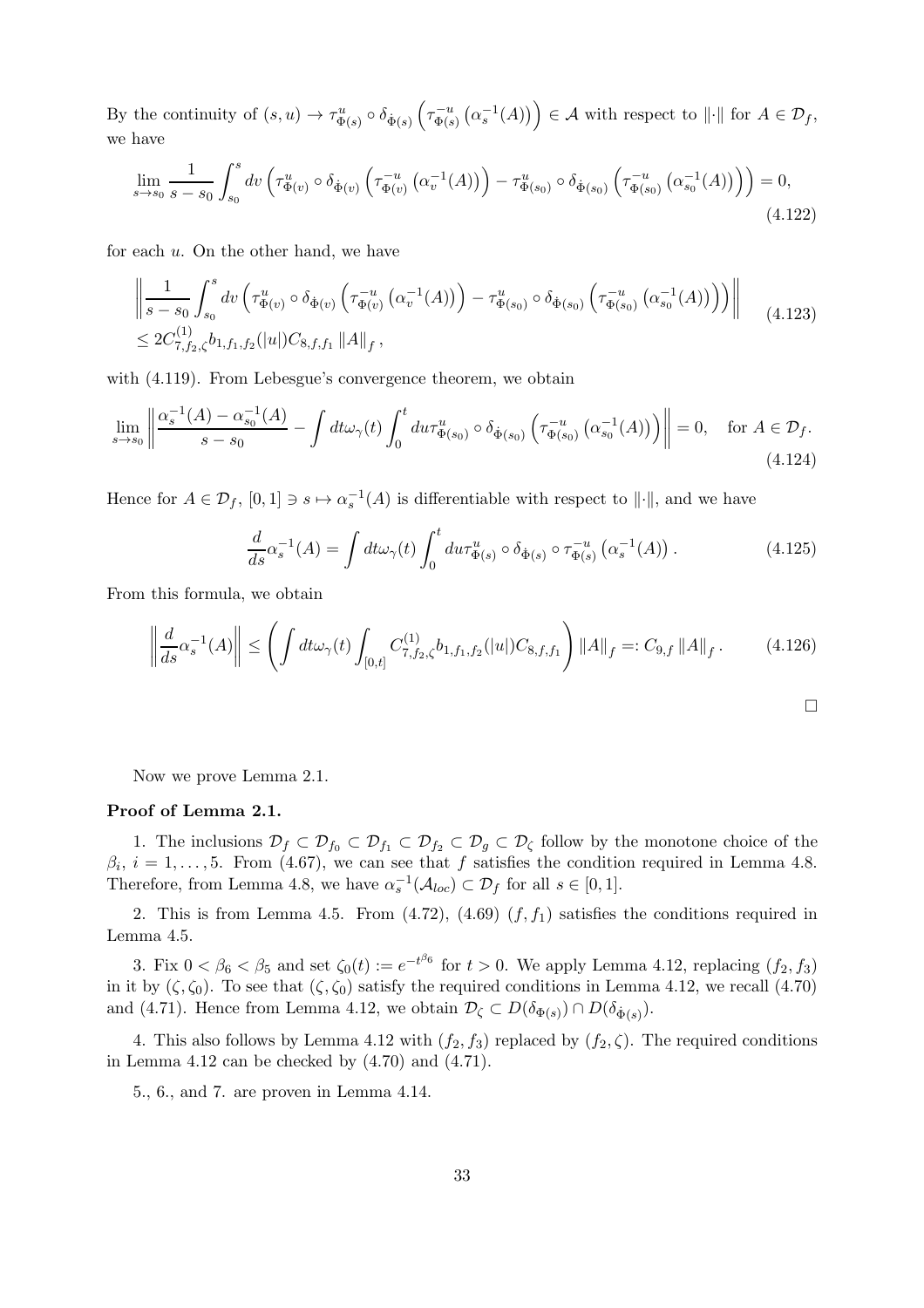By the continuity of $(s,u) \to \tau^{u}_{\Phi(s)} \circ \delta_{\dot{\Phi}(s)} \left( \tau^{-u}_{\Phi(s)} \left( \alpha_s^{-1}(A) \right) \right) \in \mathcal{A}$ with respect to $\|\cdot\|$ for $A \in \mathcal{D}_f$, we have

$$\lim_{s \to s_0} \frac{1}{s - s_0} \int_{s_0}^{s} dv \left( \tau^{u}_{\Phi(v)} \circ \delta_{\dot{\Phi}(v)} \left( \tau^{-u}_{\Phi(v)} \left( \alpha_v^{-1}(A) \right) \right) - \tau^{u}_{\Phi(s_0)} \circ \delta_{\dot{\Phi}(s_0)} \left( \tau^{-u}_{\Phi(s_0)} \left( \alpha_{s_0}^{-1}(A) \right) \right) \right) = 0, \tag{4.122}$$

for each $u$. On the other hand, we have

$$\begin{aligned} &\left\| \frac{1}{s - s_0} \int_{s_0}^{s} dv \left( \tau^{u}_{\Phi(v)} \circ \delta_{\dot{\Phi}(v)} \left( \tau^{-u}_{\Phi(v)} \left( \alpha_v^{-1}(A) \right) \right) - \tau^{u}_{\Phi(s_0)} \circ \delta_{\dot{\Phi}(s_0)} \left( \tau^{-u}_{\Phi(s_0)} \left( \alpha_{s_0}^{-1}(A) \right) \right) \right) \right\| \\ &\leq 2C^{(1)}_{7,f_2,\zeta} b_{1,f_1,f_2}(|u|) C_{8,f,f_1} \|A\|_f , \end{aligned} \tag{4.123}$$

with (4.119). From Lebesgue's convergence theorem, we obtain

$$\lim_{s \to s_0} \left\| \frac{\alpha_s^{-1}(A) - \alpha_{s_0}^{-1}(A)}{s - s_0} - \int dt \omega_\gamma(t) \int_0^t du \tau^{u}_{\Phi(s_0)} \circ \delta_{\dot{\Phi}(s_0)} \left( \tau^{-u}_{\Phi(s_0)} \left( \alpha_{s_0}^{-1}(A) \right) \right) \right\| = 0, \quad \text{for } A \in \mathcal{D}_f. \tag{4.124}$$

Hence for $A \in \mathcal{D}_f$, $[0,1] \ni s \mapsto \alpha_s^{-1}(A)$ is differentiable with respect to $\|\cdot\|$, and we have

$$\frac{d}{ds} \alpha_s^{-1}(A) = \int dt \omega_\gamma(t) \int_0^t du \tau^{u}_{\Phi(s)} \circ \delta_{\dot{\Phi}(s)} \circ \tau^{-u}_{\Phi(s)} \left( \alpha_s^{-1}(A) \right). \tag{4.125}$$

From this formula, we obtain

$$\left\| \frac{d}{ds} \alpha_s^{-1}(A) \right\| \leq \left( \int dt \omega_\gamma(t) \int_{[0,t]} C^{(1)}_{7,f_2,\zeta} b_{1,f_1,f_2}(|u|) C_{8,f,f_1} \right) \|A\|_f =: C_{9,f} \|A\|_f . \tag{4.126}$$

□

Now we prove Lemma 2.1.

**Proof of Lemma 2.1.**

1. The inclusions $\mathcal{D}_f \subset \mathcal{D}_{f_0} \subset \mathcal{D}_{f_1} \subset \mathcal{D}_{f_2} \subset \mathcal{D}_g \subset \mathcal{D}_\zeta$ follow by the monotone choice of the $\beta_i$, $i = 1, \ldots, 5$. From (4.67), we can see that $f$ satisfies the condition required in Lemma 4.8. Therefore, from Lemma 4.8, we have $\alpha_s^{-1}(\mathcal{A}_{loc}) \subset \mathcal{D}_f$ for all $s \in [0,1]$.

2. This is from Lemma 4.5. From (4.72), (4.69) $(f, f_1)$ satisfies the conditions required in Lemma 4.5.

3. Fix $0 < \beta_6 < \beta_5$ and set $\zeta_0(t) := e^{-t^{\beta_6}}$ for $t > 0$. We apply Lemma 4.12, replacing $(f_2, f_3)$ in it by $(\zeta, \zeta_0)$. To see that $(\zeta, \zeta_0)$ satisfy the required conditions in Lemma 4.12, we recall (4.70) and (4.71). Hence from Lemma 4.12, we obtain $\mathcal{D}_\zeta \subset D(\delta_{\Phi(s)}) \cap D(\delta_{\dot{\Phi}(s)})$.

4. This also follows by Lemma 4.12 with $(f_2, f_3)$ replaced by $(f_2, \zeta)$. The required conditions in Lemma 4.12 can be checked by (4.70) and (4.71).

5., 6., and 7. are proven in Lemma 4.14.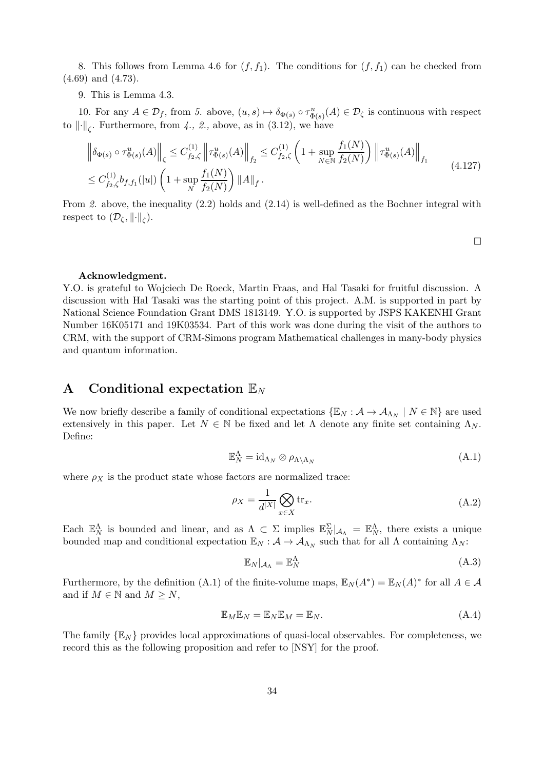8. This follows from Lemma 4.6 for $(f, f_1)$. The conditions for $(f, f_1)$ can be checked from (4.69) and (4.73).

9. This is Lemma 4.3.

10. For any $A \in \mathcal{D}_f$, from *5.* above, $(u,s) \mapsto \delta_{\Phi(s)} \circ \tau^u_{\Phi(s)}(A) \in \mathcal{D}_\zeta$ is continuous with respect to $\|\cdot\|_\zeta$. Furthermore, from *4., 2.,* above, as in (3.12), we have

$$
\begin{aligned}
&\left\| \delta_{\Phi(s)} \circ \tau^u_{\Phi(s)}(A) \right\|_\zeta \leq C^{(1)}_{f_2,\zeta} \left\| \tau^u_{\Phi(s)}(A) \right\|_{f_2} \leq C^{(1)}_{f_2,\zeta} \left( 1 + \sup_{N \in \mathbb{N}} \frac{f_1(N)}{f_2(N)} \right) \left\| \tau^u_{\Phi(s)}(A) \right\|_{f_1} \\
&\leq C^{(1)}_{f_2,\zeta} b_{f,f_1}(|u|) \left( 1 + \sup_N \frac{f_1(N)}{f_2(N)} \right) \|A\|_f .
\end{aligned}
\tag{4.127}
$$

From *2.* above, the inequality (2.2) holds and (2.14) is well-defined as the Bochner integral with respect to $(\mathcal{D}_\zeta, \|\cdot\|_\zeta)$.

□

**Acknowledgment.**
Y.O. is grateful to Wojciech De Roeck, Martin Fraas, and Hal Tasaki for fruitful discussion. A discussion with Hal Tasaki was the starting point of this project. A.M. is supported in part by National Science Foundation Grant DMS 1813149. Y.O. is supported by JSPS KAKENHI Grant Number 16K05171 and 19K03534. Part of this work was done during the visit of the authors to CRM, with the support of CRM-Simons program Mathematical challenges in many-body physics and quantum information.

# A Conditional expectation $\mathbb{E}_N$

We now briefly describe a family of conditional expectations $\{\mathbb{E}_N : \mathcal{A} \to \mathcal{A}_{\Lambda_N} \mid N \in \mathbb{N}\}$ are used extensively in this paper. Let $N \in \mathbb{N}$ be fixed and let $\Lambda$ denote any finite set containing $\Lambda_N$. Define:

$$
\mathbb{E}^\Lambda_N = \mathrm{id}_{\Lambda_N} \otimes \rho_{\Lambda \setminus \Lambda_N} \tag{A.1}
$$

where $\rho_X$ is the product state whose factors are normalized trace:

$$
\rho_X = \frac{1}{d^{|X|}} \bigotimes_{x \in X} \mathrm{tr}_x. \tag{A.2}
$$

Each $\mathbb{E}^\Lambda_N$ is bounded and linear, and as $\Lambda \subset \Sigma$ implies $\mathbb{E}^\Sigma_N|_{\mathcal{A}_\Lambda} = \mathbb{E}^\Lambda_N$, there exists a unique bounded map and conditional expectation $\mathbb{E}_N : \mathcal{A} \to \mathcal{A}_{\Lambda_N}$ such that for all $\Lambda$ containing $\Lambda_N$:

$$
\mathbb{E}_N|_{\mathcal{A}_\Lambda} = \mathbb{E}^\Lambda_N \tag{A.3}
$$

Furthermore, by the definition (A.1) of the finite-volume maps, $\mathbb{E}_N(A^*) = \mathbb{E}_N(A)^*$ for all $A \in \mathcal{A}$ and if $M \in \mathbb{N}$ and $M \geq N$,

$$
\mathbb{E}_M \mathbb{E}_N = \mathbb{E}_N \mathbb{E}_M = \mathbb{E}_N. \tag{A.4}
$$

The family $\{\mathbb{E}_N\}$ provides local approximations of quasi-local observables. For completeness, we record this as the following proposition and refer to [NSY] for the proof.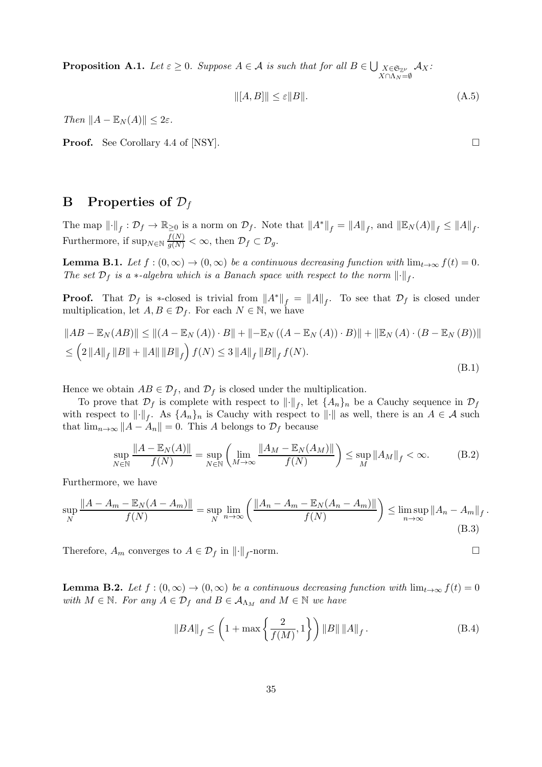**Proposition A.1.** *Let $\varepsilon \geq 0$. Suppose $A \in \mathcal{A}$ is such that for all $B \in \bigcup_{\substack{X \in \mathfrak{S}_{\mathbb{Z}^\nu} \\ X \cap \Lambda_N = \emptyset}} \mathcal{A}_X$:*

$$\|[A, B]\| \leq \varepsilon \|B\|. \tag{A.5}$$

*Then $\|A - \mathbb{E}_N(A)\| \leq 2\varepsilon$.*

**Proof.** See Corollary 4.4 of [NSY]. □

# B Properties of $\mathcal{D}_f$

The map $\|\cdot\|_f : \mathcal{D}_f \to \mathbb{R}_{\geq 0}$ is a norm on $\mathcal{D}_f$. Note that $\|A^*\|_f = \|A\|_f$, and $\|\mathbb{E}_N(A)\|_f \leq \|A\|_f$. Furthermore, if $\sup_{N \in \mathbb{N}} \frac{f(N)}{g(N)} < \infty$, then $\mathcal{D}_f \subset \mathcal{D}_g$.

**Lemma B.1.** *Let $f : (0, \infty) \to (0, \infty)$ be a continuous decreasing function with $\lim_{t \to \infty} f(t) = 0$. The set $\mathcal{D}_f$ is a $*$-algebra which is a Banach space with respect to the norm $\|\cdot\|_f$.*

**Proof.** That $\mathcal{D}_f$ is $*$-closed is trivial from $\|A^*\|_f = \|A\|_f$. To see that $\mathcal{D}_f$ is closed under multiplication, let $A, B \in \mathcal{D}_f$. For each $N \in \mathbb{N}$, we have

$$\begin{aligned}
&\|AB - \mathbb{E}_N(AB)\| \leq \|(A - \mathbb{E}_N(A)) \cdot B\| + \|-\mathbb{E}_N((A - \mathbb{E}_N(A)) \cdot B)\| + \|\mathbb{E}_N(A) \cdot (B - \mathbb{E}_N(B))\| \\
&\leq \left(2\|A\|_f \|B\| + \|A\| \|B\|_f\right) f(N) \leq 3 \|A\|_f \|B\|_f f(N).
\end{aligned} \tag{B.1}$$

Hence we obtain $AB \in \mathcal{D}_f$, and $\mathcal{D}_f$ is closed under the multiplication.

To prove that $\mathcal{D}_f$ is complete with respect to $\|\cdot\|_f$, let $\{A_n\}_n$ be a Cauchy sequence in $\mathcal{D}_f$ with respect to $\|\cdot\|_f$. As $\{A_n\}_n$ is Cauchy with respect to $\|\cdot\|$ as well, there is an $A \in \mathcal{A}$ such that $\lim_{n \to \infty} \|A - A_n\| = 0$. This $A$ belongs to $\mathcal{D}_f$ because

$$\sup_{N \in \mathbb{N}} \frac{\|A - \mathbb{E}_N(A)\|}{f(N)} = \sup_{N \in \mathbb{N}} \left( \lim_{M \to \infty} \frac{\|A_M - \mathbb{E}_N(A_M)\|}{f(N)} \right) \leq \sup_M \|A_M\|_f < \infty. \tag{B.2}$$

Furthermore, we have

$$\sup_N \frac{\|A - A_m - \mathbb{E}_N(A - A_m)\|}{f(N)} = \sup_N \lim_{n \to \infty} \left( \frac{\|A_n - A_m - \mathbb{E}_N(A_n - A_m)\|}{f(N)} \right) \leq \limsup_{n \to \infty} \|A_n - A_m\|_f. \tag{B.3}$$

Therefore, $A_m$ converges to $A \in \mathcal{D}_f$ in $\|\cdot\|_f$-norm. □

**Lemma B.2.** *Let $f : (0, \infty) \to (0, \infty)$ be a continuous decreasing function with $\lim_{t \to \infty} f(t) = 0$ with $M \in \mathbb{N}$. For any $A \in \mathcal{D}_f$ and $B \in \mathcal{A}_{\Lambda_M}$ and $M \in \mathbb{N}$ we have*

$$\|BA\|_f \leq \left(1 + \max\left\{\frac{2}{f(M)}, 1\right\}\right) \|B\| \|A\|_f. \tag{B.4}$$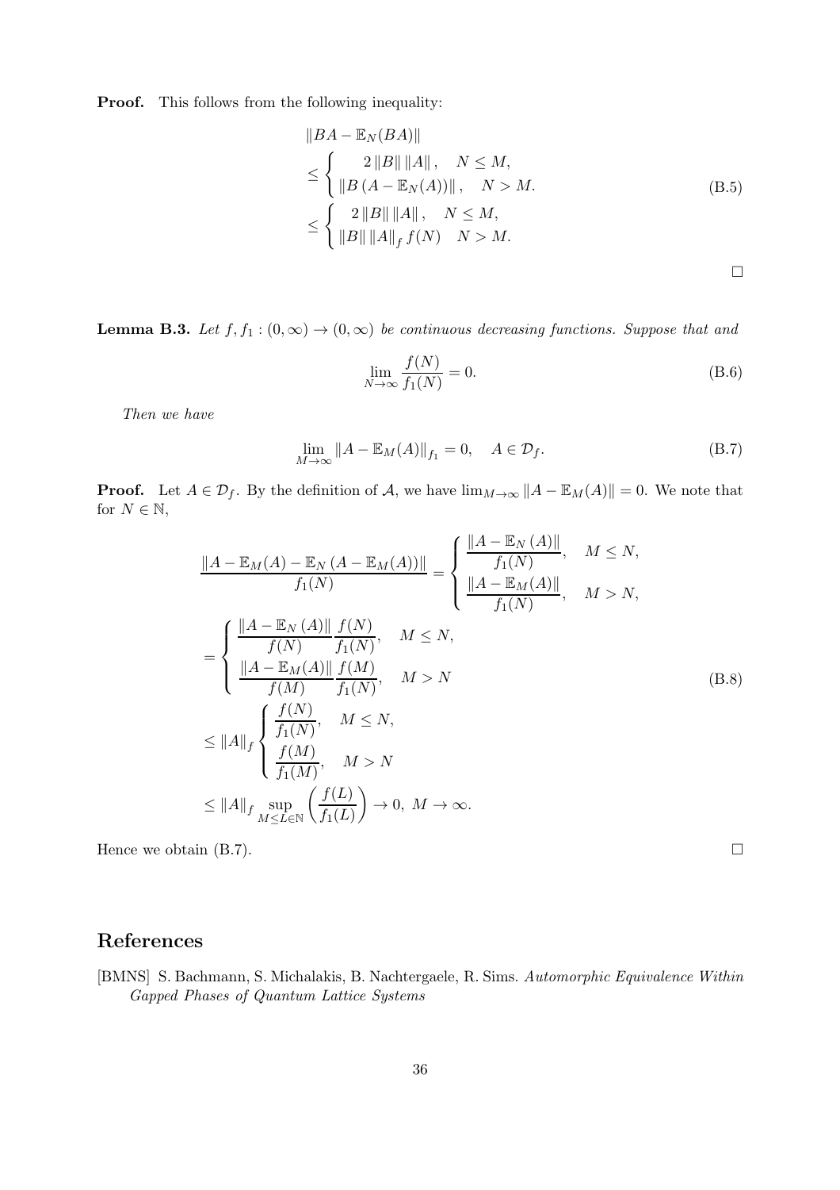**Proof.** This follows from the following inequality:

$$
\begin{aligned}
&\|BA - \mathbb{E}_N(BA)\| \\
&\leq \begin{cases} 2\|B\|\|A\|, & N \leq M, \\ \|B(A - \mathbb{E}_N(A))\|, & N > M. \end{cases} \\
&\leq \begin{cases} 2\|B\|\|A\|, & N \leq M, \\ \|B\|\|A\|_f f(N) & N > M. \end{cases}
\end{aligned}
\tag{B.5}
$$

□

**Lemma B.3.** *Let $f, f_1 : (0, \infty) \to (0, \infty)$ be continuous decreasing functions. Suppose that and*

$$
\lim_{N\to\infty} \frac{f(N)}{f_1(N)} = 0.
\tag{B.6}
$$

*Then we have*

$$
\lim_{M\to\infty} \|A - \mathbb{E}_M(A)\|_{f_1} = 0, \quad A \in \mathcal{D}_f.
\tag{B.7}
$$

**Proof.** Let $A \in \mathcal{D}_f$. By the definition of $\mathcal{A}$, we have $\lim_{M\to\infty} \|A - \mathbb{E}_M(A)\| = 0$. We note that for $N \in \mathbb{N}$,

$$
\begin{aligned}
&\frac{\|A - \mathbb{E}_M(A) - \mathbb{E}_N(A - \mathbb{E}_M(A))\|}{f_1(N)} = \begin{cases} \dfrac{\|A - \mathbb{E}_N(A)\|}{f_1(N)}, & M \leq N, \\ \dfrac{\|A - \mathbb{E}_M(A)\|}{f_1(N)}, & M > N, \end{cases} \\
&= \begin{cases} \dfrac{\|A - \mathbb{E}_N(A)\|}{f(N)} \dfrac{f(N)}{f_1(N)}, & M \leq N, \\ \dfrac{\|A - \mathbb{E}_M(A)\|}{f(M)} \dfrac{f(M)}{f_1(N)}, & M > N \end{cases} \\
&\leq \|A\|_f \begin{cases} \dfrac{f(N)}{f_1(N)}, & M \leq N, \\ \dfrac{f(M)}{f_1(M)}, & M > N \end{cases} \\
&\leq \|A\|_f \sup_{M\leq L\in\mathbb{N}} \left(\frac{f(L)}{f_1(L)}\right) \to 0, \ M \to \infty.
\end{aligned}
\tag{B.8}
$$

Hence we obtain (B.7). □

# References

[BMNS] S. Bachmann, S. Michalakis, B. Nachtergaele, R. Sims. *Automorphic Equivalence Within Gapped Phases of Quantum Lattice Systems*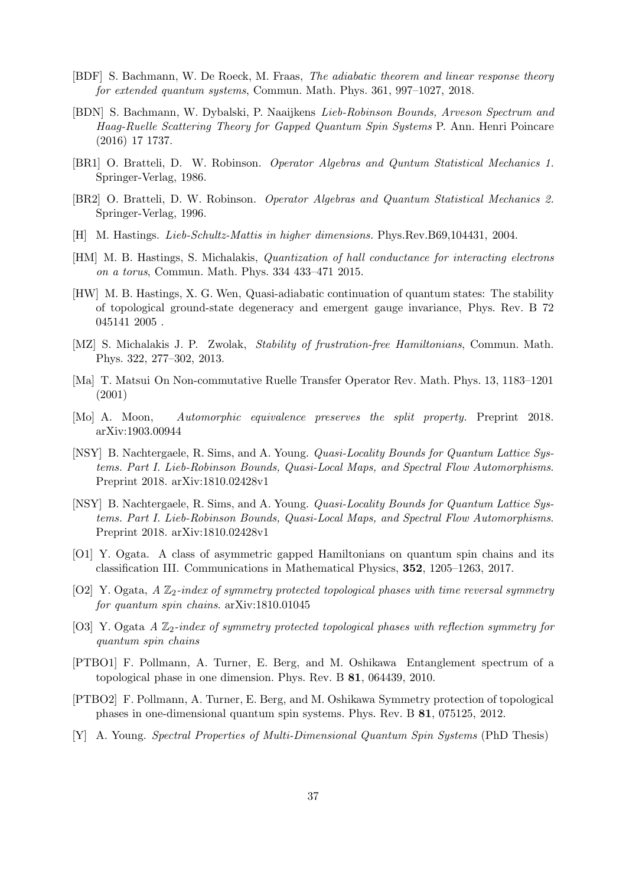[BDF] S. Bachmann, W. De Roeck, M. Fraas, *The adiabatic theorem and linear response theory for extended quantum systems*, Commun. Math. Phys. 361, 997–1027, 2018.

[BDN] S. Bachmann, W. Dybalski, P. Naaijkens *Lieb-Robinson Bounds, Arveson Spectrum and Haag-Ruelle Scattering Theory for Gapped Quantum Spin Systems* P. Ann. Henri Poincare (2016) 17 1737.

[BR1] O. Bratteli, D. W. Robinson. *Operator Algebras and Quntum Statistical Mechanics 1.* Springer-Verlag, 1986.

[BR2] O. Bratteli, D. W. Robinson. *Operator Algebras and Quantum Statistical Mechanics 2.* Springer-Verlag, 1996.

[H] M. Hastings. *Lieb-Schultz-Mattis in higher dimensions.* Phys.Rev.B69,104431, 2004.

[HM] M. B. Hastings, S. Michalakis, *Quantization of hall conductance for interacting electrons on a torus*, Commun. Math. Phys. 334 433–471 2015.

[HW] M. B. Hastings, X. G. Wen, Quasi-adiabatic continuation of quantum states: The stability of topological ground-state degeneracy and emergent gauge invariance, Phys. Rev. B 72 045141 2005 .

[MZ] S. Michalakis J. P. Zwolak, *Stability of frustration-free Hamiltonians*, Commun. Math. Phys. 322, 277–302, 2013.

[Ma] T. Matsui On Non-commutative Ruelle Transfer Operator Rev. Math. Phys. 13, 1183–1201 (2001)

[Mo] A. Moon, *Automorphic equivalence preserves the split property.* Preprint 2018. arXiv:1903.00944

[NSY] B. Nachtergaele, R. Sims, and A. Young. *Quasi-Locality Bounds for Quantum Lattice Systems. Part I. Lieb-Robinson Bounds, Quasi-Local Maps, and Spectral Flow Automorphisms*. Preprint 2018. arXiv:1810.02428v1

[NSY] B. Nachtergaele, R. Sims, and A. Young. *Quasi-Locality Bounds for Quantum Lattice Systems. Part I. Lieb-Robinson Bounds, Quasi-Local Maps, and Spectral Flow Automorphisms*. Preprint 2018. arXiv:1810.02428v1

[O1] Y. Ogata. A class of asymmetric gapped Hamiltonians on quantum spin chains and its classification III. Communications in Mathematical Physics, **352**, 1205–1263, 2017.

[O2] Y. Ogata, *A $\mathbb{Z}_2$-index of symmetry protected topological phases with time reversal symmetry for quantum spin chains*. arXiv:1810.01045

[O3] Y. Ogata *A $\mathbb{Z}_2$-index of symmetry protected topological phases with reflection symmetry for quantum spin chains*

[PTBO1] F. Pollmann, A. Turner, E. Berg, and M. Oshikawa Entanglement spectrum of a topological phase in one dimension. Phys. Rev. B **81**, 064439, 2010.

[PTBO2] F. Pollmann, A. Turner, E. Berg, and M. Oshikawa Symmetry protection of topological phases in one-dimensional quantum spin systems. Phys. Rev. B **81**, 075125, 2012.

[Y] A. Young. *Spectral Properties of Multi-Dimensional Quantum Spin Systems* (PhD Thesis)